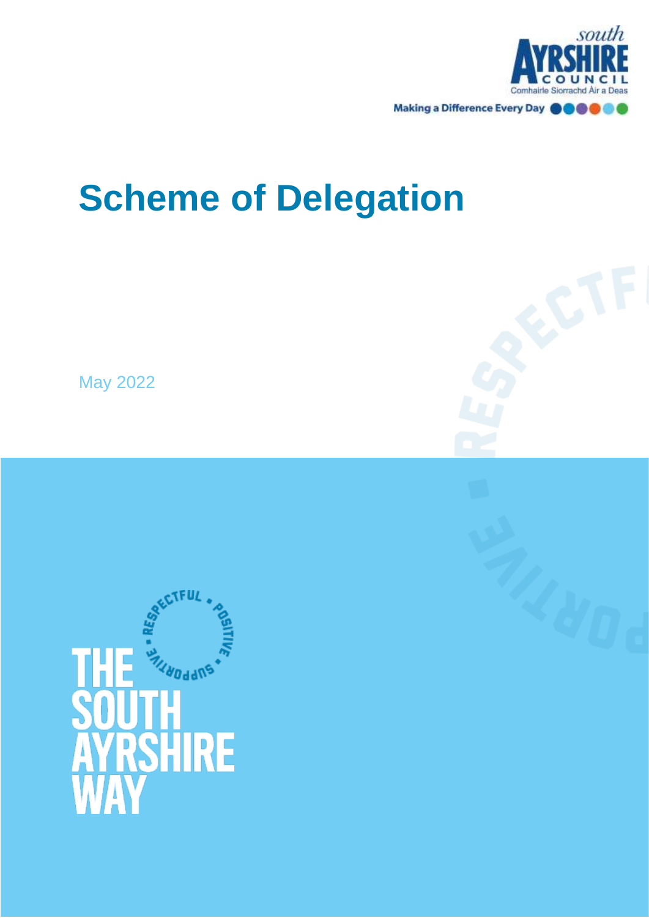south
AYRSHIRE
COUNCIL
Comhairle Siorrachd Àir a Deas

Making a Difference Every Day

# Scheme of Delegation

May 2022

RESPECTFUL • POSITIVE • SUPPORTIVE •

THE SOUTH AYRSHIRE WAY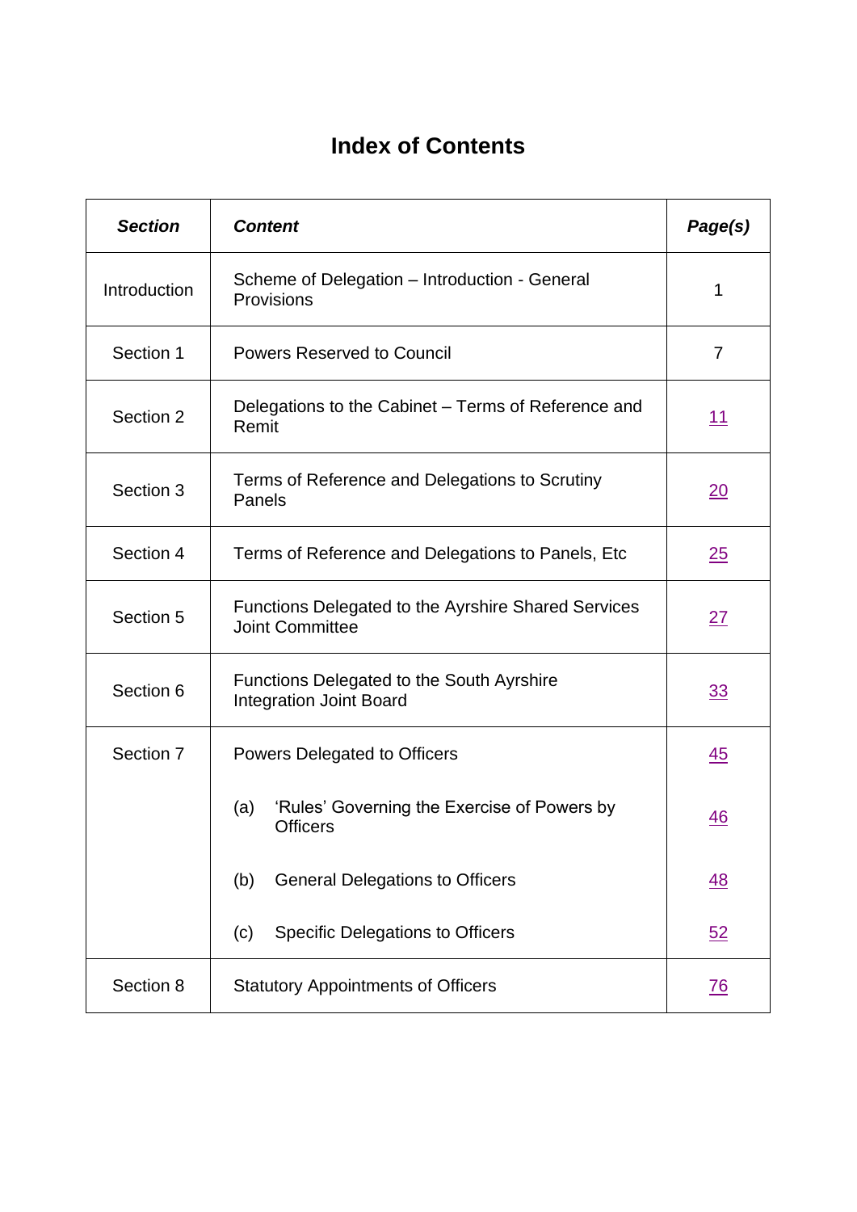# Index of Contents

| ***Section*** | ***Content*** | ***Page(s)*** |
|---|---|---|
| Introduction | Scheme of Delegation – Introduction - General Provisions | 1 |
| Section 1 | Powers Reserved to Council | 7 |
| Section 2 | Delegations to the Cabinet – Terms of Reference and Remit | 11 |
| Section 3 | Terms of Reference and Delegations to Scrutiny Panels | 20 |
| Section 4 | Terms of Reference and Delegations to Panels, Etc | 25 |
| Section 5 | Functions Delegated to the Ayrshire Shared Services Joint Committee | 27 |
| Section 6 | Functions Delegated to the South Ayrshire Integration Joint Board | 33 |
| Section 7 | Powers Delegated to Officers | 45 |
| | (a) 'Rules' Governing the Exercise of Powers by Officers | 46 |
| | (b) General Delegations to Officers | 48 |
| | (c) Specific Delegations to Officers | 52 |
| Section 8 | Statutory Appointments of Officers | 76 |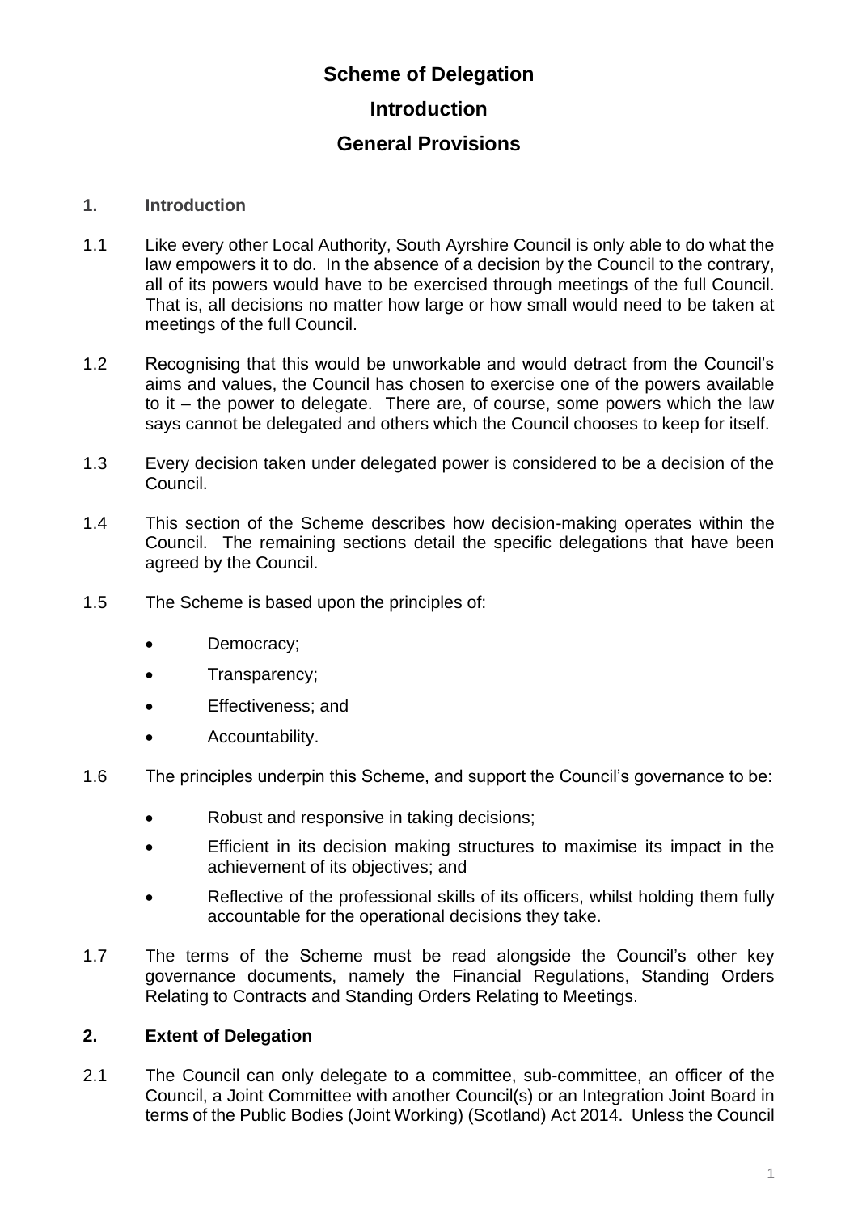# Scheme of Delegation

## Introduction

## General Provisions

### 1. Introduction

1.1 Like every other Local Authority, South Ayrshire Council is only able to do what the law empowers it to do. In the absence of a decision by the Council to the contrary, all of its powers would have to be exercised through meetings of the full Council. That is, all decisions no matter how large or how small would need to be taken at meetings of the full Council.

1.2 Recognising that this would be unworkable and would detract from the Council's aims and values, the Council has chosen to exercise one of the powers available to it – the power to delegate. There are, of course, some powers which the law says cannot be delegated and others which the Council chooses to keep for itself.

1.3 Every decision taken under delegated power is considered to be a decision of the Council.

1.4 This section of the Scheme describes how decision-making operates within the Council. The remaining sections detail the specific delegations that have been agreed by the Council.

1.5 The Scheme is based upon the principles of:

- Democracy;
- Transparency;
- Effectiveness; and
- Accountability.

1.6 The principles underpin this Scheme, and support the Council's governance to be:

- Robust and responsive in taking decisions;
- Efficient in its decision making structures to maximise its impact in the achievement of its objectives; and
- Reflective of the professional skills of its officers, whilst holding them fully accountable for the operational decisions they take.

1.7 The terms of the Scheme must be read alongside the Council's other key governance documents, namely the Financial Regulations, Standing Orders Relating to Contracts and Standing Orders Relating to Meetings.

### 2. Extent of Delegation

2.1 The Council can only delegate to a committee, sub-committee, an officer of the Council, a Joint Committee with another Council(s) or an Integration Joint Board in terms of the Public Bodies (Joint Working) (Scotland) Act 2014. Unless the Council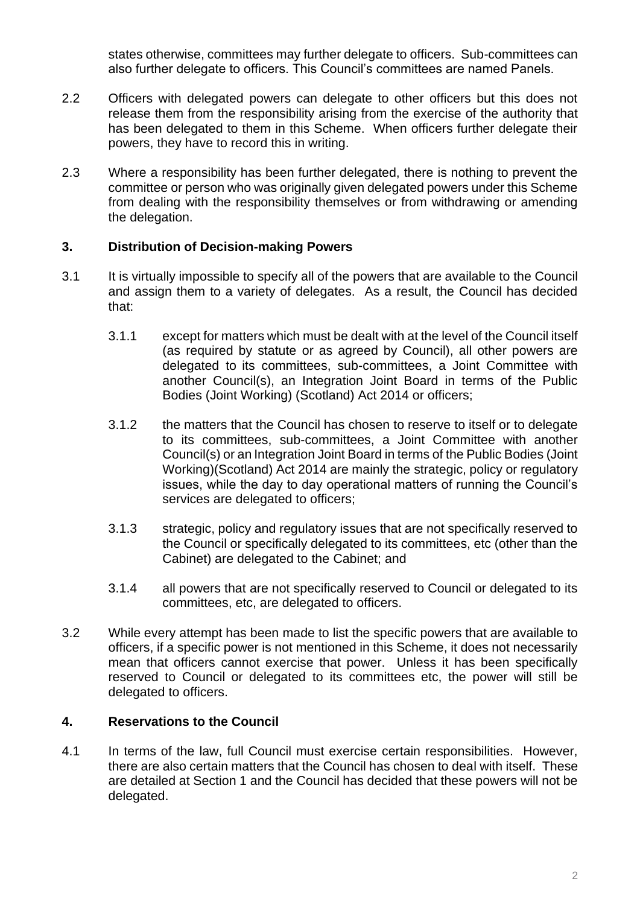states otherwise, committees may further delegate to officers. Sub-committees can also further delegate to officers. This Council's committees are named Panels.

2.2 Officers with delegated powers can delegate to other officers but this does not release them from the responsibility arising from the exercise of the authority that has been delegated to them in this Scheme. When officers further delegate their powers, they have to record this in writing.

2.3 Where a responsibility has been further delegated, there is nothing to prevent the committee or person who was originally given delegated powers under this Scheme from dealing with the responsibility themselves or from withdrawing or amending the delegation.

## 3. Distribution of Decision-making Powers

3.1 It is virtually impossible to specify all of the powers that are available to the Council and assign them to a variety of delegates. As a result, the Council has decided that:

3.1.1 except for matters which must be dealt with at the level of the Council itself (as required by statute or as agreed by Council), all other powers are delegated to its committees, sub-committees, a Joint Committee with another Council(s), an Integration Joint Board in terms of the Public Bodies (Joint Working) (Scotland) Act 2014 or officers;

3.1.2 the matters that the Council has chosen to reserve to itself or to delegate to its committees, sub-committees, a Joint Committee with another Council(s) or an Integration Joint Board in terms of the Public Bodies (Joint Working)(Scotland) Act 2014 are mainly the strategic, policy or regulatory issues, while the day to day operational matters of running the Council's services are delegated to officers;

3.1.3 strategic, policy and regulatory issues that are not specifically reserved to the Council or specifically delegated to its committees, etc (other than the Cabinet) are delegated to the Cabinet; and

3.1.4 all powers that are not specifically reserved to Council or delegated to its committees, etc, are delegated to officers.

3.2 While every attempt has been made to list the specific powers that are available to officers, if a specific power is not mentioned in this Scheme, it does not necessarily mean that officers cannot exercise that power. Unless it has been specifically reserved to Council or delegated to its committees etc, the power will still be delegated to officers.

## 4. Reservations to the Council

4.1 In terms of the law, full Council must exercise certain responsibilities. However, there are also certain matters that the Council has chosen to deal with itself. These are detailed at Section 1 and the Council has decided that these powers will not be delegated.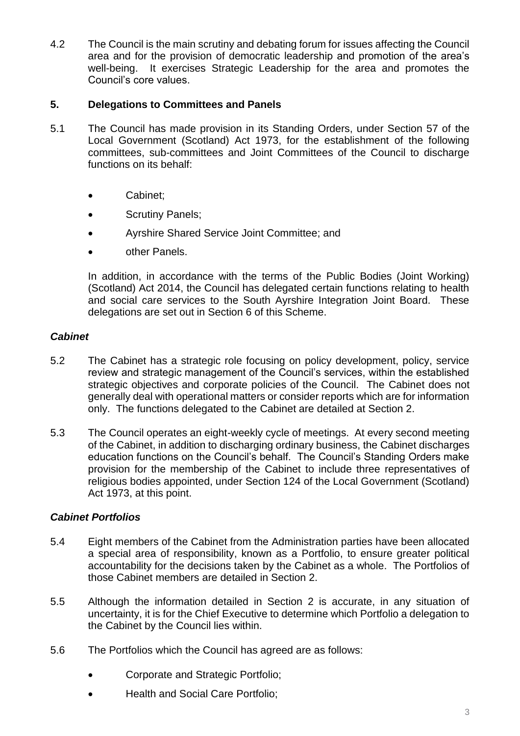4.2 The Council is the main scrutiny and debating forum for issues affecting the Council area and for the provision of democratic leadership and promotion of the area's well-being. It exercises Strategic Leadership for the area and promotes the Council's core values.

## 5. Delegations to Committees and Panels

5.1 The Council has made provision in its Standing Orders, under Section 57 of the Local Government (Scotland) Act 1973, for the establishment of the following committees, sub-committees and Joint Committees of the Council to discharge functions on its behalf:

- Cabinet;
- Scrutiny Panels;
- Ayrshire Shared Service Joint Committee; and
- other Panels.

In addition, in accordance with the terms of the Public Bodies (Joint Working) (Scotland) Act 2014, the Council has delegated certain functions relating to health and social care services to the South Ayrshire Integration Joint Board. These delegations are set out in Section 6 of this Scheme.

### *Cabinet*

5.2 The Cabinet has a strategic role focusing on policy development, policy, service review and strategic management of the Council's services, within the established strategic objectives and corporate policies of the Council. The Cabinet does not generally deal with operational matters or consider reports which are for information only. The functions delegated to the Cabinet are detailed at Section 2.

5.3 The Council operates an eight-weekly cycle of meetings. At every second meeting of the Cabinet, in addition to discharging ordinary business, the Cabinet discharges education functions on the Council's behalf. The Council's Standing Orders make provision for the membership of the Cabinet to include three representatives of religious bodies appointed, under Section 124 of the Local Government (Scotland) Act 1973, at this point.

### *Cabinet Portfolios*

5.4 Eight members of the Cabinet from the Administration parties have been allocated a special area of responsibility, known as a Portfolio, to ensure greater political accountability for the decisions taken by the Cabinet as a whole. The Portfolios of those Cabinet members are detailed in Section 2.

5.5 Although the information detailed in Section 2 is accurate, in any situation of uncertainty, it is for the Chief Executive to determine which Portfolio a delegation to the Cabinet by the Council lies within.

5.6 The Portfolios which the Council has agreed are as follows:

- Corporate and Strategic Portfolio;
- Health and Social Care Portfolio;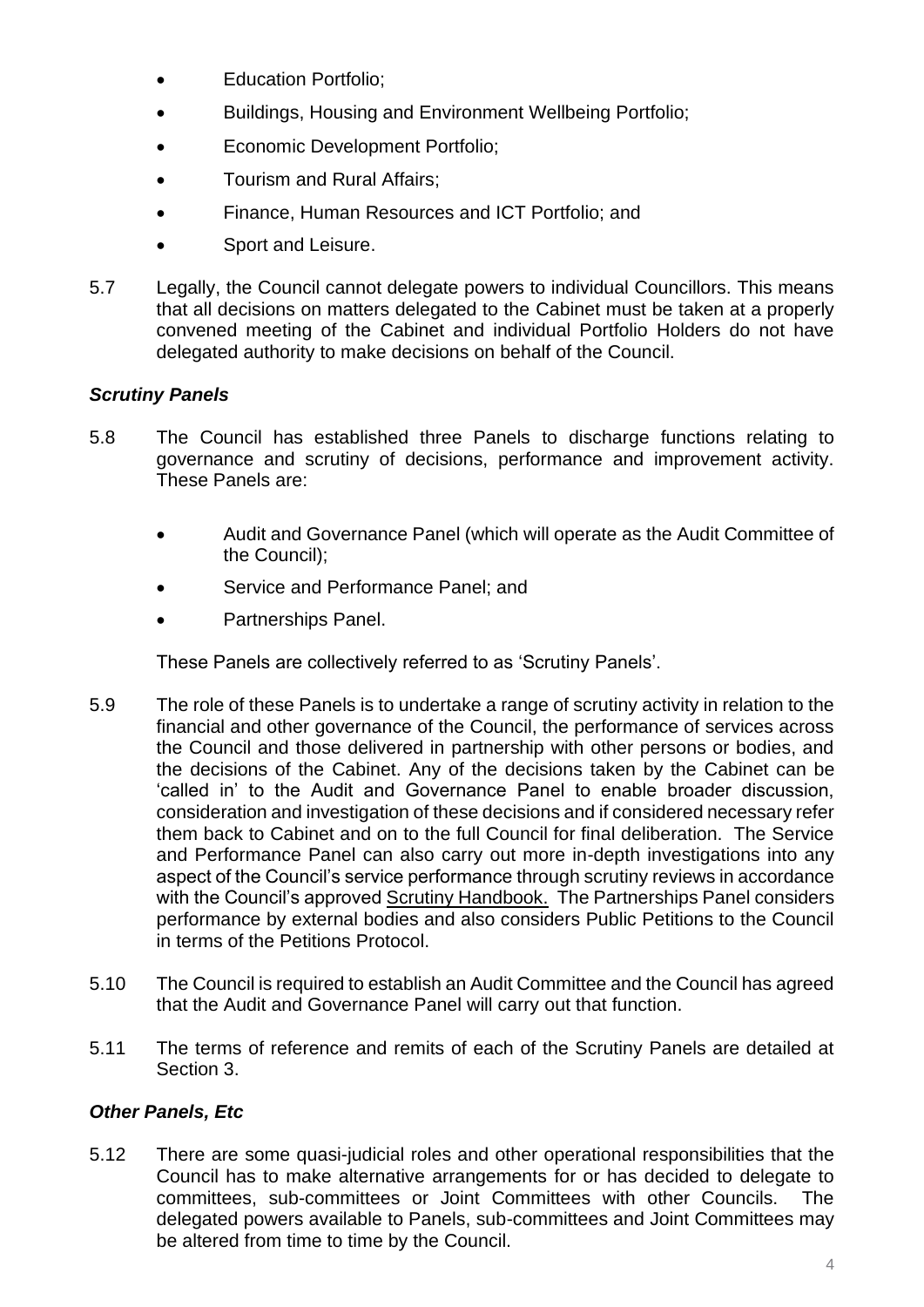- Education Portfolio;
- Buildings, Housing and Environment Wellbeing Portfolio;
- Economic Development Portfolio;
- Tourism and Rural Affairs;
- Finance, Human Resources and ICT Portfolio; and
- Sport and Leisure.

5.7 Legally, the Council cannot delegate powers to individual Councillors. This means that all decisions on matters delegated to the Cabinet must be taken at a properly convened meeting of the Cabinet and individual Portfolio Holders do not have delegated authority to make decisions on behalf of the Council.

### *Scrutiny Panels*

5.8 The Council has established three Panels to discharge functions relating to governance and scrutiny of decisions, performance and improvement activity. These Panels are:

- Audit and Governance Panel (which will operate as the Audit Committee of the Council);
- Service and Performance Panel; and
- Partnerships Panel.

These Panels are collectively referred to as 'Scrutiny Panels'.

5.9 The role of these Panels is to undertake a range of scrutiny activity in relation to the financial and other governance of the Council, the performance of services across the Council and those delivered in partnership with other persons or bodies, and the decisions of the Cabinet. Any of the decisions taken by the Cabinet can be 'called in' to the Audit and Governance Panel to enable broader discussion, consideration and investigation of these decisions and if considered necessary refer them back to Cabinet and on to the full Council for final deliberation. The Service and Performance Panel can also carry out more in-depth investigations into any aspect of the Council's service performance through scrutiny reviews in accordance with the Council's approved Scrutiny Handbook. The Partnerships Panel considers performance by external bodies and also considers Public Petitions to the Council in terms of the Petitions Protocol.

5.10 The Council is required to establish an Audit Committee and the Council has agreed that the Audit and Governance Panel will carry out that function.

5.11 The terms of reference and remits of each of the Scrutiny Panels are detailed at Section 3.

### *Other Panels, Etc*

5.12 There are some quasi-judicial roles and other operational responsibilities that the Council has to make alternative arrangements for or has decided to delegate to committees, sub-committees or Joint Committees with other Councils. The delegated powers available to Panels, sub-committees and Joint Committees may be altered from time to time by the Council.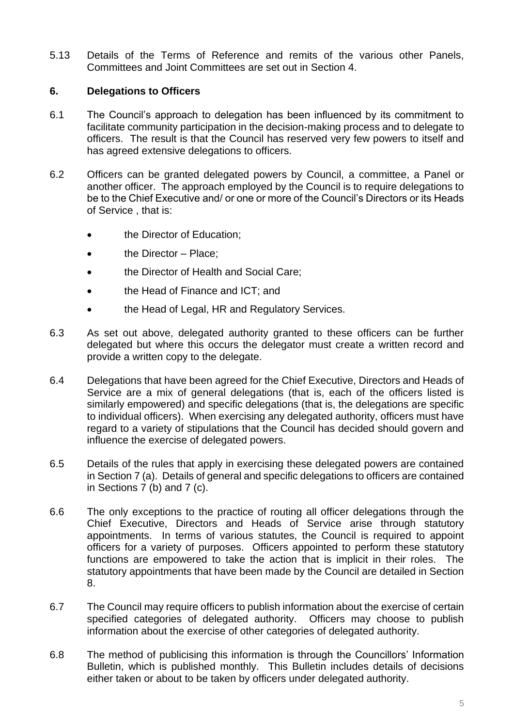5.13 Details of the Terms of Reference and remits of the various other Panels, Committees and Joint Committees are set out in Section 4.

## 6. Delegations to Officers

6.1 The Council's approach to delegation has been influenced by its commitment to facilitate community participation in the decision-making process and to delegate to officers. The result is that the Council has reserved very few powers to itself and has agreed extensive delegations to officers.

6.2 Officers can be granted delegated powers by Council, a committee, a Panel or another officer. The approach employed by the Council is to require delegations to be to the Chief Executive and/ or one or more of the Council's Directors or its Heads of Service , that is:

- the Director of Education;
- the Director – Place;
- the Director of Health and Social Care;
- the Head of Finance and ICT; and
- the Head of Legal, HR and Regulatory Services.

6.3 As set out above, delegated authority granted to these officers can be further delegated but where this occurs the delegator must create a written record and provide a written copy to the delegate.

6.4 Delegations that have been agreed for the Chief Executive, Directors and Heads of Service are a mix of general delegations (that is, each of the officers listed is similarly empowered) and specific delegations (that is, the delegations are specific to individual officers). When exercising any delegated authority, officers must have regard to a variety of stipulations that the Council has decided should govern and influence the exercise of delegated powers.

6.5 Details of the rules that apply in exercising these delegated powers are contained in Section 7 (a). Details of general and specific delegations to officers are contained in Sections 7 (b) and 7 (c).

6.6 The only exceptions to the practice of routing all officer delegations through the Chief Executive, Directors and Heads of Service arise through statutory appointments. In terms of various statutes, the Council is required to appoint officers for a variety of purposes. Officers appointed to perform these statutory functions are empowered to take the action that is implicit in their roles. The statutory appointments that have been made by the Council are detailed in Section 8.

6.7 The Council may require officers to publish information about the exercise of certain specified categories of delegated authority. Officers may choose to publish information about the exercise of other categories of delegated authority.

6.8 The method of publicising this information is through the Councillors' Information Bulletin, which is published monthly. This Bulletin includes details of decisions either taken or about to be taken by officers under delegated authority.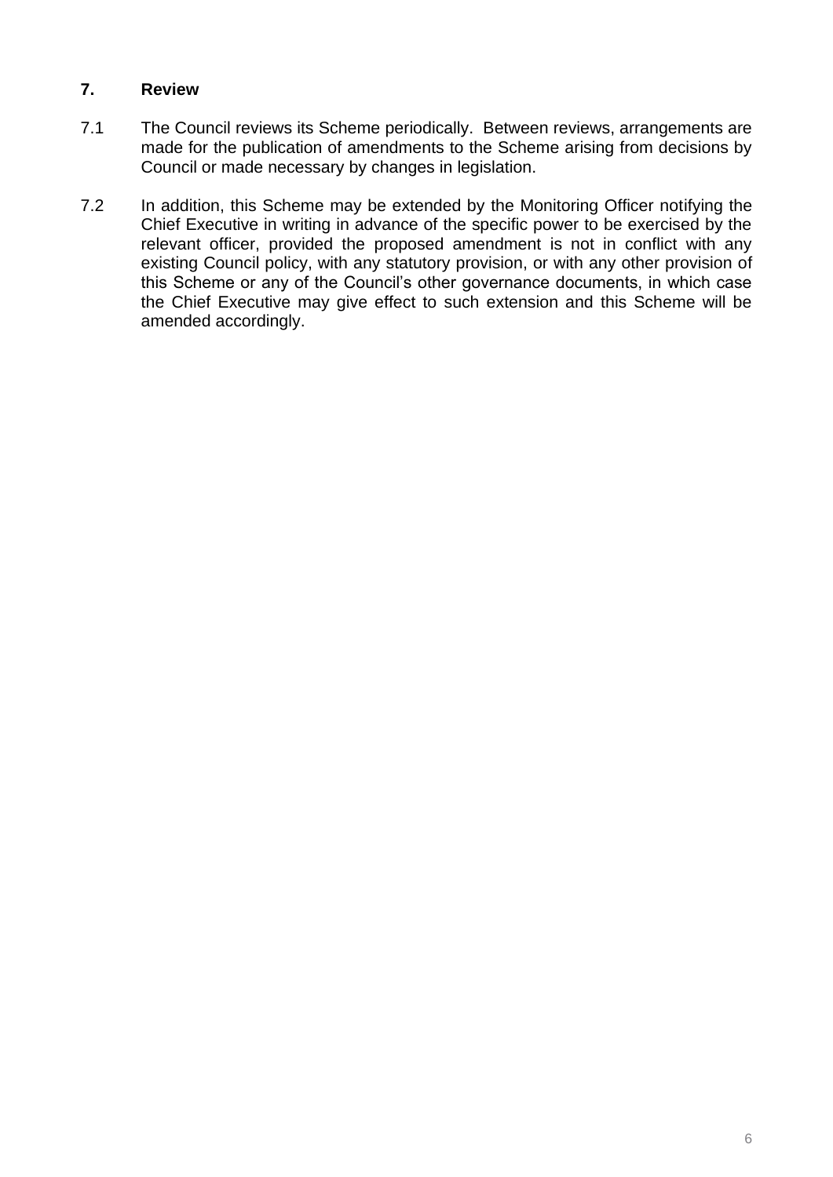## 7. Review

7.1 The Council reviews its Scheme periodically. Between reviews, arrangements are made for the publication of amendments to the Scheme arising from decisions by Council or made necessary by changes in legislation.

7.2 In addition, this Scheme may be extended by the Monitoring Officer notifying the Chief Executive in writing in advance of the specific power to be exercised by the relevant officer, provided the proposed amendment is not in conflict with any existing Council policy, with any statutory provision, or with any other provision of this Scheme or any of the Council's other governance documents, in which case the Chief Executive may give effect to such extension and this Scheme will be amended accordingly.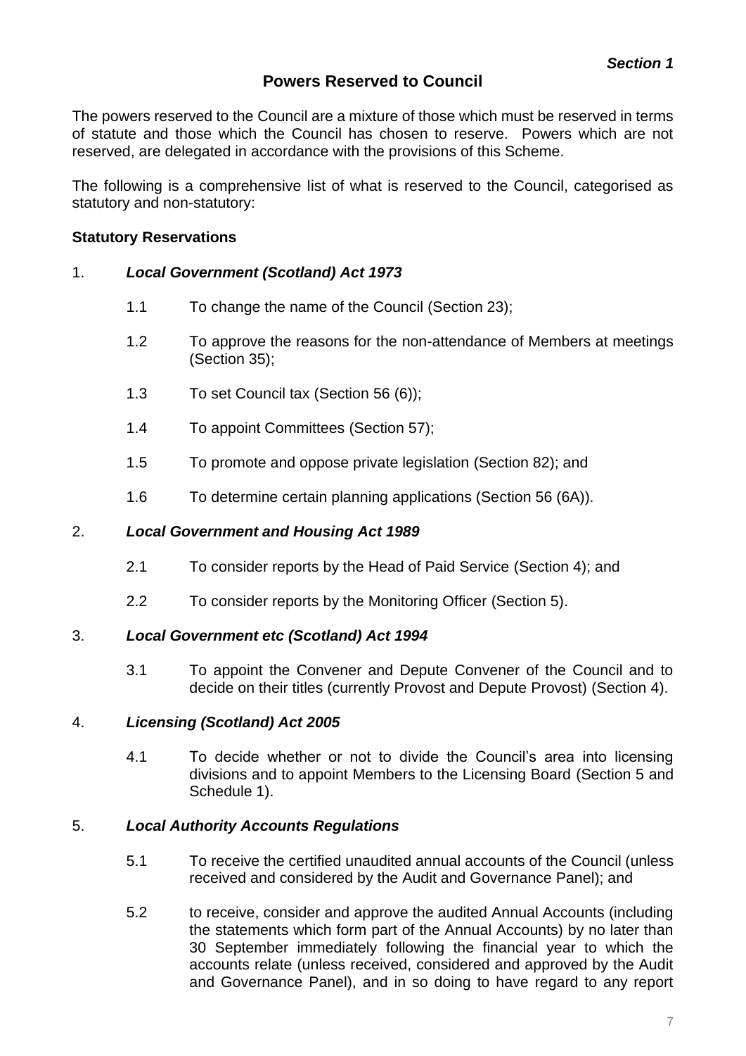*Section 1*

## Powers Reserved to Council

The powers reserved to the Council are a mixture of those which must be reserved in terms of statute and those which the Council has chosen to reserve. Powers which are not reserved, are delegated in accordance with the provisions of this Scheme.

The following is a comprehensive list of what is reserved to the Council, categorised as statutory and non-statutory:

### Statutory Reservations

1. ***Local Government (Scotland) Act 1973***

   1.1 To change the name of the Council (Section 23);

   1.2 To approve the reasons for the non-attendance of Members at meetings (Section 35);

   1.3 To set Council tax (Section 56 (6));

   1.4 To appoint Committees (Section 57);

   1.5 To promote and oppose private legislation (Section 82); and

   1.6 To determine certain planning applications (Section 56 (6A)).

2. ***Local Government and Housing Act 1989***

   2.1 To consider reports by the Head of Paid Service (Section 4); and

   2.2 To consider reports by the Monitoring Officer (Section 5).

3. ***Local Government etc (Scotland) Act 1994***

   3.1 To appoint the Convener and Depute Convener of the Council and to decide on their titles (currently Provost and Depute Provost) (Section 4).

4. ***Licensing (Scotland) Act 2005***

   4.1 To decide whether or not to divide the Council's area into licensing divisions and to appoint Members to the Licensing Board (Section 5 and Schedule 1).

5. ***Local Authority Accounts Regulations***

   5.1 To receive the certified unaudited annual accounts of the Council (unless received and considered by the Audit and Governance Panel); and

   5.2 to receive, consider and approve the audited Annual Accounts (including the statements which form part of the Annual Accounts) by no later than 30 September immediately following the financial year to which the accounts relate (unless received, considered and approved by the Audit and Governance Panel), and in so doing to have regard to any report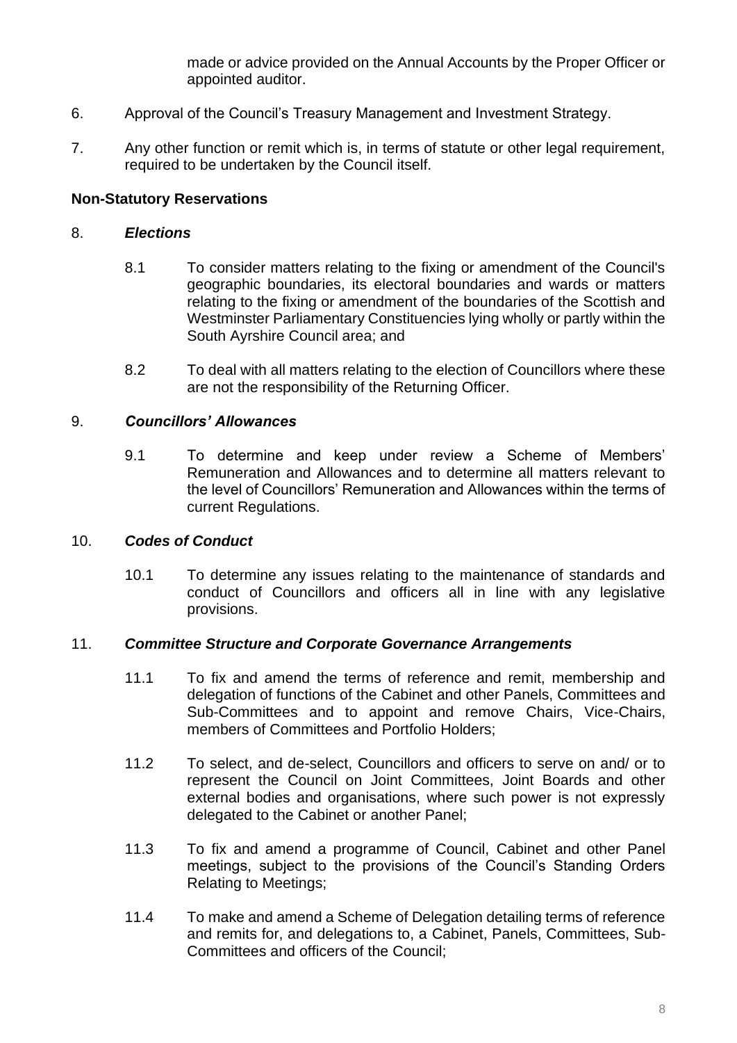made or advice provided on the Annual Accounts by the Proper Officer or appointed auditor.

6. Approval of the Council's Treasury Management and Investment Strategy.

7. Any other function or remit which is, in terms of statute or other legal requirement, required to be undertaken by the Council itself.

**Non-Statutory Reservations**

8. ***Elections***

   8.1 To consider matters relating to the fixing or amendment of the Council's geographic boundaries, its electoral boundaries and wards or matters relating to the fixing or amendment of the boundaries of the Scottish and Westminster Parliamentary Constituencies lying wholly or partly within the South Ayrshire Council area; and

   8.2 To deal with all matters relating to the election of Councillors where these are not the responsibility of the Returning Officer.

9. ***Councillors' Allowances***

   9.1 To determine and keep under review a Scheme of Members' Remuneration and Allowances and to determine all matters relevant to the level of Councillors' Remuneration and Allowances within the terms of current Regulations.

10. ***Codes of Conduct***

    10.1 To determine any issues relating to the maintenance of standards and conduct of Councillors and officers all in line with any legislative provisions.

11. ***Committee Structure and Corporate Governance Arrangements***

    11.1 To fix and amend the terms of reference and remit, membership and delegation of functions of the Cabinet and other Panels, Committees and Sub-Committees and to appoint and remove Chairs, Vice-Chairs, members of Committees and Portfolio Holders;

    11.2 To select, and de-select, Councillors and officers to serve on and/ or to represent the Council on Joint Committees, Joint Boards and other external bodies and organisations, where such power is not expressly delegated to the Cabinet or another Panel;

    11.3 To fix and amend a programme of Council, Cabinet and other Panel meetings, subject to the provisions of the Council's Standing Orders Relating to Meetings;

    11.4 To make and amend a Scheme of Delegation detailing terms of reference and remits for, and delegations to, a Cabinet, Panels, Committees, Sub-Committees and officers of the Council;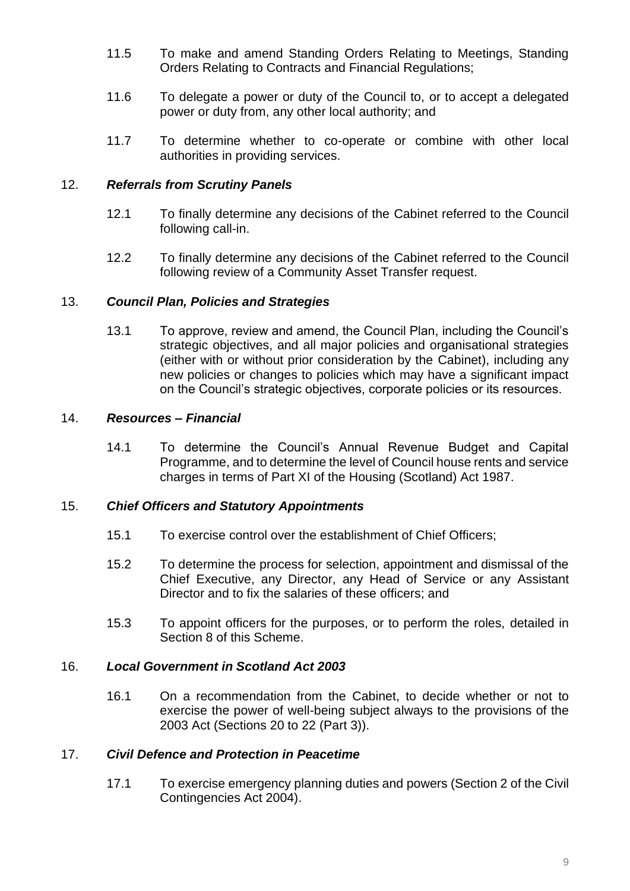11.5 To make and amend Standing Orders Relating to Meetings, Standing Orders Relating to Contracts and Financial Regulations;

11.6 To delegate a power or duty of the Council to, or to accept a delegated power or duty from, any other local authority; and

11.7 To determine whether to co-operate or combine with other local authorities in providing services.

### 12. *Referrals from Scrutiny Panels*

12.1 To finally determine any decisions of the Cabinet referred to the Council following call-in.

12.2 To finally determine any decisions of the Cabinet referred to the Council following review of a Community Asset Transfer request.

### 13. *Council Plan, Policies and Strategies*

13.1 To approve, review and amend, the Council Plan, including the Council's strategic objectives, and all major policies and organisational strategies (either with or without prior consideration by the Cabinet), including any new policies or changes to policies which may have a significant impact on the Council's strategic objectives, corporate policies or its resources.

### 14. *Resources – Financial*

14.1 To determine the Council's Annual Revenue Budget and Capital Programme, and to determine the level of Council house rents and service charges in terms of Part XI of the Housing (Scotland) Act 1987.

### 15. *Chief Officers and Statutory Appointments*

15.1 To exercise control over the establishment of Chief Officers;

15.2 To determine the process for selection, appointment and dismissal of the Chief Executive, any Director, any Head of Service or any Assistant Director and to fix the salaries of these officers; and

15.3 To appoint officers for the purposes, or to perform the roles, detailed in Section 8 of this Scheme.

### 16. *Local Government in Scotland Act 2003*

16.1 On a recommendation from the Cabinet, to decide whether or not to exercise the power of well-being subject always to the provisions of the 2003 Act (Sections 20 to 22 (Part 3)).

### 17. *Civil Defence and Protection in Peacetime*

17.1 To exercise emergency planning duties and powers (Section 2 of the Civil Contingencies Act 2004).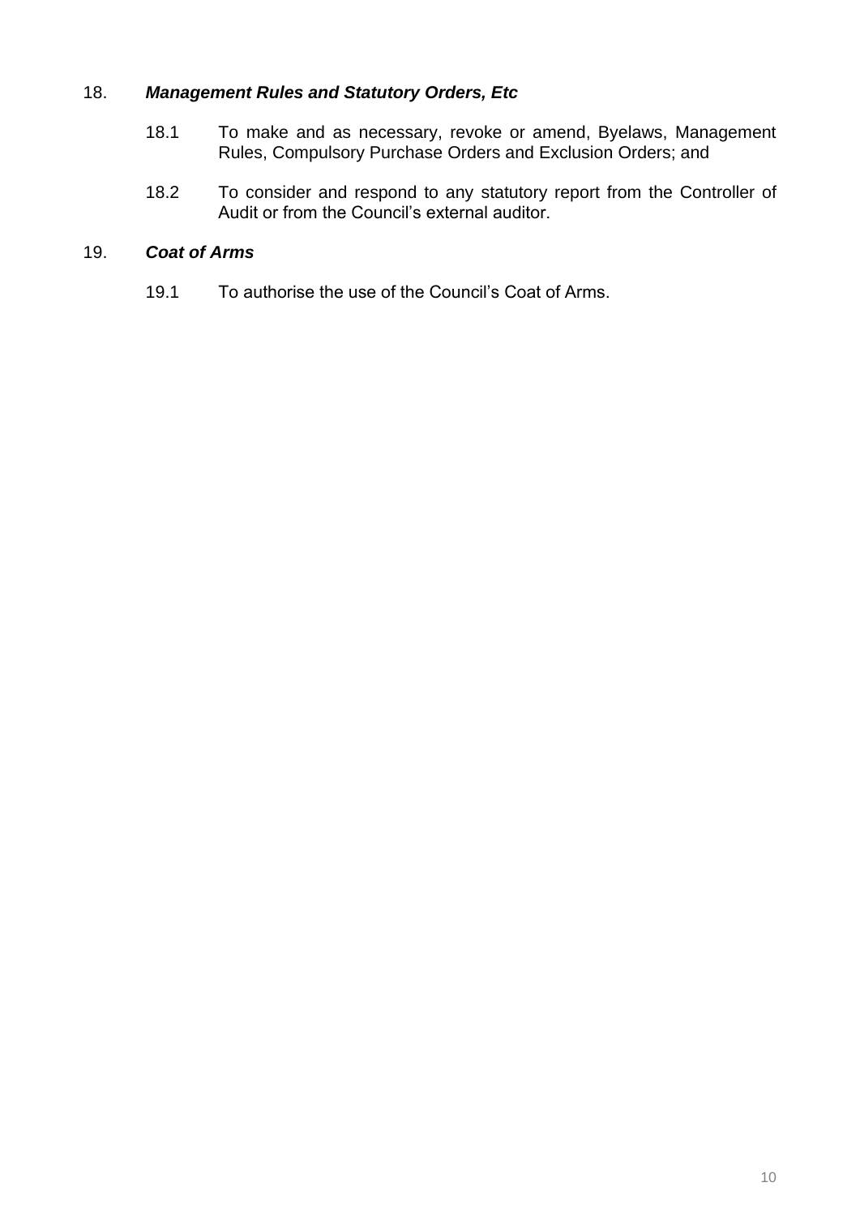## 18. *Management Rules and Statutory Orders, Etc*

18.1 To make and as necessary, revoke or amend, Byelaws, Management Rules, Compulsory Purchase Orders and Exclusion Orders; and

18.2 To consider and respond to any statutory report from the Controller of Audit or from the Council's external auditor.

## 19. *Coat of Arms*

19.1 To authorise the use of the Council's Coat of Arms.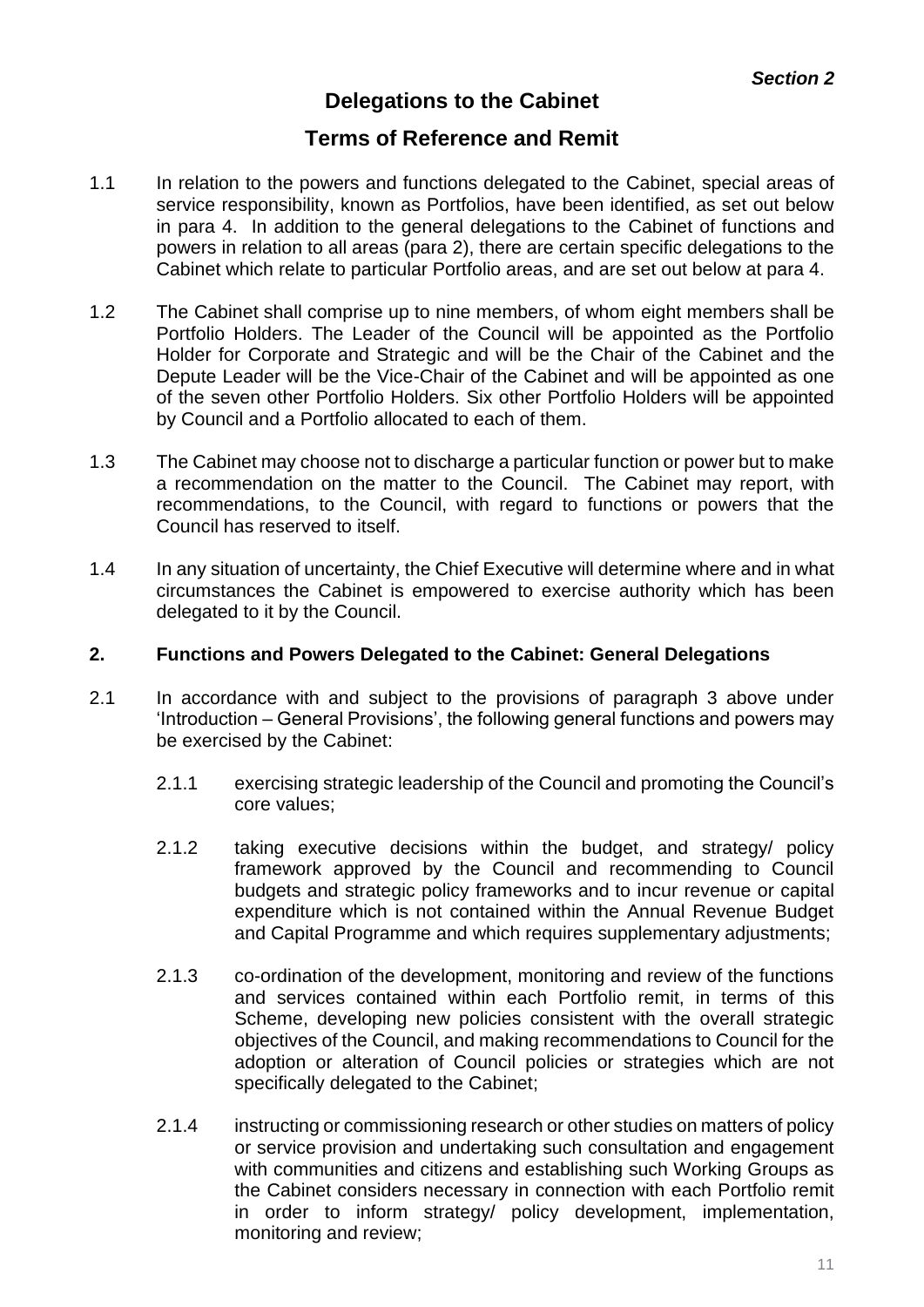*Section 2*

# Delegations to the Cabinet

## Terms of Reference and Remit

1.1 In relation to the powers and functions delegated to the Cabinet, special areas of service responsibility, known as Portfolios, have been identified, as set out below in para 4. In addition to the general delegations to the Cabinet of functions and powers in relation to all areas (para 2), there are certain specific delegations to the Cabinet which relate to particular Portfolio areas, and are set out below at para 4.

1.2 The Cabinet shall comprise up to nine members, of whom eight members shall be Portfolio Holders. The Leader of the Council will be appointed as the Portfolio Holder for Corporate and Strategic and will be the Chair of the Cabinet and the Depute Leader will be the Vice-Chair of the Cabinet and will be appointed as one of the seven other Portfolio Holders. Six other Portfolio Holders will be appointed by Council and a Portfolio allocated to each of them.

1.3 The Cabinet may choose not to discharge a particular function or power but to make a recommendation on the matter to the Council. The Cabinet may report, with recommendations, to the Council, with regard to functions or powers that the Council has reserved to itself.

1.4 In any situation of uncertainty, the Chief Executive will determine where and in what circumstances the Cabinet is empowered to exercise authority which has been delegated to it by the Council.

### 2. Functions and Powers Delegated to the Cabinet: General Delegations

2.1 In accordance with and subject to the provisions of paragraph 3 above under 'Introduction – General Provisions', the following general functions and powers may be exercised by the Cabinet:

2.1.1 exercising strategic leadership of the Council and promoting the Council's core values;

2.1.2 taking executive decisions within the budget, and strategy/ policy framework approved by the Council and recommending to Council budgets and strategic policy frameworks and to incur revenue or capital expenditure which is not contained within the Annual Revenue Budget and Capital Programme and which requires supplementary adjustments;

2.1.3 co-ordination of the development, monitoring and review of the functions and services contained within each Portfolio remit, in terms of this Scheme, developing new policies consistent with the overall strategic objectives of the Council, and making recommendations to Council for the adoption or alteration of Council policies or strategies which are not specifically delegated to the Cabinet;

2.1.4 instructing or commissioning research or other studies on matters of policy or service provision and undertaking such consultation and engagement with communities and citizens and establishing such Working Groups as the Cabinet considers necessary in connection with each Portfolio remit in order to inform strategy/ policy development, implementation, monitoring and review;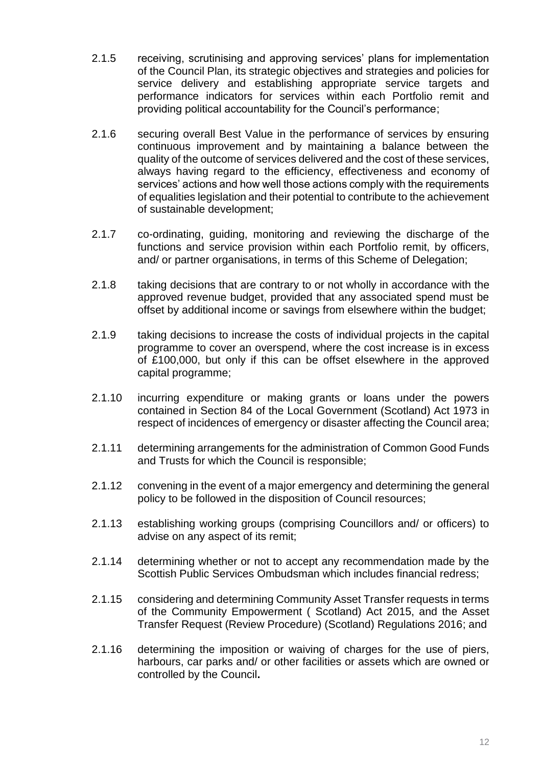2.1.5 receiving, scrutinising and approving services' plans for implementation of the Council Plan, its strategic objectives and strategies and policies for service delivery and establishing appropriate service targets and performance indicators for services within each Portfolio remit and providing political accountability for the Council's performance;

2.1.6 securing overall Best Value in the performance of services by ensuring continuous improvement and by maintaining a balance between the quality of the outcome of services delivered and the cost of these services, always having regard to the efficiency, effectiveness and economy of services' actions and how well those actions comply with the requirements of equalities legislation and their potential to contribute to the achievement of sustainable development;

2.1.7 co-ordinating, guiding, monitoring and reviewing the discharge of the functions and service provision within each Portfolio remit, by officers, and/ or partner organisations, in terms of this Scheme of Delegation;

2.1.8 taking decisions that are contrary to or not wholly in accordance with the approved revenue budget, provided that any associated spend must be offset by additional income or savings from elsewhere within the budget;

2.1.9 taking decisions to increase the costs of individual projects in the capital programme to cover an overspend, where the cost increase is in excess of £100,000, but only if this can be offset elsewhere in the approved capital programme;

2.1.10 incurring expenditure or making grants or loans under the powers contained in Section 84 of the Local Government (Scotland) Act 1973 in respect of incidences of emergency or disaster affecting the Council area;

2.1.11 determining arrangements for the administration of Common Good Funds and Trusts for which the Council is responsible;

2.1.12 convening in the event of a major emergency and determining the general policy to be followed in the disposition of Council resources;

2.1.13 establishing working groups (comprising Councillors and/ or officers) to advise on any aspect of its remit;

2.1.14 determining whether or not to accept any recommendation made by the Scottish Public Services Ombudsman which includes financial redress;

2.1.15 considering and determining Community Asset Transfer requests in terms of the Community Empowerment ( Scotland) Act 2015, and the Asset Transfer Request (Review Procedure) (Scotland) Regulations 2016; and

2.1.16 determining the imposition or waiving of charges for the use of piers, harbours, car parks and/ or other facilities or assets which are owned or controlled by the Council**.**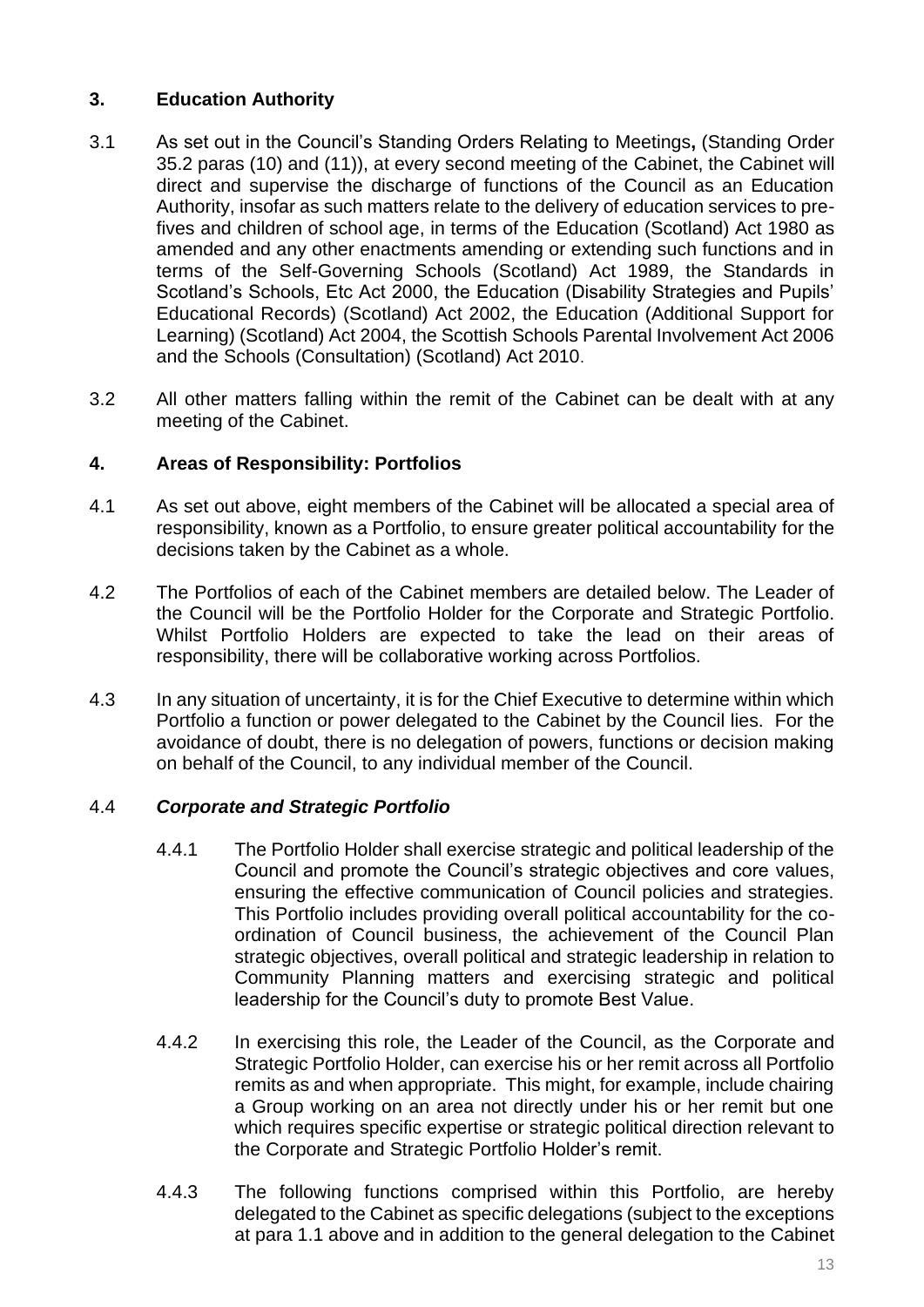## 3. Education Authority

3.1 As set out in the Council's Standing Orders Relating to Meetings**,** (Standing Order 35.2 paras (10) and (11)), at every second meeting of the Cabinet, the Cabinet will direct and supervise the discharge of functions of the Council as an Education Authority, insofar as such matters relate to the delivery of education services to pre-fives and children of school age, in terms of the Education (Scotland) Act 1980 as amended and any other enactments amending or extending such functions and in terms of the Self-Governing Schools (Scotland) Act 1989, the Standards in Scotland's Schools, Etc Act 2000, the Education (Disability Strategies and Pupils' Educational Records) (Scotland) Act 2002, the Education (Additional Support for Learning) (Scotland) Act 2004, the Scottish Schools Parental Involvement Act 2006 and the Schools (Consultation) (Scotland) Act 2010.

3.2 All other matters falling within the remit of the Cabinet can be dealt with at any meeting of the Cabinet.

## 4. Areas of Responsibility: Portfolios

4.1 As set out above, eight members of the Cabinet will be allocated a special area of responsibility, known as a Portfolio, to ensure greater political accountability for the decisions taken by the Cabinet as a whole.

4.2 The Portfolios of each of the Cabinet members are detailed below. The Leader of the Council will be the Portfolio Holder for the Corporate and Strategic Portfolio. Whilst Portfolio Holders are expected to take the lead on their areas of responsibility, there will be collaborative working across Portfolios.

4.3 In any situation of uncertainty, it is for the Chief Executive to determine within which Portfolio a function or power delegated to the Cabinet by the Council lies. For the avoidance of doubt, there is no delegation of powers, functions or decision making on behalf of the Council, to any individual member of the Council.

### 4.4 *Corporate and Strategic Portfolio*

4.4.1 The Portfolio Holder shall exercise strategic and political leadership of the Council and promote the Council's strategic objectives and core values, ensuring the effective communication of Council policies and strategies. This Portfolio includes providing overall political accountability for the co-ordination of Council business, the achievement of the Council Plan strategic objectives, overall political and strategic leadership in relation to Community Planning matters and exercising strategic and political leadership for the Council's duty to promote Best Value.

4.4.2 In exercising this role, the Leader of the Council, as the Corporate and Strategic Portfolio Holder, can exercise his or her remit across all Portfolio remits as and when appropriate. This might, for example, include chairing a Group working on an area not directly under his or her remit but one which requires specific expertise or strategic political direction relevant to the Corporate and Strategic Portfolio Holder's remit.

4.4.3 The following functions comprised within this Portfolio, are hereby delegated to the Cabinet as specific delegations (subject to the exceptions at para 1.1 above and in addition to the general delegation to the Cabinet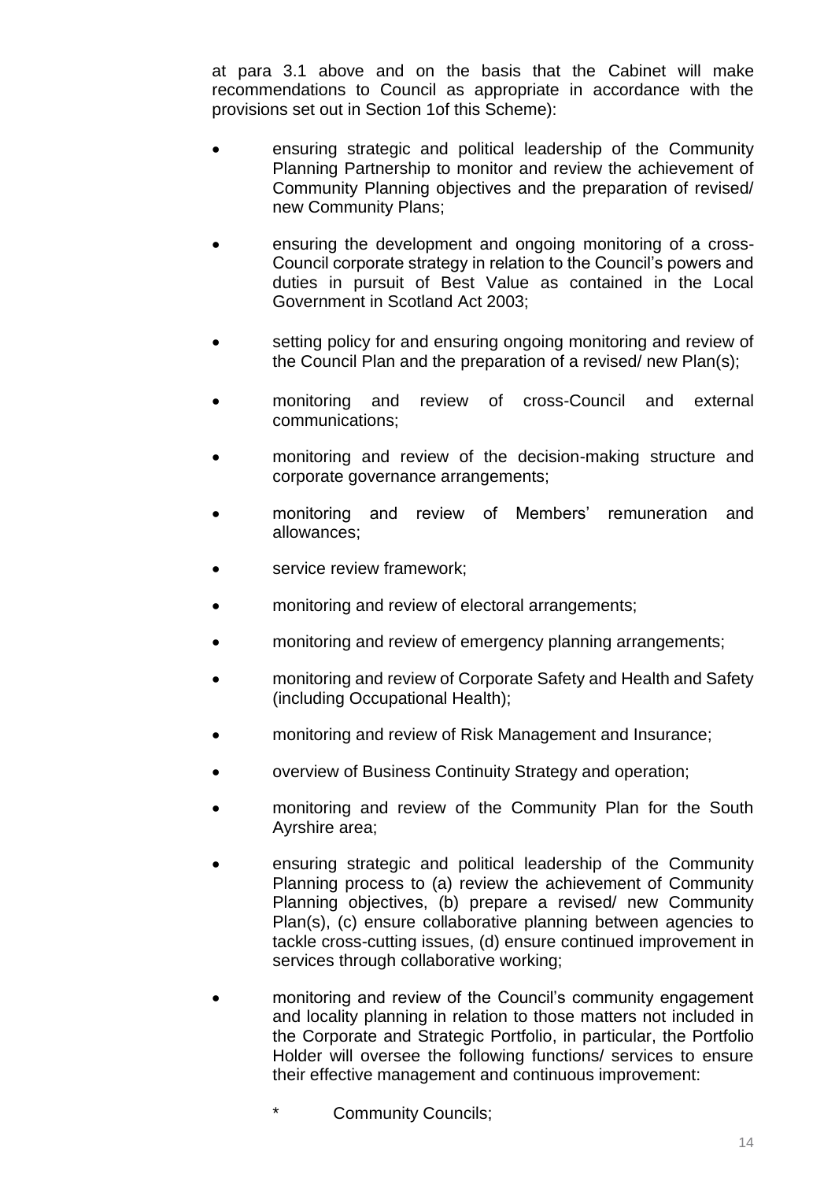at para 3.1 above and on the basis that the Cabinet will make recommendations to Council as appropriate in accordance with the provisions set out in Section 1of this Scheme):

- ensuring strategic and political leadership of the Community Planning Partnership to monitor and review the achievement of Community Planning objectives and the preparation of revised/ new Community Plans;
- ensuring the development and ongoing monitoring of a cross-Council corporate strategy in relation to the Council's powers and duties in pursuit of Best Value as contained in the Local Government in Scotland Act 2003;
- setting policy for and ensuring ongoing monitoring and review of the Council Plan and the preparation of a revised/ new Plan(s);
- monitoring and review of cross-Council and external communications;
- monitoring and review of the decision-making structure and corporate governance arrangements;
- monitoring and review of Members' remuneration and allowances;
- service review framework;
- monitoring and review of electoral arrangements;
- monitoring and review of emergency planning arrangements;
- monitoring and review of Corporate Safety and Health and Safety (including Occupational Health);
- monitoring and review of Risk Management and Insurance;
- overview of Business Continuity Strategy and operation;
- monitoring and review of the Community Plan for the South Ayrshire area;
- ensuring strategic and political leadership of the Community Planning process to (a) review the achievement of Community Planning objectives, (b) prepare a revised/ new Community Plan(s), (c) ensure collaborative planning between agencies to tackle cross-cutting issues, (d) ensure continued improvement in services through collaborative working;
- monitoring and review of the Council's community engagement and locality planning in relation to those matters not included in the Corporate and Strategic Portfolio, in particular, the Portfolio Holder will oversee the following functions/ services to ensure their effective management and continuous improvement:
  - Community Councils;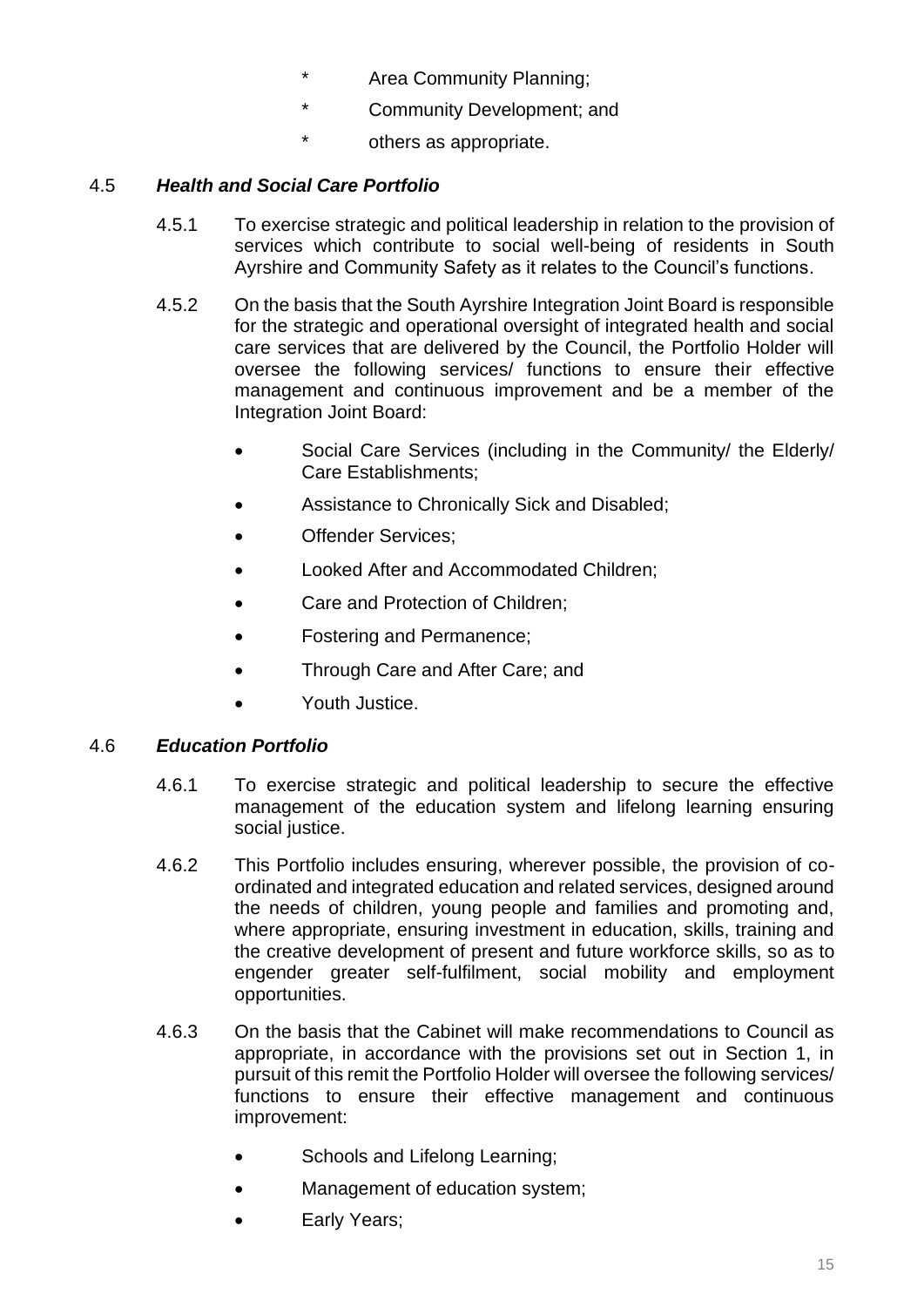- Area Community Planning;
- Community Development; and
- others as appropriate.

### 4.5 *Health and Social Care Portfolio*

4.5.1 To exercise strategic and political leadership in relation to the provision of services which contribute to social well-being of residents in South Ayrshire and Community Safety as it relates to the Council's functions.

4.5.2 On the basis that the South Ayrshire Integration Joint Board is responsible for the strategic and operational oversight of integrated health and social care services that are delivered by the Council, the Portfolio Holder will oversee the following services/ functions to ensure their effective management and continuous improvement and be a member of the Integration Joint Board:

- Social Care Services (including in the Community/ the Elderly/ Care Establishments;
- Assistance to Chronically Sick and Disabled;
- Offender Services;
- Looked After and Accommodated Children;
- Care and Protection of Children;
- Fostering and Permanence;
- Through Care and After Care; and
- Youth Justice.

### 4.6 *Education Portfolio*

4.6.1 To exercise strategic and political leadership to secure the effective management of the education system and lifelong learning ensuring social justice.

4.6.2 This Portfolio includes ensuring, wherever possible, the provision of co-ordinated and integrated education and related services, designed around the needs of children, young people and families and promoting and, where appropriate, ensuring investment in education, skills, training and the creative development of present and future workforce skills, so as to engender greater self-fulfilment, social mobility and employment opportunities.

4.6.3 On the basis that the Cabinet will make recommendations to Council as appropriate, in accordance with the provisions set out in Section 1, in pursuit of this remit the Portfolio Holder will oversee the following services/ functions to ensure their effective management and continuous improvement:

- Schools and Lifelong Learning;
- Management of education system;
- Early Years;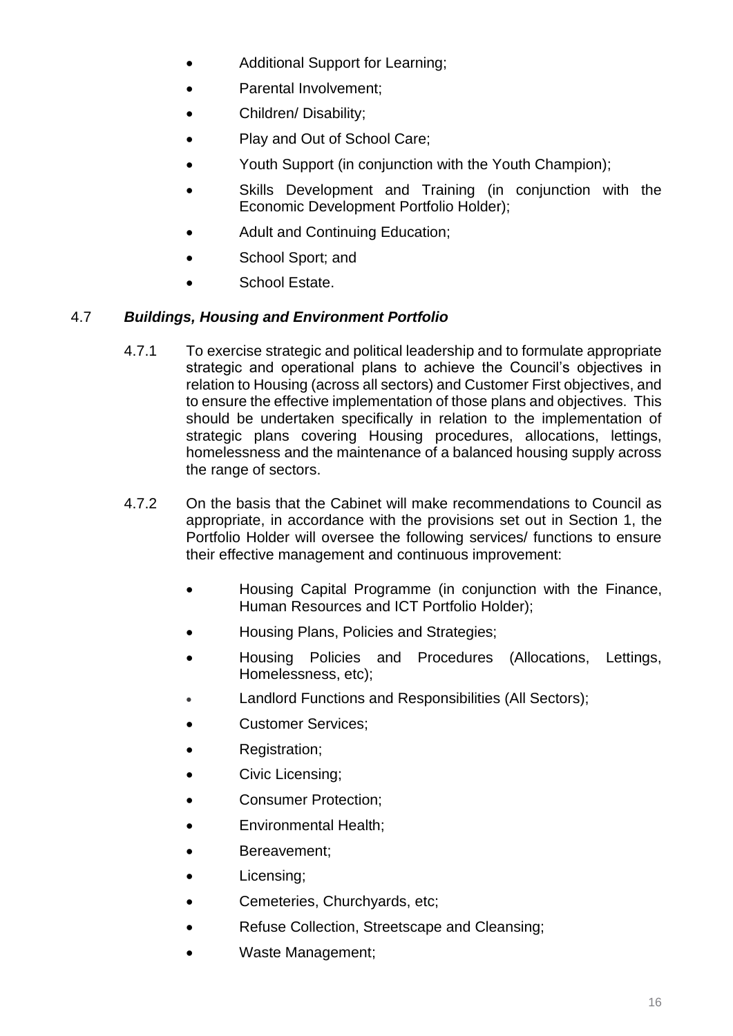- Additional Support for Learning;
- Parental Involvement;
- Children/ Disability;
- Play and Out of School Care;
- Youth Support (in conjunction with the Youth Champion);
- Skills Development and Training (in conjunction with the Economic Development Portfolio Holder);
- Adult and Continuing Education;
- School Sport; and
- School Estate.

### 4.7 ***Buildings, Housing and Environment Portfolio***

4.7.1 To exercise strategic and political leadership and to formulate appropriate strategic and operational plans to achieve the Council's objectives in relation to Housing (across all sectors) and Customer First objectives, and to ensure the effective implementation of those plans and objectives. This should be undertaken specifically in relation to the implementation of strategic plans covering Housing procedures, allocations, lettings, homelessness and the maintenance of a balanced housing supply across the range of sectors.

4.7.2 On the basis that the Cabinet will make recommendations to Council as appropriate, in accordance with the provisions set out in Section 1, the Portfolio Holder will oversee the following services/ functions to ensure their effective management and continuous improvement:

- Housing Capital Programme (in conjunction with the Finance, Human Resources and ICT Portfolio Holder);
- Housing Plans, Policies and Strategies;
- Housing Policies and Procedures (Allocations, Lettings, Homelessness, etc);
- Landlord Functions and Responsibilities (All Sectors);
- Customer Services;
- Registration;
- Civic Licensing;
- Consumer Protection;
- Environmental Health;
- Bereavement;
- Licensing;
- Cemeteries, Churchyards, etc;
- Refuse Collection, Streetscape and Cleansing;
- Waste Management;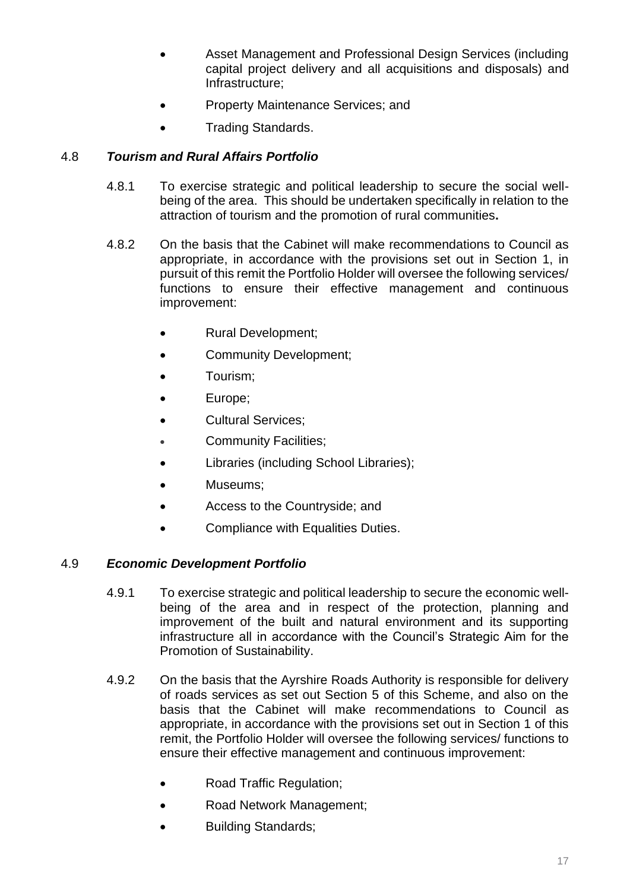- Asset Management and Professional Design Services (including capital project delivery and all acquisitions and disposals) and Infrastructure;
- Property Maintenance Services; and
- Trading Standards.

### 4.8 ***Tourism and Rural Affairs Portfolio***

4.8.1 To exercise strategic and political leadership to secure the social well-being of the area. This should be undertaken specifically in relation to the attraction of tourism and the promotion of rural communities**.**

4.8.2 On the basis that the Cabinet will make recommendations to Council as appropriate, in accordance with the provisions set out in Section 1, in pursuit of this remit the Portfolio Holder will oversee the following services/ functions to ensure their effective management and continuous improvement:

- Rural Development;
- Community Development;
- Tourism;
- Europe;
- Cultural Services;
- Community Facilities;
- Libraries (including School Libraries);
- Museums;
- Access to the Countryside; and
- Compliance with Equalities Duties.

### 4.9 ***Economic Development Portfolio***

4.9.1 To exercise strategic and political leadership to secure the economic well-being of the area and in respect of the protection, planning and improvement of the built and natural environment and its supporting infrastructure all in accordance with the Council's Strategic Aim for the Promotion of Sustainability.

4.9.2 On the basis that the Ayrshire Roads Authority is responsible for delivery of roads services as set out Section 5 of this Scheme, and also on the basis that the Cabinet will make recommendations to Council as appropriate, in accordance with the provisions set out in Section 1 of this remit, the Portfolio Holder will oversee the following services/ functions to ensure their effective management and continuous improvement:

- Road Traffic Regulation;
- Road Network Management;
- Building Standards;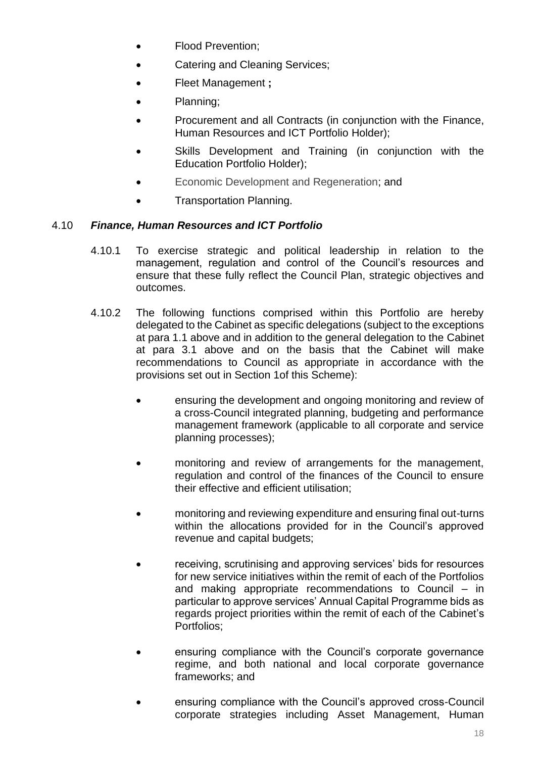- Flood Prevention;
- Catering and Cleaning Services;
- Fleet Management **;**
- Planning;
- Procurement and all Contracts (in conjunction with the Finance, Human Resources and ICT Portfolio Holder);
- Skills Development and Training (in conjunction with the Education Portfolio Holder);
- Economic Development and Regeneration; and
- Transportation Planning.

4.10 ***Finance, Human Resources and ICT Portfolio***

4.10.1 To exercise strategic and political leadership in relation to the management, regulation and control of the Council's resources and ensure that these fully reflect the Council Plan, strategic objectives and outcomes.

4.10.2 The following functions comprised within this Portfolio are hereby delegated to the Cabinet as specific delegations (subject to the exceptions at para 1.1 above and in addition to the general delegation to the Cabinet at para 3.1 above and on the basis that the Cabinet will make recommendations to Council as appropriate in accordance with the provisions set out in Section 1of this Scheme):

- ensuring the development and ongoing monitoring and review of a cross-Council integrated planning, budgeting and performance management framework (applicable to all corporate and service planning processes);
- monitoring and review of arrangements for the management, regulation and control of the finances of the Council to ensure their effective and efficient utilisation;
- monitoring and reviewing expenditure and ensuring final out-turns within the allocations provided for in the Council's approved revenue and capital budgets;
- receiving, scrutinising and approving services' bids for resources for new service initiatives within the remit of each of the Portfolios and making appropriate recommendations to Council – in particular to approve services' Annual Capital Programme bids as regards project priorities within the remit of each of the Cabinet's Portfolios;
- ensuring compliance with the Council's corporate governance regime, and both national and local corporate governance frameworks; and
- ensuring compliance with the Council's approved cross-Council corporate strategies including Asset Management, Human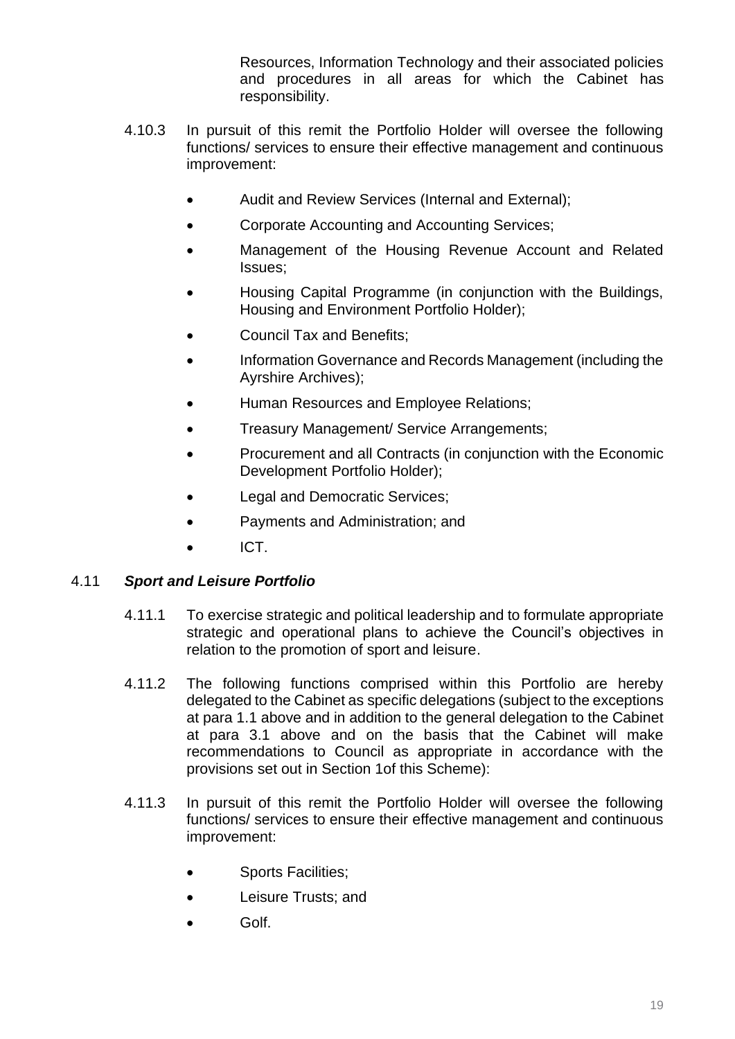Resources, Information Technology and their associated policies and procedures in all areas for which the Cabinet has responsibility.

4.10.3 In pursuit of this remit the Portfolio Holder will oversee the following functions/ services to ensure their effective management and continuous improvement:

- Audit and Review Services (Internal and External);
- Corporate Accounting and Accounting Services;
- Management of the Housing Revenue Account and Related Issues;
- Housing Capital Programme (in conjunction with the Buildings, Housing and Environment Portfolio Holder);
- Council Tax and Benefits;
- Information Governance and Records Management (including the Ayrshire Archives);
- Human Resources and Employee Relations;
- Treasury Management/ Service Arrangements;
- Procurement and all Contracts (in conjunction with the Economic Development Portfolio Holder);
- Legal and Democratic Services;
- Payments and Administration; and
- ICT.

### 4.11 *Sport and Leisure Portfolio*

4.11.1 To exercise strategic and political leadership and to formulate appropriate strategic and operational plans to achieve the Council's objectives in relation to the promotion of sport and leisure.

4.11.2 The following functions comprised within this Portfolio are hereby delegated to the Cabinet as specific delegations (subject to the exceptions at para 1.1 above and in addition to the general delegation to the Cabinet at para 3.1 above and on the basis that the Cabinet will make recommendations to Council as appropriate in accordance with the provisions set out in Section 1of this Scheme):

4.11.3 In pursuit of this remit the Portfolio Holder will oversee the following functions/ services to ensure their effective management and continuous improvement:

- Sports Facilities;
- Leisure Trusts; and
- Golf.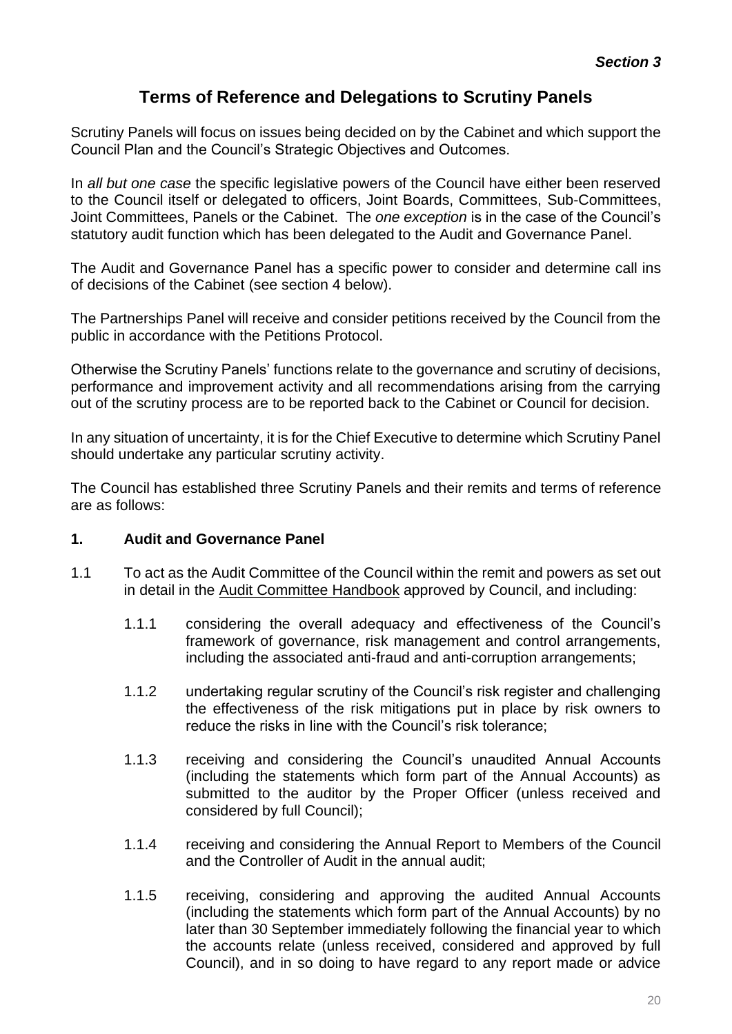***Section 3***

# Terms of Reference and Delegations to Scrutiny Panels

Scrutiny Panels will focus on issues being decided on by the Cabinet and which support the Council Plan and the Council's Strategic Objectives and Outcomes.

In *all but one case* the specific legislative powers of the Council have either been reserved to the Council itself or delegated to officers, Joint Boards, Committees, Sub-Committees, Joint Committees, Panels or the Cabinet. The *one exception* is in the case of the Council's statutory audit function which has been delegated to the Audit and Governance Panel.

The Audit and Governance Panel has a specific power to consider and determine call ins of decisions of the Cabinet (see section 4 below).

The Partnerships Panel will receive and consider petitions received by the Council from the public in accordance with the Petitions Protocol.

Otherwise the Scrutiny Panels' functions relate to the governance and scrutiny of decisions, performance and improvement activity and all recommendations arising from the carrying out of the scrutiny process are to be reported back to the Cabinet or Council for decision.

In any situation of uncertainty, it is for the Chief Executive to determine which Scrutiny Panel should undertake any particular scrutiny activity.

The Council has established three Scrutiny Panels and their remits and terms of reference are as follows:

## 1. Audit and Governance Panel

1.1 To act as the Audit Committee of the Council within the remit and powers as set out in detail in the Audit Committee Handbook approved by Council, and including:

1.1.1 considering the overall adequacy and effectiveness of the Council's framework of governance, risk management and control arrangements, including the associated anti-fraud and anti-corruption arrangements;

1.1.2 undertaking regular scrutiny of the Council's risk register and challenging the effectiveness of the risk mitigations put in place by risk owners to reduce the risks in line with the Council's risk tolerance;

1.1.3 receiving and considering the Council's unaudited Annual Accounts (including the statements which form part of the Annual Accounts) as submitted to the auditor by the Proper Officer (unless received and considered by full Council);

1.1.4 receiving and considering the Annual Report to Members of the Council and the Controller of Audit in the annual audit;

1.1.5 receiving, considering and approving the audited Annual Accounts (including the statements which form part of the Annual Accounts) by no later than 30 September immediately following the financial year to which the accounts relate (unless received, considered and approved by full Council), and in so doing to have regard to any report made or advice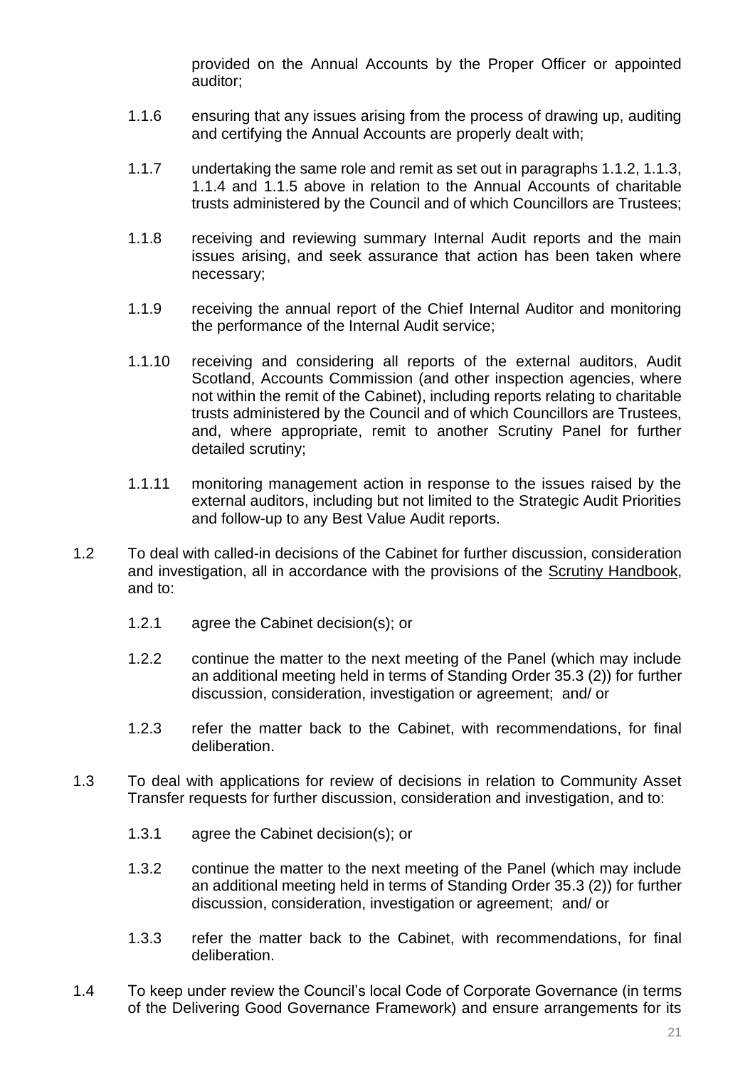provided on the Annual Accounts by the Proper Officer or appointed auditor;

1.1.6 ensuring that any issues arising from the process of drawing up, auditing and certifying the Annual Accounts are properly dealt with;

1.1.7 undertaking the same role and remit as set out in paragraphs 1.1.2, 1.1.3, 1.1.4 and 1.1.5 above in relation to the Annual Accounts of charitable trusts administered by the Council and of which Councillors are Trustees;

1.1.8 receiving and reviewing summary Internal Audit reports and the main issues arising, and seek assurance that action has been taken where necessary;

1.1.9 receiving the annual report of the Chief Internal Auditor and monitoring the performance of the Internal Audit service;

1.1.10 receiving and considering all reports of the external auditors, Audit Scotland, Accounts Commission (and other inspection agencies, where not within the remit of the Cabinet), including reports relating to charitable trusts administered by the Council and of which Councillors are Trustees, and, where appropriate, remit to another Scrutiny Panel for further detailed scrutiny;

1.1.11 monitoring management action in response to the issues raised by the external auditors, including but not limited to the Strategic Audit Priorities and follow-up to any Best Value Audit reports.

1.2 To deal with called-in decisions of the Cabinet for further discussion, consideration and investigation, all in accordance with the provisions of the Scrutiny Handbook, and to:

1.2.1 agree the Cabinet decision(s); or

1.2.2 continue the matter to the next meeting of the Panel (which may include an additional meeting held in terms of Standing Order 35.3 (2)) for further discussion, consideration, investigation or agreement; and/ or

1.2.3 refer the matter back to the Cabinet, with recommendations, for final deliberation.

1.3 To deal with applications for review of decisions in relation to Community Asset Transfer requests for further discussion, consideration and investigation, and to:

1.3.1 agree the Cabinet decision(s); or

1.3.2 continue the matter to the next meeting of the Panel (which may include an additional meeting held in terms of Standing Order 35.3 (2)) for further discussion, consideration, investigation or agreement; and/ or

1.3.3 refer the matter back to the Cabinet, with recommendations, for final deliberation.

1.4 To keep under review the Council's local Code of Corporate Governance (in terms of the Delivering Good Governance Framework) and ensure arrangements for its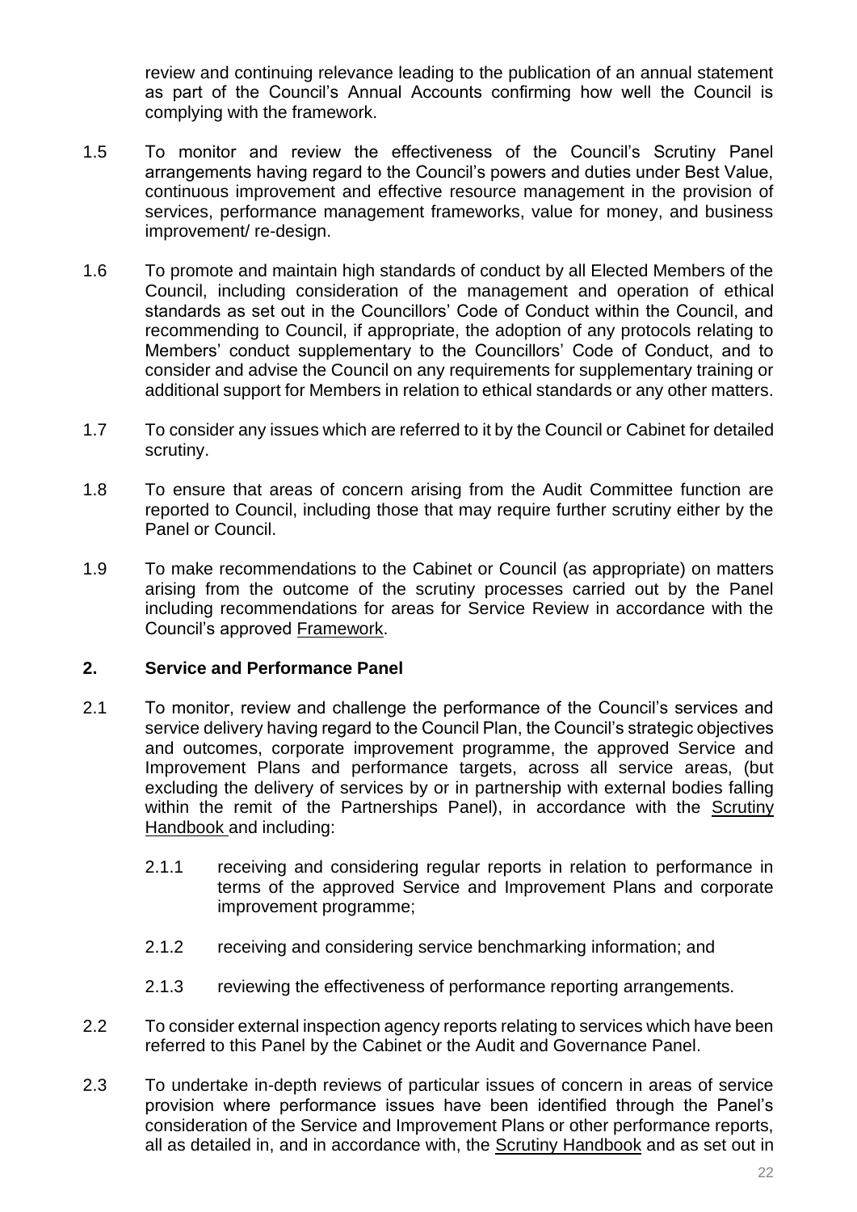review and continuing relevance leading to the publication of an annual statement as part of the Council's Annual Accounts confirming how well the Council is complying with the framework.

1.5 To monitor and review the effectiveness of the Council's Scrutiny Panel arrangements having regard to the Council's powers and duties under Best Value, continuous improvement and effective resource management in the provision of services, performance management frameworks, value for money, and business improvement/ re-design.

1.6 To promote and maintain high standards of conduct by all Elected Members of the Council, including consideration of the management and operation of ethical standards as set out in the Councillors' Code of Conduct within the Council, and recommending to Council, if appropriate, the adoption of any protocols relating to Members' conduct supplementary to the Councillors' Code of Conduct, and to consider and advise the Council on any requirements for supplementary training or additional support for Members in relation to ethical standards or any other matters.

1.7 To consider any issues which are referred to it by the Council or Cabinet for detailed scrutiny.

1.8 To ensure that areas of concern arising from the Audit Committee function are reported to Council, including those that may require further scrutiny either by the Panel or Council.

1.9 To make recommendations to the Cabinet or Council (as appropriate) on matters arising from the outcome of the scrutiny processes carried out by the Panel including recommendations for areas for Service Review in accordance with the Council's approved Framework.

## 2. Service and Performance Panel

2.1 To monitor, review and challenge the performance of the Council's services and service delivery having regard to the Council Plan, the Council's strategic objectives and outcomes, corporate improvement programme, the approved Service and Improvement Plans and performance targets, across all service areas, (but excluding the delivery of services by or in partnership with external bodies falling within the remit of the Partnerships Panel), in accordance with the Scrutiny Handbook and including:

2.1.1 receiving and considering regular reports in relation to performance in terms of the approved Service and Improvement Plans and corporate improvement programme;

2.1.2 receiving and considering service benchmarking information; and

2.1.3 reviewing the effectiveness of performance reporting arrangements.

2.2 To consider external inspection agency reports relating to services which have been referred to this Panel by the Cabinet or the Audit and Governance Panel.

2.3 To undertake in-depth reviews of particular issues of concern in areas of service provision where performance issues have been identified through the Panel's consideration of the Service and Improvement Plans or other performance reports, all as detailed in, and in accordance with, the Scrutiny Handbook and as set out in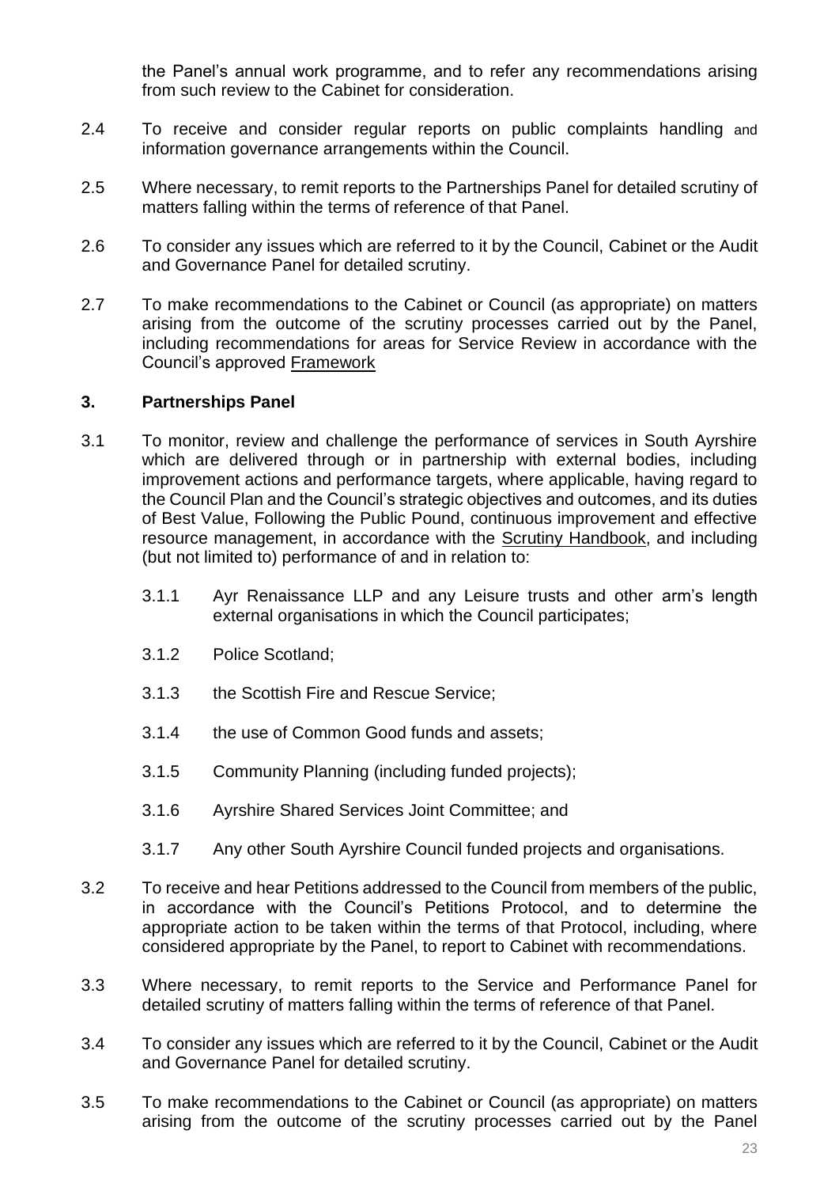the Panel's annual work programme, and to refer any recommendations arising from such review to the Cabinet for consideration.

2.4 To receive and consider regular reports on public complaints handling and information governance arrangements within the Council.

2.5 Where necessary, to remit reports to the Partnerships Panel for detailed scrutiny of matters falling within the terms of reference of that Panel.

2.6 To consider any issues which are referred to it by the Council, Cabinet or the Audit and Governance Panel for detailed scrutiny.

2.7 To make recommendations to the Cabinet or Council (as appropriate) on matters arising from the outcome of the scrutiny processes carried out by the Panel, including recommendations for areas for Service Review in accordance with the Council's approved Framework

### 3. Partnerships Panel

3.1 To monitor, review and challenge the performance of services in South Ayrshire which are delivered through or in partnership with external bodies, including improvement actions and performance targets, where applicable, having regard to the Council Plan and the Council's strategic objectives and outcomes, and its duties of Best Value, Following the Public Pound, continuous improvement and effective resource management, in accordance with the Scrutiny Handbook, and including (but not limited to) performance of and in relation to:

   3.1.1 Ayr Renaissance LLP and any Leisure trusts and other arm's length external organisations in which the Council participates;

   3.1.2 Police Scotland;

   3.1.3 the Scottish Fire and Rescue Service;

   3.1.4 the use of Common Good funds and assets;

   3.1.5 Community Planning (including funded projects);

   3.1.6 Ayrshire Shared Services Joint Committee; and

   3.1.7 Any other South Ayrshire Council funded projects and organisations.

3.2 To receive and hear Petitions addressed to the Council from members of the public, in accordance with the Council's Petitions Protocol, and to determine the appropriate action to be taken within the terms of that Protocol, including, where considered appropriate by the Panel, to report to Cabinet with recommendations.

3.3 Where necessary, to remit reports to the Service and Performance Panel for detailed scrutiny of matters falling within the terms of reference of that Panel.

3.4 To consider any issues which are referred to it by the Council, Cabinet or the Audit and Governance Panel for detailed scrutiny.

3.5 To make recommendations to the Cabinet or Council (as appropriate) on matters arising from the outcome of the scrutiny processes carried out by the Panel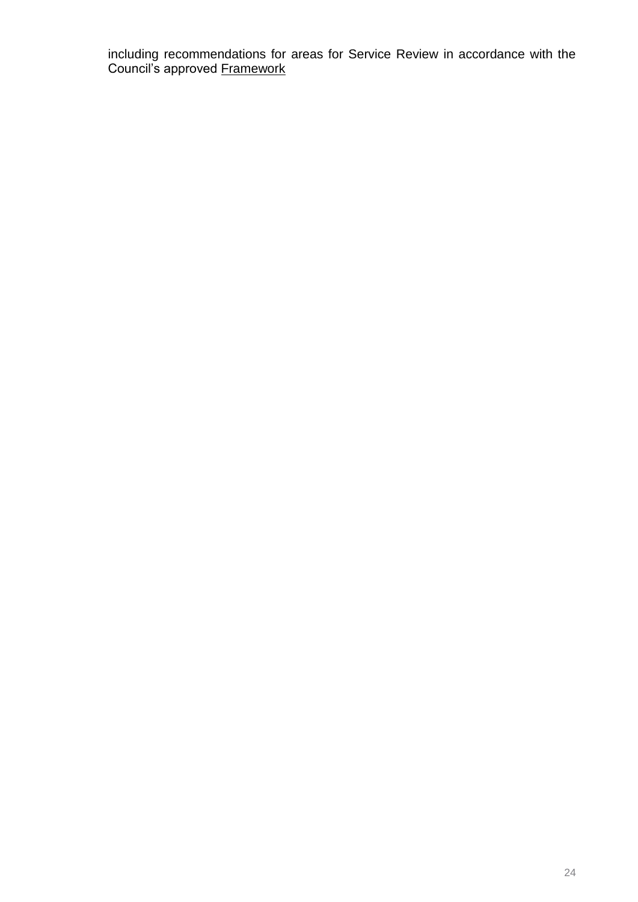including recommendations for areas for Service Review in accordance with the Council's approved Framework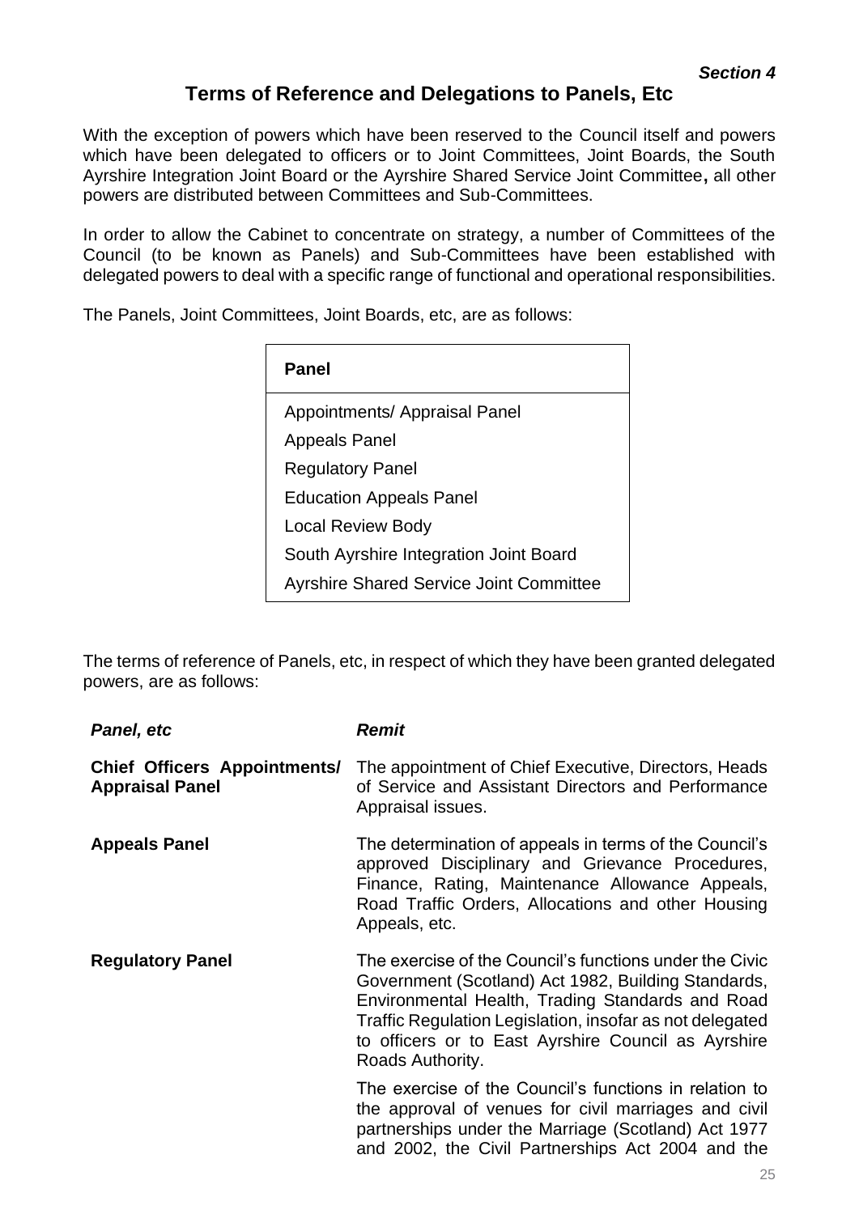*Section 4*

## Terms of Reference and Delegations to Panels, Etc

With the exception of powers which have been reserved to the Council itself and powers which have been delegated to officers or to Joint Committees, Joint Boards, the South Ayrshire Integration Joint Board or the Ayrshire Shared Service Joint Committee**,** all other powers are distributed between Committees and Sub-Committees.

In order to allow the Cabinet to concentrate on strategy, a number of Committees of the Council (to be known as Panels) and Sub-Committees have been established with delegated powers to deal with a specific range of functional and operational responsibilities.

The Panels, Joint Committees, Joint Boards, etc, are as follows:

| Panel |
|---|
| Appointments/ Appraisal Panel |
| Appeals Panel |
| Regulatory Panel |
| Education Appeals Panel |
| Local Review Body |
| South Ayrshire Integration Joint Board |
| Ayrshire Shared Service Joint Committee |

The terms of reference of Panels, etc, in respect of which they have been granted delegated powers, are as follows:

| *Panel, etc* | *Remit* |
|---|---|
| **Chief Officers Appointments/ Appraisal Panel** | The appointment of Chief Executive, Directors, Heads of Service and Assistant Directors and Performance Appraisal issues. |
| **Appeals Panel** | The determination of appeals in terms of the Council's approved Disciplinary and Grievance Procedures, Finance, Rating, Maintenance Allowance Appeals, Road Traffic Orders, Allocations and other Housing Appeals, etc. |
| **Regulatory Panel** | The exercise of the Council's functions under the Civic Government (Scotland) Act 1982, Building Standards, Environmental Health, Trading Standards and Road Traffic Regulation Legislation, insofar as not delegated to officers or to East Ayrshire Council as Ayrshire Roads Authority.<br><br>The exercise of the Council's functions in relation to the approval of venues for civil marriages and civil partnerships under the Marriage (Scotland) Act 1977 and 2002, the Civil Partnerships Act 2004 and the |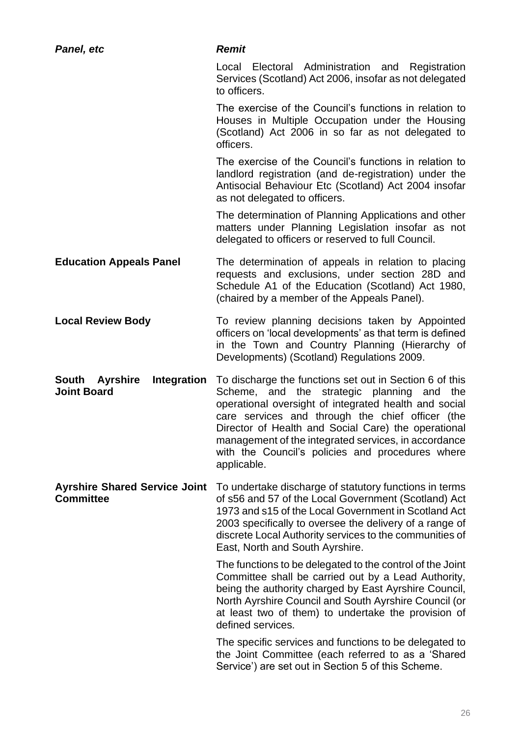| *Panel, etc* | *Remit* |
|---|---|
| | Local Electoral Administration and Registration Services (Scotland) Act 2006, insofar as not delegated to officers.<br><br>The exercise of the Council's functions in relation to Houses in Multiple Occupation under the Housing (Scotland) Act 2006 in so far as not delegated to officers.<br><br>The exercise of the Council's functions in relation to landlord registration (and de-registration) under the Antisocial Behaviour Etc (Scotland) Act 2004 insofar as not delegated to officers.<br><br>The determination of Planning Applications and other matters under Planning Legislation insofar as not delegated to officers or reserved to full Council. |
| **Education Appeals Panel** | The determination of appeals in relation to placing requests and exclusions, under section 28D and Schedule A1 of the Education (Scotland) Act 1980, (chaired by a member of the Appeals Panel). |
| **Local Review Body** | To review planning decisions taken by Appointed officers on 'local developments' as that term is defined in the Town and Country Planning (Hierarchy of Developments) (Scotland) Regulations 2009. |
| **South Ayrshire Integration Joint Board** | To discharge the functions set out in Section 6 of this Scheme, and the strategic planning and the operational oversight of integrated health and social care services and through the chief officer (the Director of Health and Social Care) the operational management of the integrated services, in accordance with the Council's policies and procedures where applicable. |
| **Ayrshire Shared Service Joint Committee** | To undertake discharge of statutory functions in terms of s56 and 57 of the Local Government (Scotland) Act 1973 and s15 of the Local Government in Scotland Act 2003 specifically to oversee the delivery of a range of discrete Local Authority services to the communities of East, North and South Ayrshire.<br><br>The functions to be delegated to the control of the Joint Committee shall be carried out by a Lead Authority, being the authority charged by East Ayrshire Council, North Ayrshire Council and South Ayrshire Council (or at least two of them) to undertake the provision of defined services.<br><br>The specific services and functions to be delegated to the Joint Committee (each referred to as a 'Shared Service') are set out in Section 5 of this Scheme. |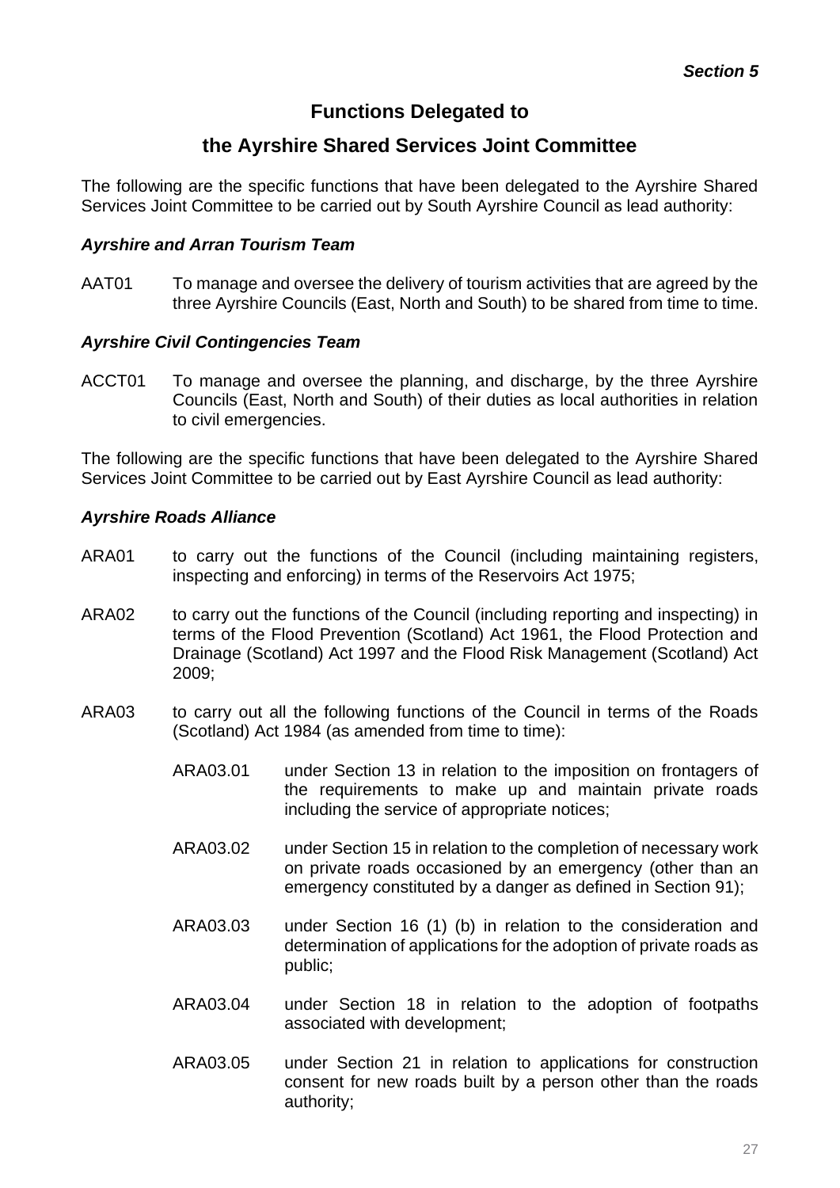*Section 5*

## Functions Delegated to

## the Ayrshire Shared Services Joint Committee

The following are the specific functions that have been delegated to the Ayrshire Shared Services Joint Committee to be carried out by South Ayrshire Council as lead authority:

### *Ayrshire and Arran Tourism Team*

AAT01 To manage and oversee the delivery of tourism activities that are agreed by the three Ayrshire Councils (East, North and South) to be shared from time to time.

### *Ayrshire Civil Contingencies Team*

ACCT01 To manage and oversee the planning, and discharge, by the three Ayrshire Councils (East, North and South) of their duties as local authorities in relation to civil emergencies.

The following are the specific functions that have been delegated to the Ayrshire Shared Services Joint Committee to be carried out by East Ayrshire Council as lead authority:

### *Ayrshire Roads Alliance*

ARA01 to carry out the functions of the Council (including maintaining registers, inspecting and enforcing) in terms of the Reservoirs Act 1975;

ARA02 to carry out the functions of the Council (including reporting and inspecting) in terms of the Flood Prevention (Scotland) Act 1961, the Flood Protection and Drainage (Scotland) Act 1997 and the Flood Risk Management (Scotland) Act 2009;

ARA03 to carry out all the following functions of the Council in terms of the Roads (Scotland) Act 1984 (as amended from time to time):

- ARA03.01 under Section 13 in relation to the imposition on frontagers of the requirements to make up and maintain private roads including the service of appropriate notices;
- ARA03.02 under Section 15 in relation to the completion of necessary work on private roads occasioned by an emergency (other than an emergency constituted by a danger as defined in Section 91);
- ARA03.03 under Section 16 (1) (b) in relation to the consideration and determination of applications for the adoption of private roads as public;
- ARA03.04 under Section 18 in relation to the adoption of footpaths associated with development;
- ARA03.05 under Section 21 in relation to applications for construction consent for new roads built by a person other than the roads authority;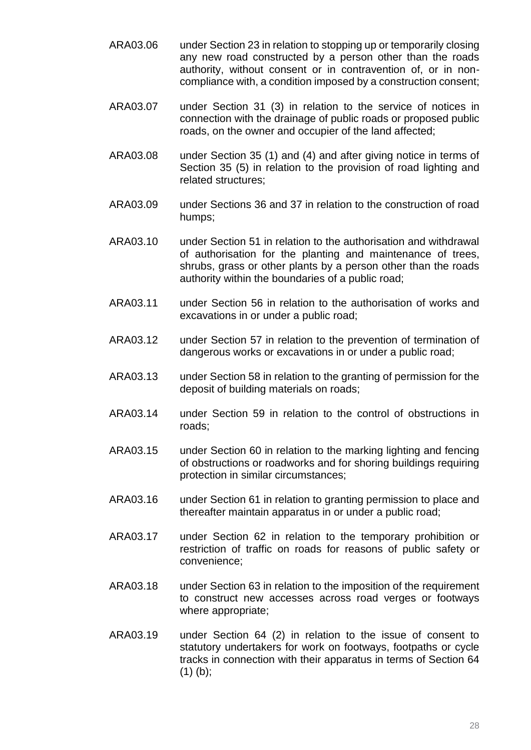ARA03.06 under Section 23 in relation to stopping up or temporarily closing any new road constructed by a person other than the roads authority, without consent or in contravention of, or in non-compliance with, a condition imposed by a construction consent;

ARA03.07 under Section 31 (3) in relation to the service of notices in connection with the drainage of public roads or proposed public roads, on the owner and occupier of the land affected;

ARA03.08 under Section 35 (1) and (4) and after giving notice in terms of Section 35 (5) in relation to the provision of road lighting and related structures;

ARA03.09 under Sections 36 and 37 in relation to the construction of road humps;

ARA03.10 under Section 51 in relation to the authorisation and withdrawal of authorisation for the planting and maintenance of trees, shrubs, grass or other plants by a person other than the roads authority within the boundaries of a public road;

ARA03.11 under Section 56 in relation to the authorisation of works and excavations in or under a public road;

ARA03.12 under Section 57 in relation to the prevention of termination of dangerous works or excavations in or under a public road;

ARA03.13 under Section 58 in relation to the granting of permission for the deposit of building materials on roads;

ARA03.14 under Section 59 in relation to the control of obstructions in roads;

ARA03.15 under Section 60 in relation to the marking lighting and fencing of obstructions or roadworks and for shoring buildings requiring protection in similar circumstances;

ARA03.16 under Section 61 in relation to granting permission to place and thereafter maintain apparatus in or under a public road;

ARA03.17 under Section 62 in relation to the temporary prohibition or restriction of traffic on roads for reasons of public safety or convenience;

ARA03.18 under Section 63 in relation to the imposition of the requirement to construct new accesses across road verges or footways where appropriate;

ARA03.19 under Section 64 (2) in relation to the issue of consent to statutory undertakers for work on footways, footpaths or cycle tracks in connection with their apparatus in terms of Section 64 (1) (b);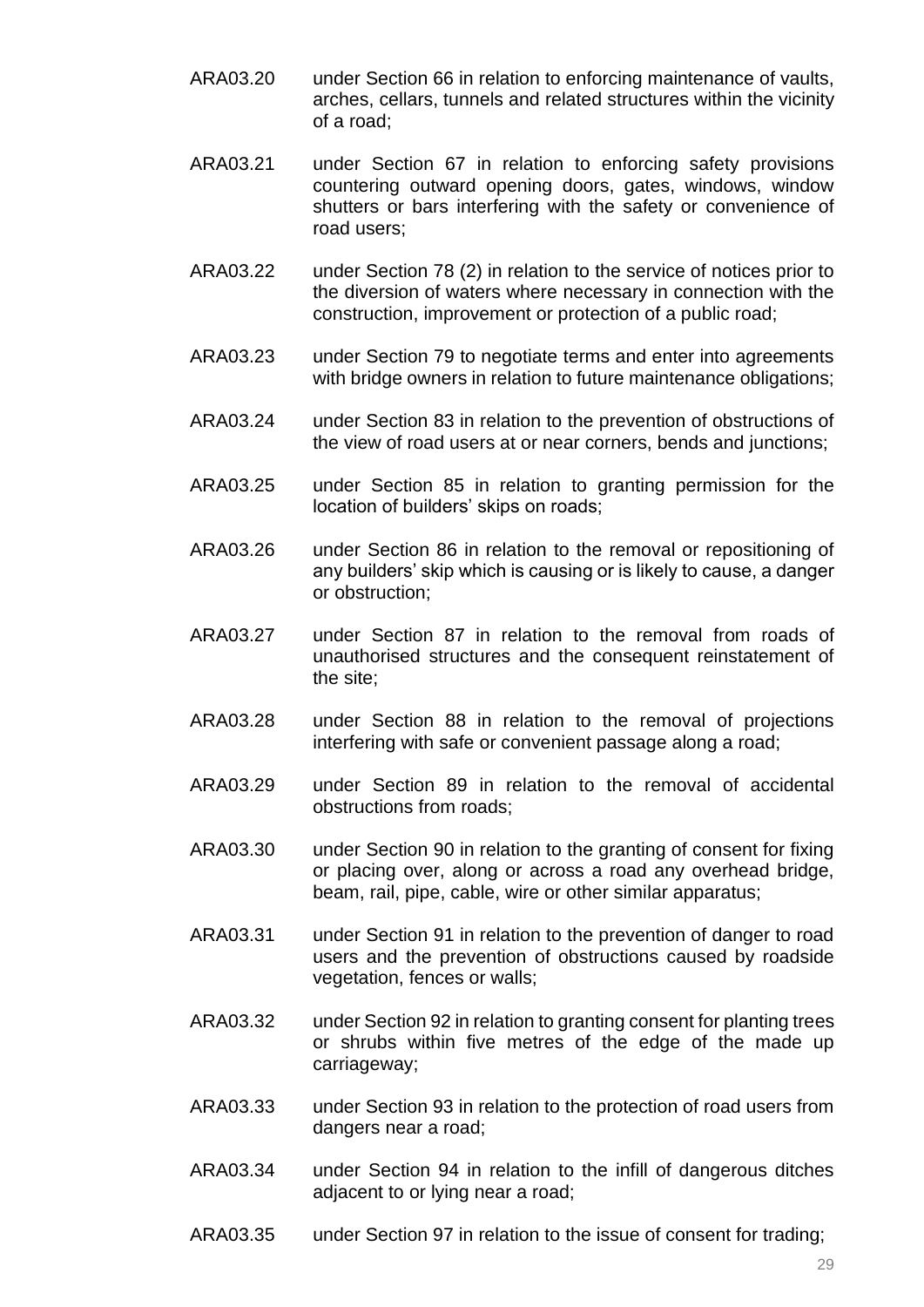ARA03.20 under Section 66 in relation to enforcing maintenance of vaults, arches, cellars, tunnels and related structures within the vicinity of a road;

ARA03.21 under Section 67 in relation to enforcing safety provisions countering outward opening doors, gates, windows, window shutters or bars interfering with the safety or convenience of road users;

ARA03.22 under Section 78 (2) in relation to the service of notices prior to the diversion of waters where necessary in connection with the construction, improvement or protection of a public road;

ARA03.23 under Section 79 to negotiate terms and enter into agreements with bridge owners in relation to future maintenance obligations;

ARA03.24 under Section 83 in relation to the prevention of obstructions of the view of road users at or near corners, bends and junctions;

ARA03.25 under Section 85 in relation to granting permission for the location of builders' skips on roads;

ARA03.26 under Section 86 in relation to the removal or repositioning of any builders' skip which is causing or is likely to cause, a danger or obstruction;

ARA03.27 under Section 87 in relation to the removal from roads of unauthorised structures and the consequent reinstatement of the site;

ARA03.28 under Section 88 in relation to the removal of projections interfering with safe or convenient passage along a road;

ARA03.29 under Section 89 in relation to the removal of accidental obstructions from roads;

ARA03.30 under Section 90 in relation to the granting of consent for fixing or placing over, along or across a road any overhead bridge, beam, rail, pipe, cable, wire or other similar apparatus;

ARA03.31 under Section 91 in relation to the prevention of danger to road users and the prevention of obstructions caused by roadside vegetation, fences or walls;

ARA03.32 under Section 92 in relation to granting consent for planting trees or shrubs within five metres of the edge of the made up carriageway;

ARA03.33 under Section 93 in relation to the protection of road users from dangers near a road;

ARA03.34 under Section 94 in relation to the infill of dangerous ditches adjacent to or lying near a road;

ARA03.35 under Section 97 in relation to the issue of consent for trading;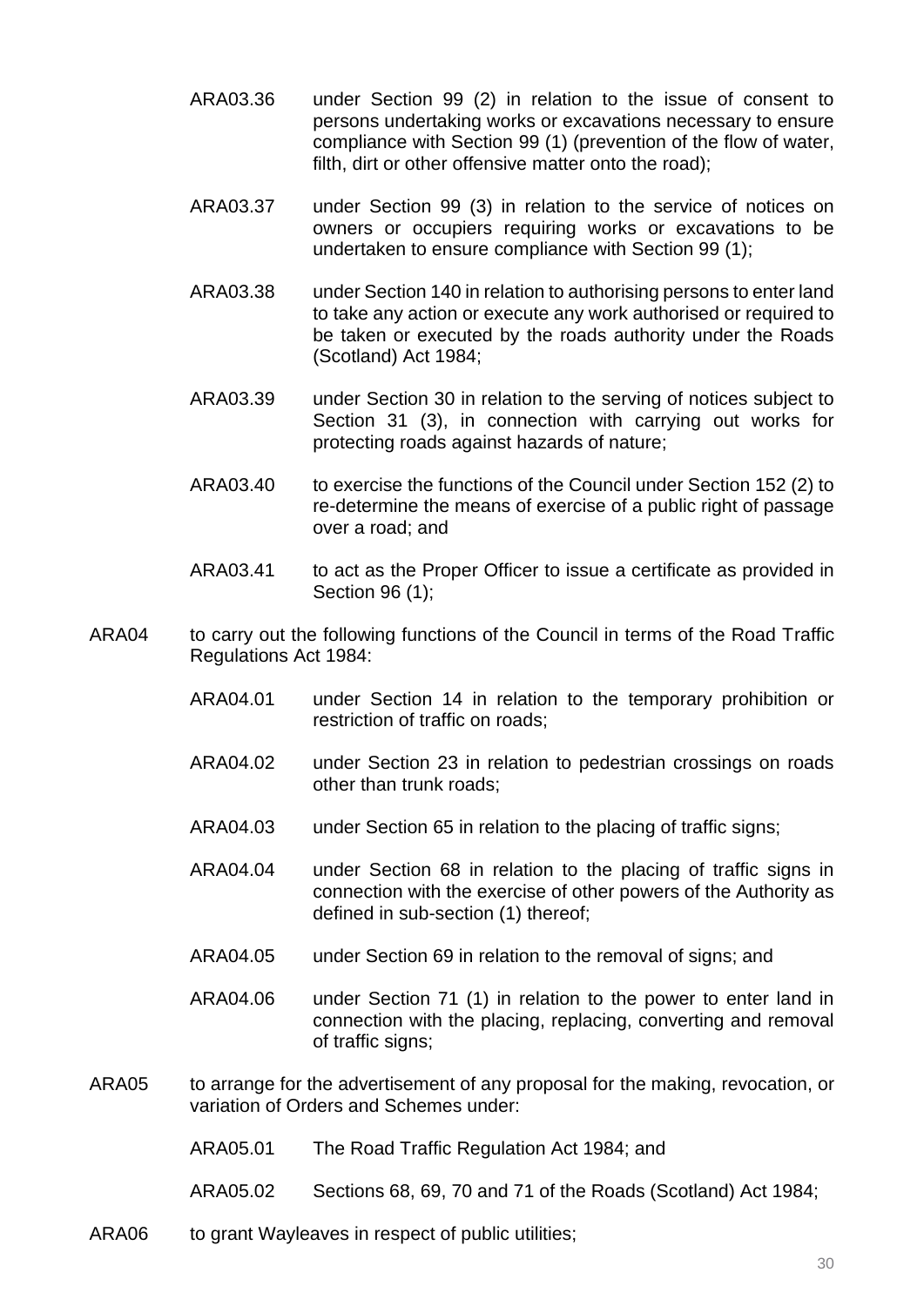ARA03.36 under Section 99 (2) in relation to the issue of consent to persons undertaking works or excavations necessary to ensure compliance with Section 99 (1) (prevention of the flow of water, filth, dirt or other offensive matter onto the road);

ARA03.37 under Section 99 (3) in relation to the service of notices on owners or occupiers requiring works or excavations to be undertaken to ensure compliance with Section 99 (1);

ARA03.38 under Section 140 in relation to authorising persons to enter land to take any action or execute any work authorised or required to be taken or executed by the roads authority under the Roads (Scotland) Act 1984;

ARA03.39 under Section 30 in relation to the serving of notices subject to Section 31 (3), in connection with carrying out works for protecting roads against hazards of nature;

ARA03.40 to exercise the functions of the Council under Section 152 (2) to re-determine the means of exercise of a public right of passage over a road; and

ARA03.41 to act as the Proper Officer to issue a certificate as provided in Section 96 (1);

ARA04 to carry out the following functions of the Council in terms of the Road Traffic Regulations Act 1984:

ARA04.01 under Section 14 in relation to the temporary prohibition or restriction of traffic on roads;

ARA04.02 under Section 23 in relation to pedestrian crossings on roads other than trunk roads;

ARA04.03 under Section 65 in relation to the placing of traffic signs;

ARA04.04 under Section 68 in relation to the placing of traffic signs in connection with the exercise of other powers of the Authority as defined in sub-section (1) thereof;

ARA04.05 under Section 69 in relation to the removal of signs; and

ARA04.06 under Section 71 (1) in relation to the power to enter land in connection with the placing, replacing, converting and removal of traffic signs;

ARA05 to arrange for the advertisement of any proposal for the making, revocation, or variation of Orders and Schemes under:

ARA05.01 The Road Traffic Regulation Act 1984; and

ARA05.02 Sections 68, 69, 70 and 71 of the Roads (Scotland) Act 1984;

ARA06 to grant Wayleaves in respect of public utilities;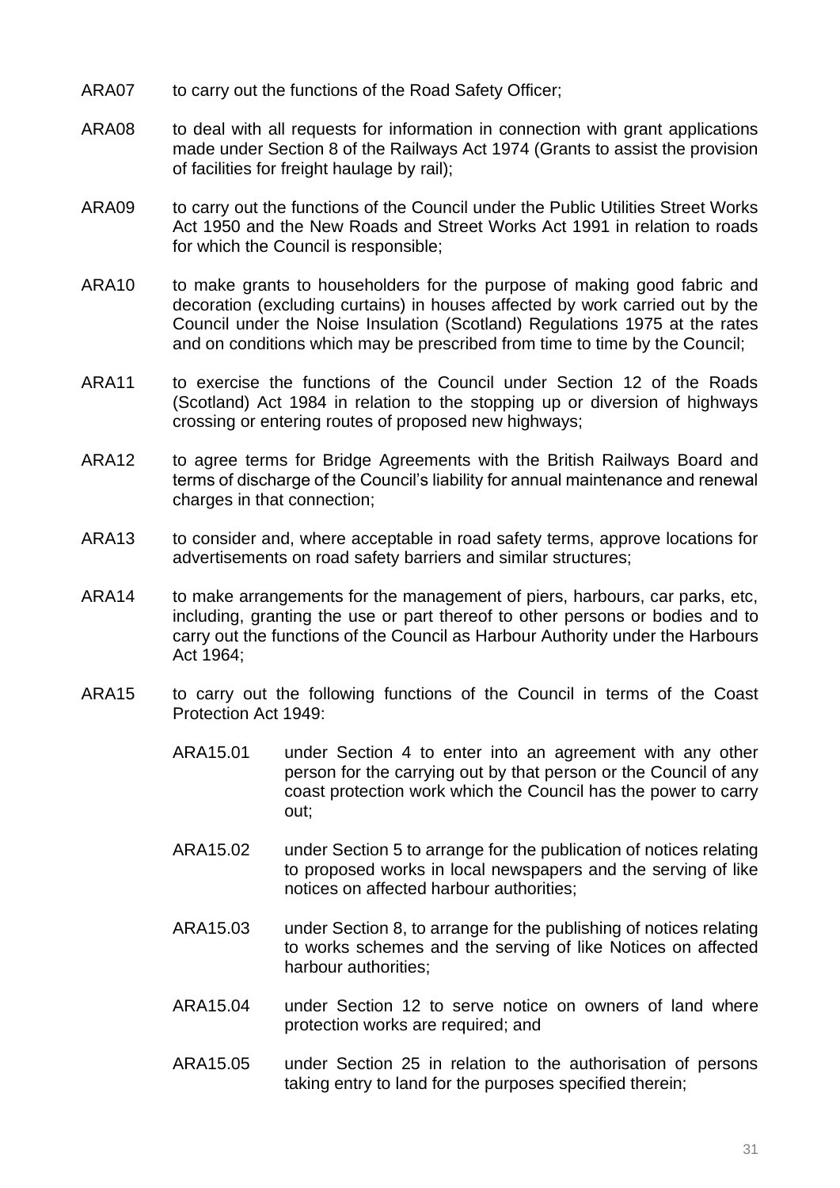ARA07 to carry out the functions of the Road Safety Officer;

ARA08 to deal with all requests for information in connection with grant applications made under Section 8 of the Railways Act 1974 (Grants to assist the provision of facilities for freight haulage by rail);

ARA09 to carry out the functions of the Council under the Public Utilities Street Works Act 1950 and the New Roads and Street Works Act 1991 in relation to roads for which the Council is responsible;

ARA10 to make grants to householders for the purpose of making good fabric and decoration (excluding curtains) in houses affected by work carried out by the Council under the Noise Insulation (Scotland) Regulations 1975 at the rates and on conditions which may be prescribed from time to time by the Council;

ARA11 to exercise the functions of the Council under Section 12 of the Roads (Scotland) Act 1984 in relation to the stopping up or diversion of highways crossing or entering routes of proposed new highways;

ARA12 to agree terms for Bridge Agreements with the British Railways Board and terms of discharge of the Council's liability for annual maintenance and renewal charges in that connection;

ARA13 to consider and, where acceptable in road safety terms, approve locations for advertisements on road safety barriers and similar structures;

ARA14 to make arrangements for the management of piers, harbours, car parks, etc, including, granting the use or part thereof to other persons or bodies and to carry out the functions of the Council as Harbour Authority under the Harbours Act 1964;

ARA15 to carry out the following functions of the Council in terms of the Coast Protection Act 1949:

- ARA15.01 under Section 4 to enter into an agreement with any other person for the carrying out by that person or the Council of any coast protection work which the Council has the power to carry out;
- ARA15.02 under Section 5 to arrange for the publication of notices relating to proposed works in local newspapers and the serving of like notices on affected harbour authorities;
- ARA15.03 under Section 8, to arrange for the publishing of notices relating to works schemes and the serving of like Notices on affected harbour authorities;
- ARA15.04 under Section 12 to serve notice on owners of land where protection works are required; and
- ARA15.05 under Section 25 in relation to the authorisation of persons taking entry to land for the purposes specified therein;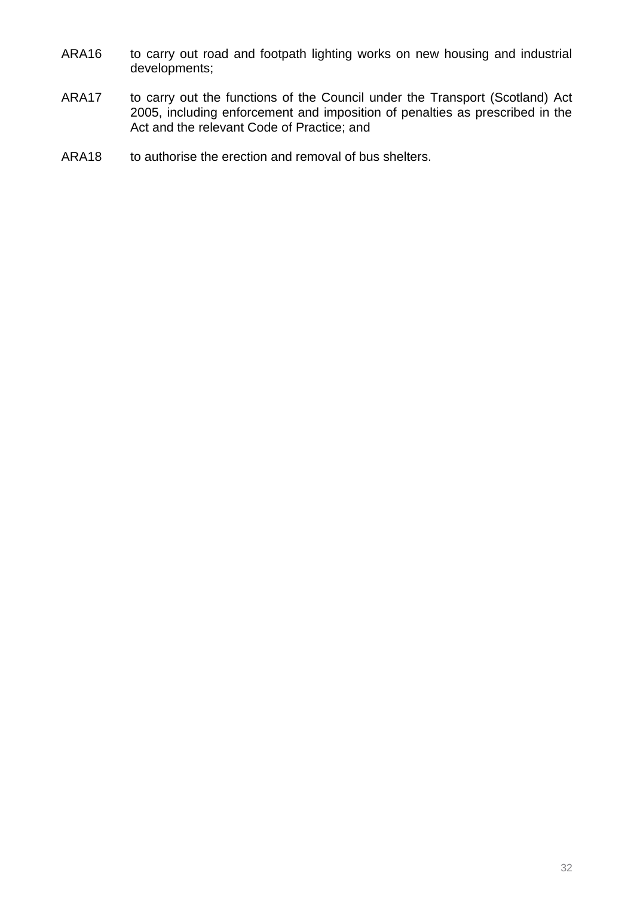ARA16 to carry out road and footpath lighting works on new housing and industrial developments;

ARA17 to carry out the functions of the Council under the Transport (Scotland) Act 2005, including enforcement and imposition of penalties as prescribed in the Act and the relevant Code of Practice; and

ARA18 to authorise the erection and removal of bus shelters.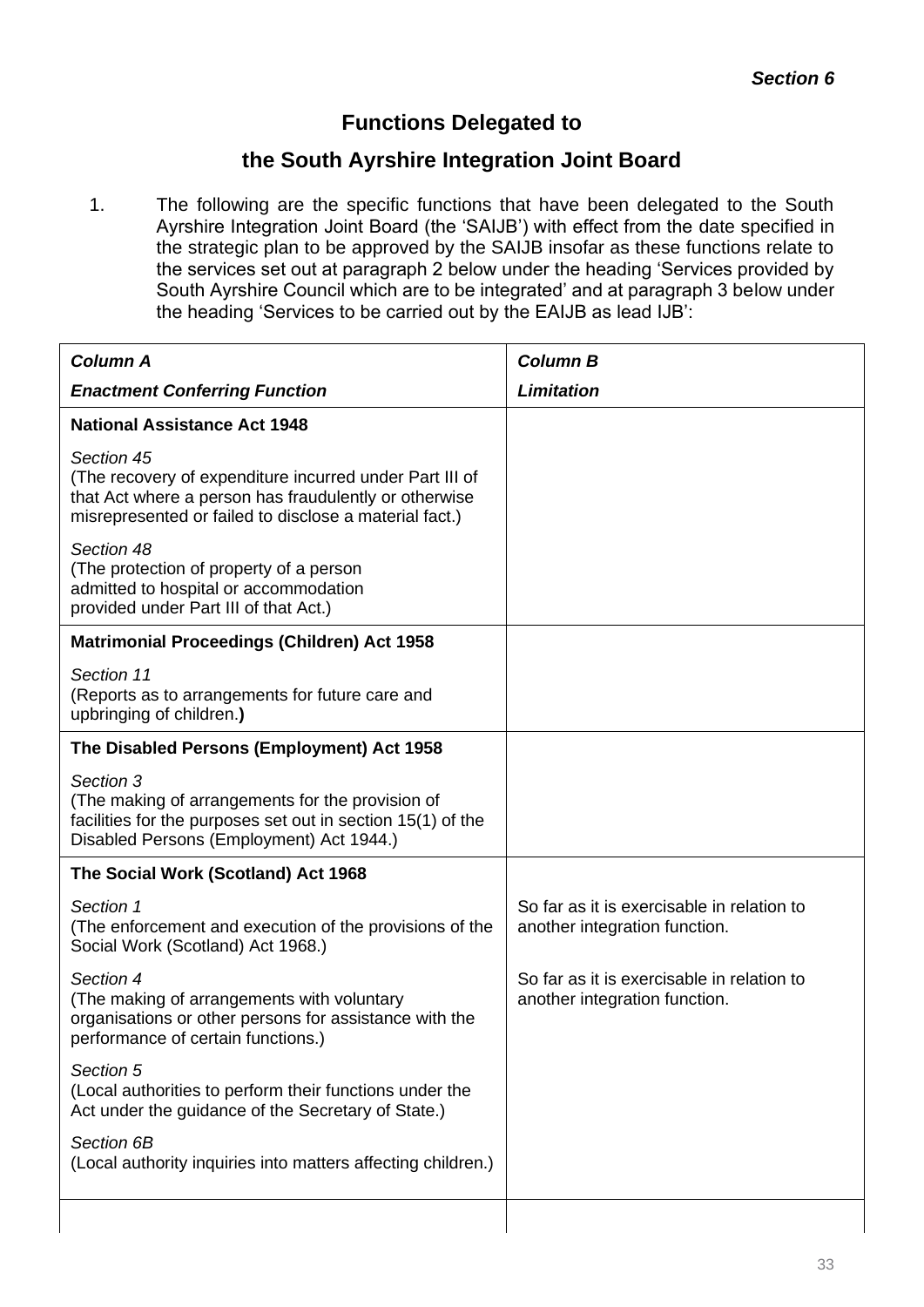*Section 6*

## Functions Delegated to

## the South Ayrshire Integration Joint Board

1. The following are the specific functions that have been delegated to the South Ayrshire Integration Joint Board (the 'SAIJB') with effect from the date specified in the strategic plan to be approved by the SAIJB insofar as these functions relate to the services set out at paragraph 2 below under the heading 'Services provided by South Ayrshire Council which are to be integrated' and at paragraph 3 below under the heading 'Services to be carried out by the EAIJB as lead IJB':

| ***Column A*** <br> ***Enactment Conferring Function*** | ***Column B*** <br> ***Limitation*** |
|---|---|
| **National Assistance Act 1948** | |
| *Section 45* <br> (The recovery of expenditure incurred under Part III of that Act where a person has fraudulently or otherwise misrepresented or failed to disclose a material fact.) | |
| *Section 48* <br> (The protection of property of a person admitted to hospital or accommodation provided under Part III of that Act.) | |
| **Matrimonial Proceedings (Children) Act 1958** | |
| *Section 11* <br> (Reports as to arrangements for future care and upbringing of children.**)** | |
| **The Disabled Persons (Employment) Act 1958** | |
| *Section 3* <br> (The making of arrangements for the provision of facilities for the purposes set out in section 15(1) of the Disabled Persons (Employment) Act 1944.) | |
| **The Social Work (Scotland) Act 1968** | |
| *Section 1* <br> (The enforcement and execution of the provisions of the Social Work (Scotland) Act 1968.) | So far as it is exercisable in relation to another integration function. |
| *Section 4* <br> (The making of arrangements with voluntary organisations or other persons for assistance with the performance of certain functions.) | So far as it is exercisable in relation to another integration function. |
| *Section 5* <br> (Local authorities to perform their functions under the Act under the guidance of the Secretary of State.) | |
| *Section 6B* <br> (Local authority inquiries into matters affecting children.) | |
| | |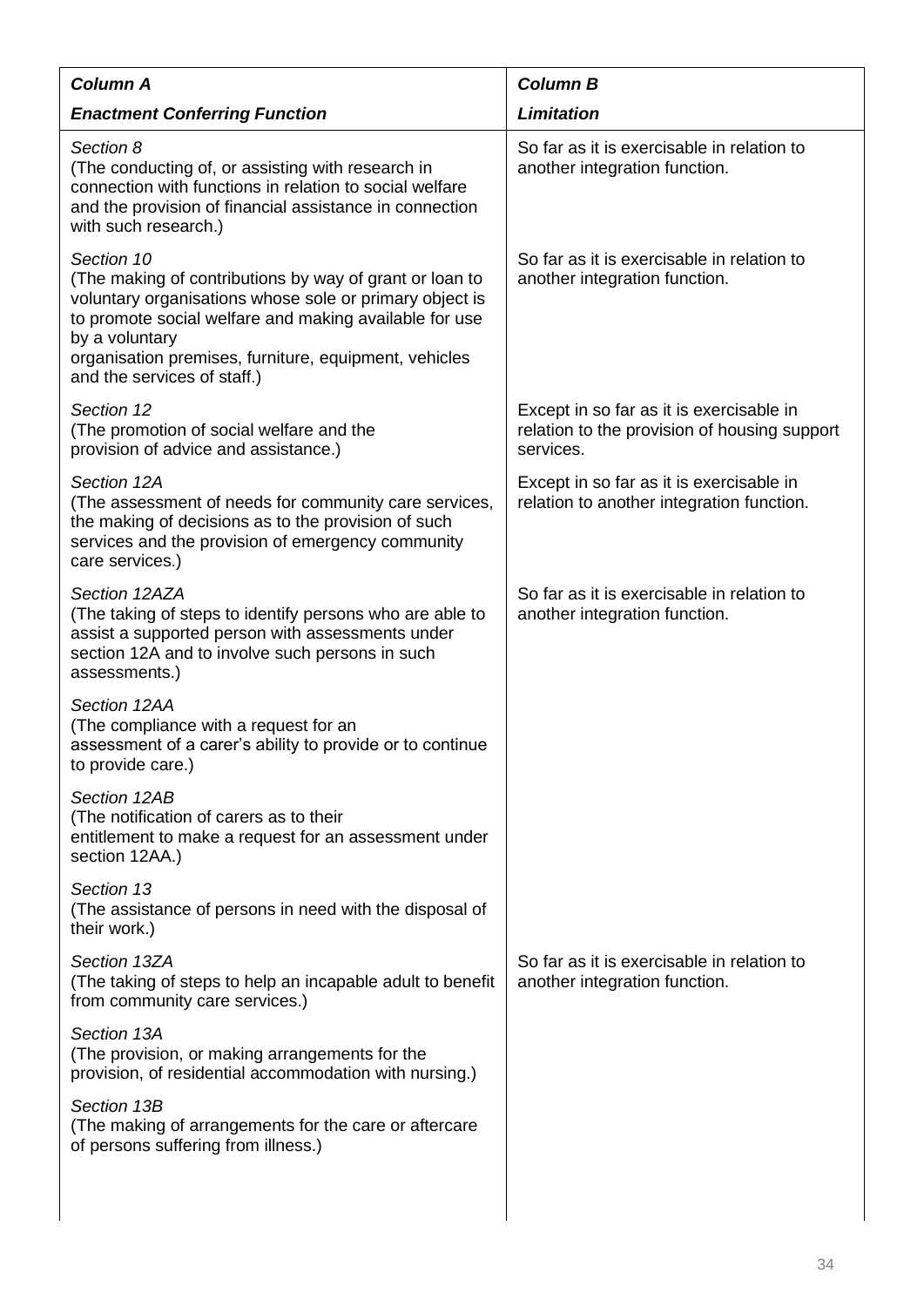| *Column A* <br> ***Enactment Conferring Function*** | *Column B* <br> ***Limitation*** |
|---|---|
| *Section 8* <br> (The conducting of, or assisting with research in connection with functions in relation to social welfare and the provision of financial assistance in connection with such research.) | So far as it is exercisable in relation to another integration function. |
| *Section 10* <br> (The making of contributions by way of grant or loan to voluntary organisations whose sole or primary object is to promote social welfare and making available for use by a voluntary organisation premises, furniture, equipment, vehicles and the services of staff.) | So far as it is exercisable in relation to another integration function. |
| *Section 12* <br> (The promotion of social welfare and the provision of advice and assistance.) | Except in so far as it is exercisable in relation to the provision of housing support services. |
| *Section 12A* <br> (The assessment of needs for community care services, the making of decisions as to the provision of such services and the provision of emergency community care services.) | Except in so far as it is exercisable in relation to another integration function. |
| *Section 12AZA* <br> (The taking of steps to identify persons who are able to assist a supported person with assessments under section 12A and to involve such persons in such assessments.) | So far as it is exercisable in relation to another integration function. |
| *Section 12AA* <br> (The compliance with a request for an assessment of a carer's ability to provide or to continue to provide care.) | |
| *Section 12AB* <br> (The notification of carers as to their entitlement to make a request for an assessment under section 12AA.) | |
| *Section 13* <br> (The assistance of persons in need with the disposal of their work.) | |
| *Section 13ZA* <br> (The taking of steps to help an incapable adult to benefit from community care services.) | So far as it is exercisable in relation to another integration function. |
| *Section 13A* <br> (The provision, or making arrangements for the provision, of residential accommodation with nursing.) | |
| *Section 13B* <br> (The making of arrangements for the care or aftercare of persons suffering from illness.) | |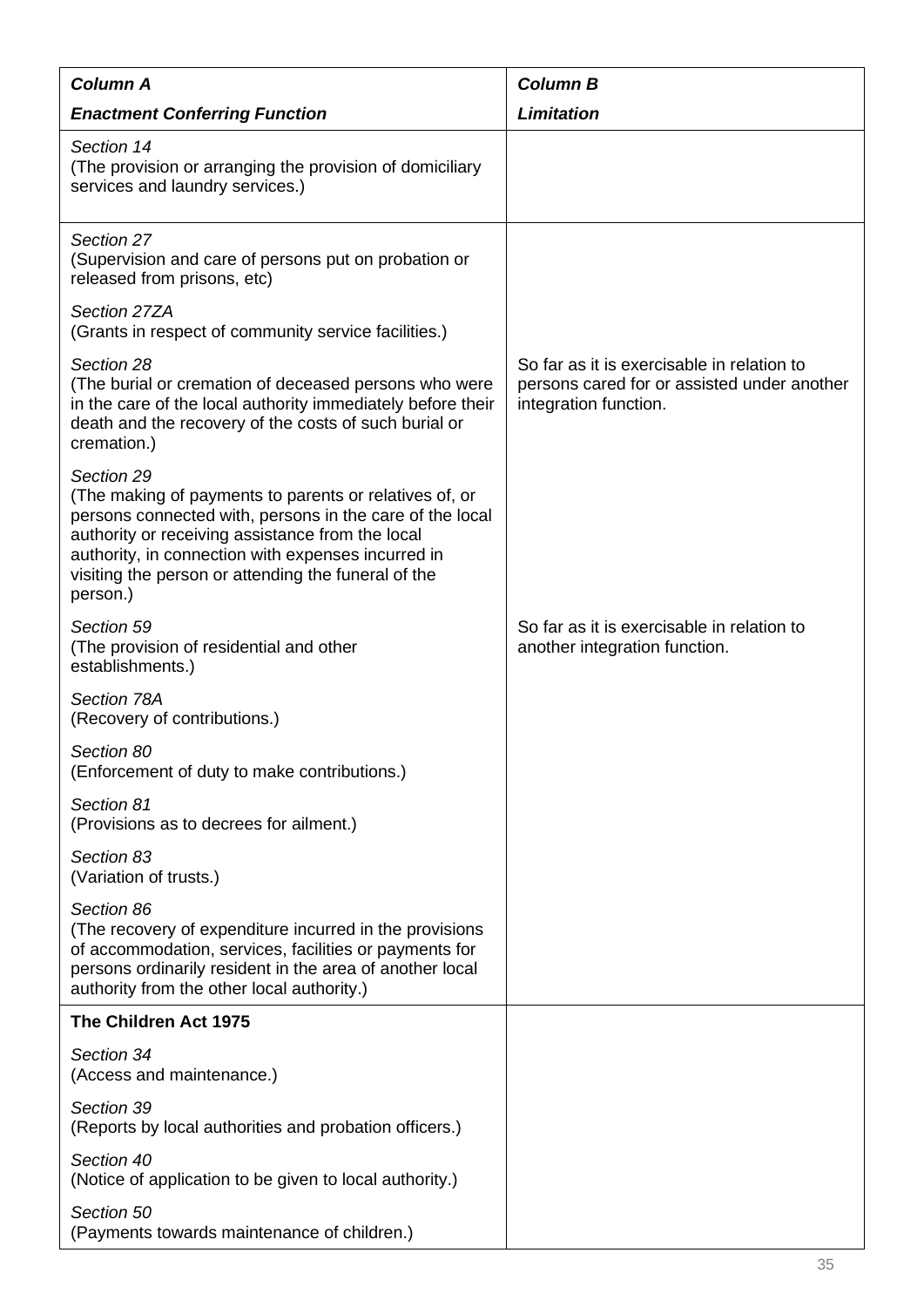| *Column A* *Enactment Conferring Function* | *Column B* *Limitation* |
|---|---|
| *Section 14* (The provision or arranging the provision of domiciliary services and laundry services.) | |
| *Section 27* (Supervision and care of persons put on probation or released from prisons, etc) | |
| *Section 27ZA* (Grants in respect of community service facilities.) | |
| *Section 28* (The burial or cremation of deceased persons who were in the care of the local authority immediately before their death and the recovery of the costs of such burial or cremation.) | So far as it is exercisable in relation to persons cared for or assisted under another integration function. |
| *Section 29* (The making of payments to parents or relatives of, or persons connected with, persons in the care of the local authority or receiving assistance from the local authority, in connection with expenses incurred in visiting the person or attending the funeral of the person.) | |
| *Section 59* (The provision of residential and other establishments.) | So far as it is exercisable in relation to another integration function. |
| *Section 78A* (Recovery of contributions.) | |
| *Section 80* (Enforcement of duty to make contributions.) | |
| *Section 81* (Provisions as to decrees for ailment.) | |
| *Section 83* (Variation of trusts.) | |
| *Section 86* (The recovery of expenditure incurred in the provisions of accommodation, services, facilities or payments for persons ordinarily resident in the area of another local authority from the other local authority.) | |
| **The Children Act 1975** | |
| *Section 34* (Access and maintenance.) | |
| *Section 39* (Reports by local authorities and probation officers.) | |
| *Section 40* (Notice of application to be given to local authority.) | |
| *Section 50* (Payments towards maintenance of children.) | |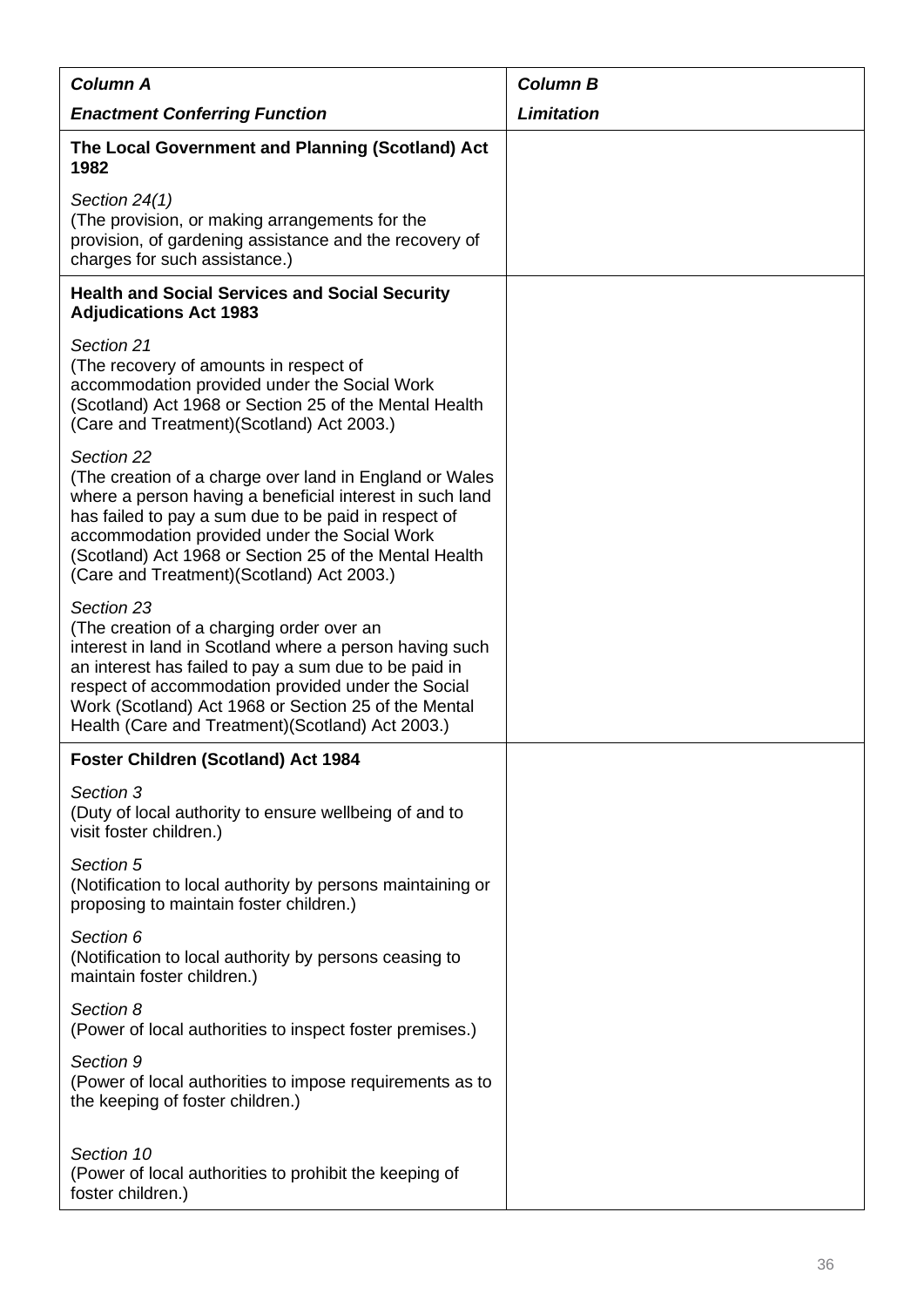| ***Column A*** ***Enactment Conferring Function*** | ***Column B*** ***Limitation*** |
|---|---|
| **The Local Government and Planning (Scotland) Act 1982** | |
| *Section 24(1)* (The provision, or making arrangements for the provision, of gardening assistance and the recovery of charges for such assistance.) | |
| **Health and Social Services and Social Security Adjudications Act 1983** | |
| *Section 21* (The recovery of amounts in respect of accommodation provided under the Social Work (Scotland) Act 1968 or Section 25 of the Mental Health (Care and Treatment)(Scotland) Act 2003.) | |
| *Section 22* (The creation of a charge over land in England or Wales where a person having a beneficial interest in such land has failed to pay a sum due to be paid in respect of accommodation provided under the Social Work (Scotland) Act 1968 or Section 25 of the Mental Health (Care and Treatment)(Scotland) Act 2003.) | |
| *Section 23* (The creation of a charging order over an interest in land in Scotland where a person having such an interest has failed to pay a sum due to be paid in respect of accommodation provided under the Social Work (Scotland) Act 1968 or Section 25 of the Mental Health (Care and Treatment)(Scotland) Act 2003.) | |
| **Foster Children (Scotland) Act 1984** | |
| *Section 3* (Duty of local authority to ensure wellbeing of and to visit foster children.) | |
| *Section 5* (Notification to local authority by persons maintaining or proposing to maintain foster children.) | |
| *Section 6* (Notification to local authority by persons ceasing to maintain foster children.) | |
| *Section 8* (Power of local authorities to inspect foster premises.) | |
| *Section 9* (Power of local authorities to impose requirements as to the keeping of foster children.) | |
| *Section 10* (Power of local authorities to prohibit the keeping of foster children.) | |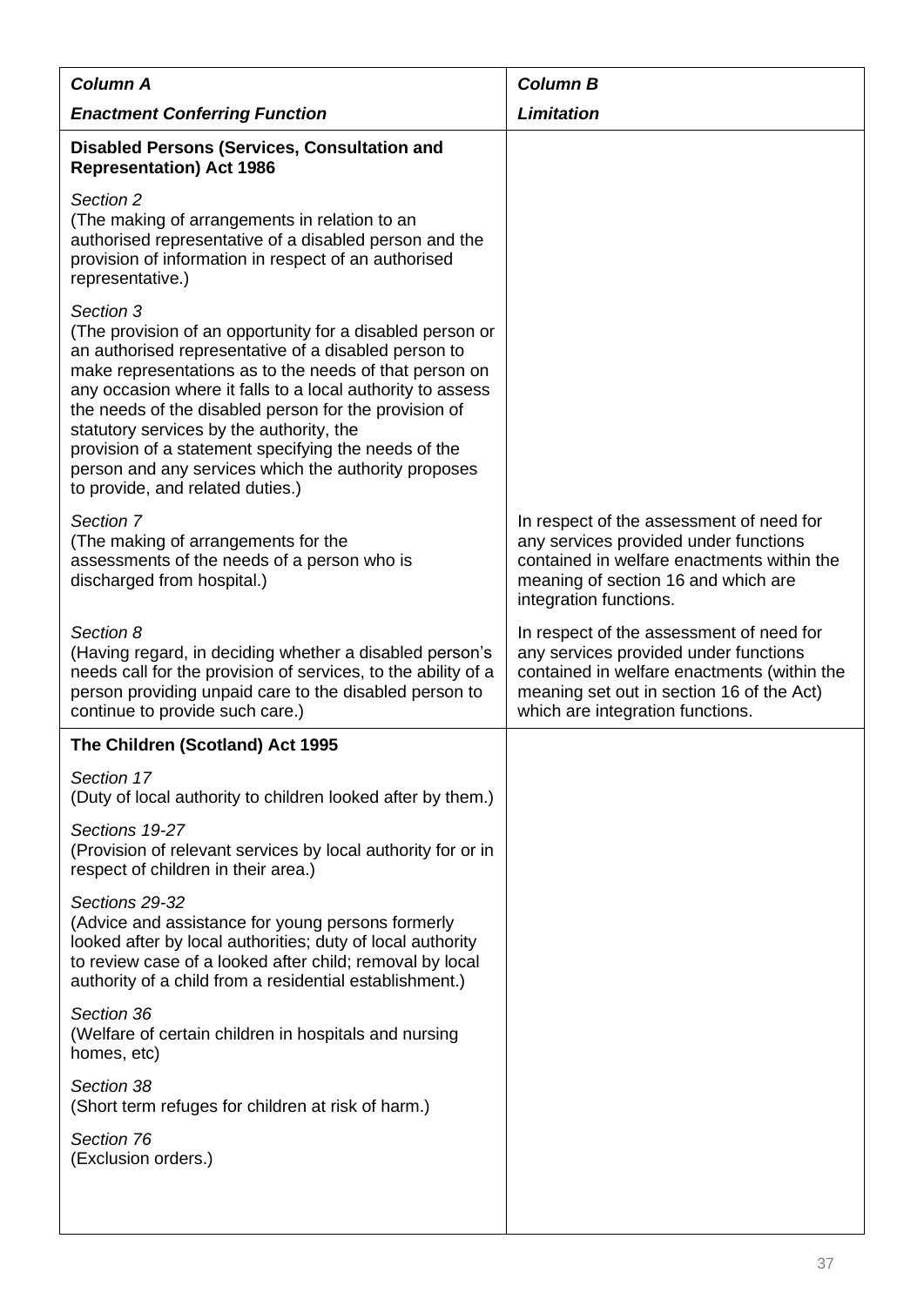| *Column A*<br>*Enactment Conferring Function* | *Column B*<br>*Limitation* |
|---|---|
| **Disabled Persons (Services, Consultation and Representation) Act 1986** | |
| *Section 2*<br>(The making of arrangements in relation to an authorised representative of a disabled person and the provision of information in respect of an authorised representative.) | |
| *Section 3*<br>(The provision of an opportunity for a disabled person or an authorised representative of a disabled person to make representations as to the needs of that person on any occasion where it falls to a local authority to assess the needs of the disabled person for the provision of statutory services by the authority, the provision of a statement specifying the needs of the person and any services which the authority proposes to provide, and related duties.) | |
| *Section 7*<br>(The making of arrangements for the assessments of the needs of a person who is discharged from hospital.) | In respect of the assessment of need for any services provided under functions contained in welfare enactments within the meaning of section 16 and which are integration functions. |
| *Section 8*<br>(Having regard, in deciding whether a disabled person's needs call for the provision of services, to the ability of a person providing unpaid care to the disabled person to continue to provide such care.) | In respect of the assessment of need for any services provided under functions contained in welfare enactments (within the meaning set out in section 16 of the Act) which are integration functions. |
| **The Children (Scotland) Act 1995** | |
| *Section 17*<br>(Duty of local authority to children looked after by them.) | |
| *Sections 19-27*<br>(Provision of relevant services by local authority for or in respect of children in their area.) | |
| *Sections 29-32*<br>(Advice and assistance for young persons formerly looked after by local authorities; duty of local authority to review case of a looked after child; removal by local authority of a child from a residential establishment.) | |
| *Section 36*<br>(Welfare of certain children in hospitals and nursing homes, etc) | |
| *Section 38*<br>(Short term refuges for children at risk of harm.) | |
| *Section 76*<br>(Exclusion orders.) | |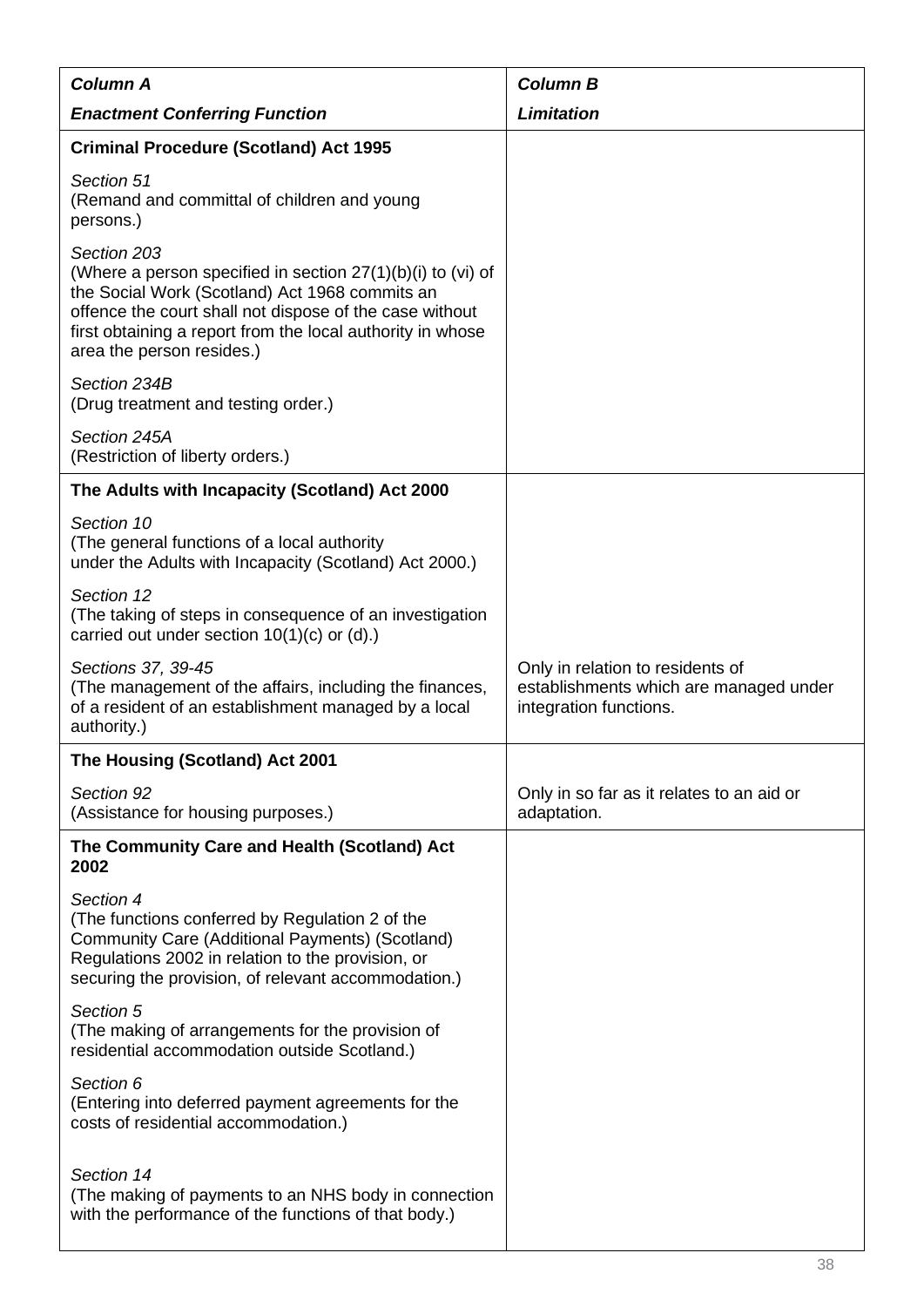| ***Column A*** | ***Column B*** |
|---|---|
| ***Enactment Conferring Function*** | ***Limitation*** |
| **Criminal Procedure (Scotland) Act 1995** | |
| *Section 51*<br>(Remand and committal of children and young persons.) | |
| *Section 203*<br>(Where a person specified in section 27(1)(b)(i) to (vi) of the Social Work (Scotland) Act 1968 commits an offence the court shall not dispose of the case without first obtaining a report from the local authority in whose area the person resides.) | |
| *Section 234B*<br>(Drug treatment and testing order.) | |
| *Section 245A*<br>(Restriction of liberty orders.) | |
| **The Adults with Incapacity (Scotland) Act 2000** | |
| *Section 10*<br>(The general functions of a local authority under the Adults with Incapacity (Scotland) Act 2000.) | |
| *Section 12*<br>(The taking of steps in consequence of an investigation carried out under section 10(1)(c) or (d).) | |
| *Sections 37, 39-45*<br>(The management of the affairs, including the finances, of a resident of an establishment managed by a local authority.) | Only in relation to residents of establishments which are managed under integration functions. |
| **The Housing (Scotland) Act 2001** | |
| *Section 92*<br>(Assistance for housing purposes.) | Only in so far as it relates to an aid or adaptation. |
| **The Community Care and Health (Scotland) Act 2002** | |
| *Section 4*<br>(The functions conferred by Regulation 2 of the Community Care (Additional Payments) (Scotland) Regulations 2002 in relation to the provision, or securing the provision, of relevant accommodation.) | |
| *Section 5*<br>(The making of arrangements for the provision of residential accommodation outside Scotland.) | |
| *Section 6*<br>(Entering into deferred payment agreements for the costs of residential accommodation.) | |
| *Section 14*<br>(The making of payments to an NHS body in connection with the performance of the functions of that body.) | |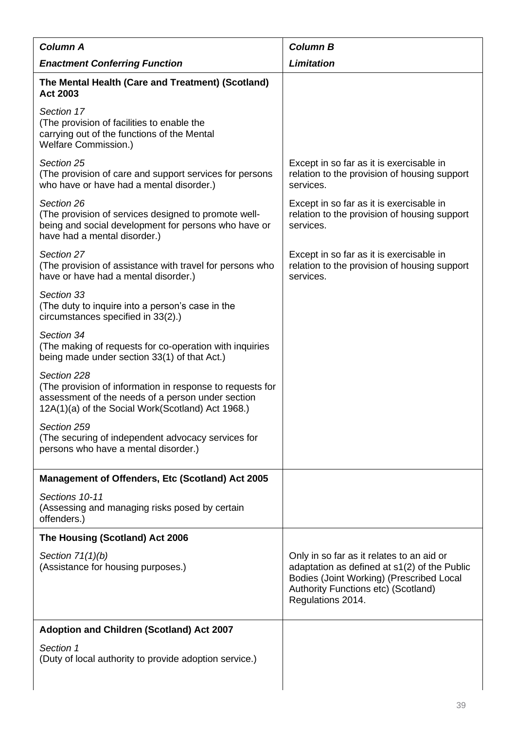| *Column A*<br>***Enactment Conferring Function*** | *Column B*<br>***Limitation*** |
|---|---|
| **The Mental Health (Care and Treatment) (Scotland) Act 2003** | |
| *Section 17*<br>(The provision of facilities to enable the carrying out of the functions of the Mental Welfare Commission.) | |
| *Section 25*<br>(The provision of care and support services for persons who have or have had a mental disorder.) | Except in so far as it is exercisable in relation to the provision of housing support services. |
| *Section 26*<br>(The provision of services designed to promote well-being and social development for persons who have or have had a mental disorder.) | Except in so far as it is exercisable in relation to the provision of housing support services. |
| *Section 27*<br>(The provision of assistance with travel for persons who have or have had a mental disorder.) | Except in so far as it is exercisable in relation to the provision of housing support services. |
| *Section 33*<br>(The duty to inquire into a person's case in the circumstances specified in 33(2).) | |
| *Section 34*<br>(The making of requests for co-operation with inquiries being made under section 33(1) of that Act.) | |
| *Section 228*<br>(The provision of information in response to requests for assessment of the needs of a person under section 12A(1)(a) of the Social Work(Scotland) Act 1968.) | |
| *Section 259*<br>(The securing of independent advocacy services for persons who have a mental disorder.) | |
| **Management of Offenders, Etc (Scotland) Act 2005** | |
| *Sections 10-11*<br>(Assessing and managing risks posed by certain offenders.) | |
| **The Housing (Scotland) Act 2006** | |
| *Section 71(1)(b)*<br>(Assistance for housing purposes.) | Only in so far as it relates to an aid or adaptation as defined at s1(2) of the Public Bodies (Joint Working) (Prescribed Local Authority Functions etc) (Scotland) Regulations 2014. |
| **Adoption and Children (Scotland) Act 2007** | |
| *Section 1*<br>(Duty of local authority to provide adoption service.) | |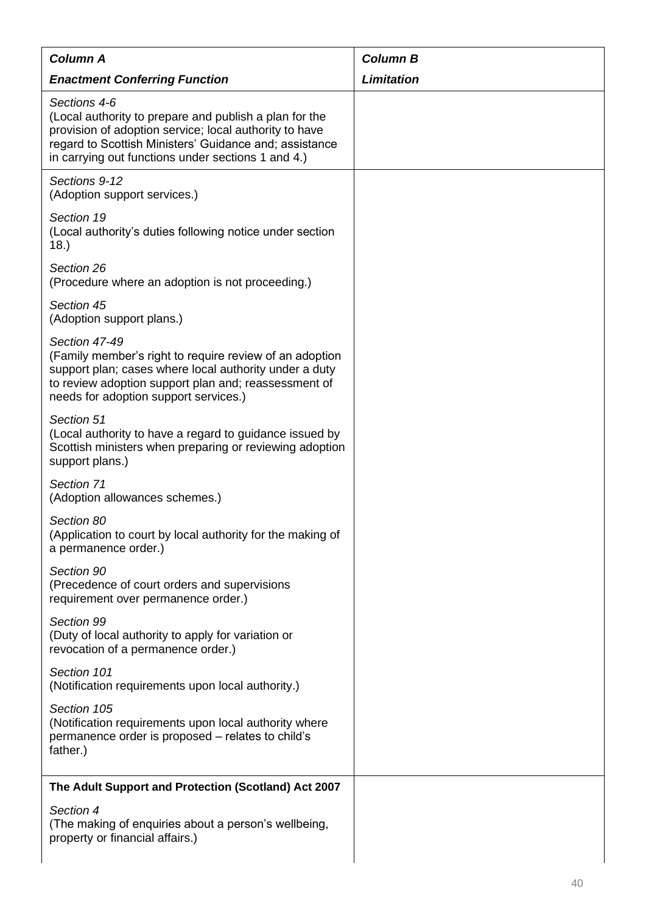| *Column A* <br> ***Enactment Conferring Function*** | ***Column B*** <br> ***Limitation*** |
|---|---|
| *Sections 4-6* <br> (Local authority to prepare and publish a plan for the provision of adoption service; local authority to have regard to Scottish Ministers' Guidance and; assistance in carrying out functions under sections 1 and 4.) | |
| *Sections 9-12* <br> (Adoption support services.) <br><br> *Section 19* <br> (Local authority's duties following notice under section 18.) <br><br> *Section 26* <br> (Procedure where an adoption is not proceeding.) <br><br> *Section 45* <br> (Adoption support plans.) <br><br> *Section 47-49* <br> (Family member's right to require review of an adoption support plan; cases where local authority under a duty to review adoption support plan and; reassessment of needs for adoption support services.) <br><br> *Section 51* <br> (Local authority to have a regard to guidance issued by Scottish ministers when preparing or reviewing adoption support plans.) <br><br> *Section 71* <br> (Adoption allowances schemes.) <br><br> *Section 80* <br> (Application to court by local authority for the making of a permanence order.) <br><br> *Section 90* <br> (Precedence of court orders and supervisions requirement over permanence order.) <br><br> *Section 99* <br> (Duty of local authority to apply for variation or revocation of a permanence order.) <br><br> *Section 101* <br> (Notification requirements upon local authority.) <br><br> *Section 105* <br> (Notification requirements upon local authority where permanence order is proposed – relates to child's father.) | |
| **The Adult Support and Protection (Scotland) Act 2007** <br><br> *Section 4* <br> (The making of enquiries about a person's wellbeing, property or financial affairs.) | |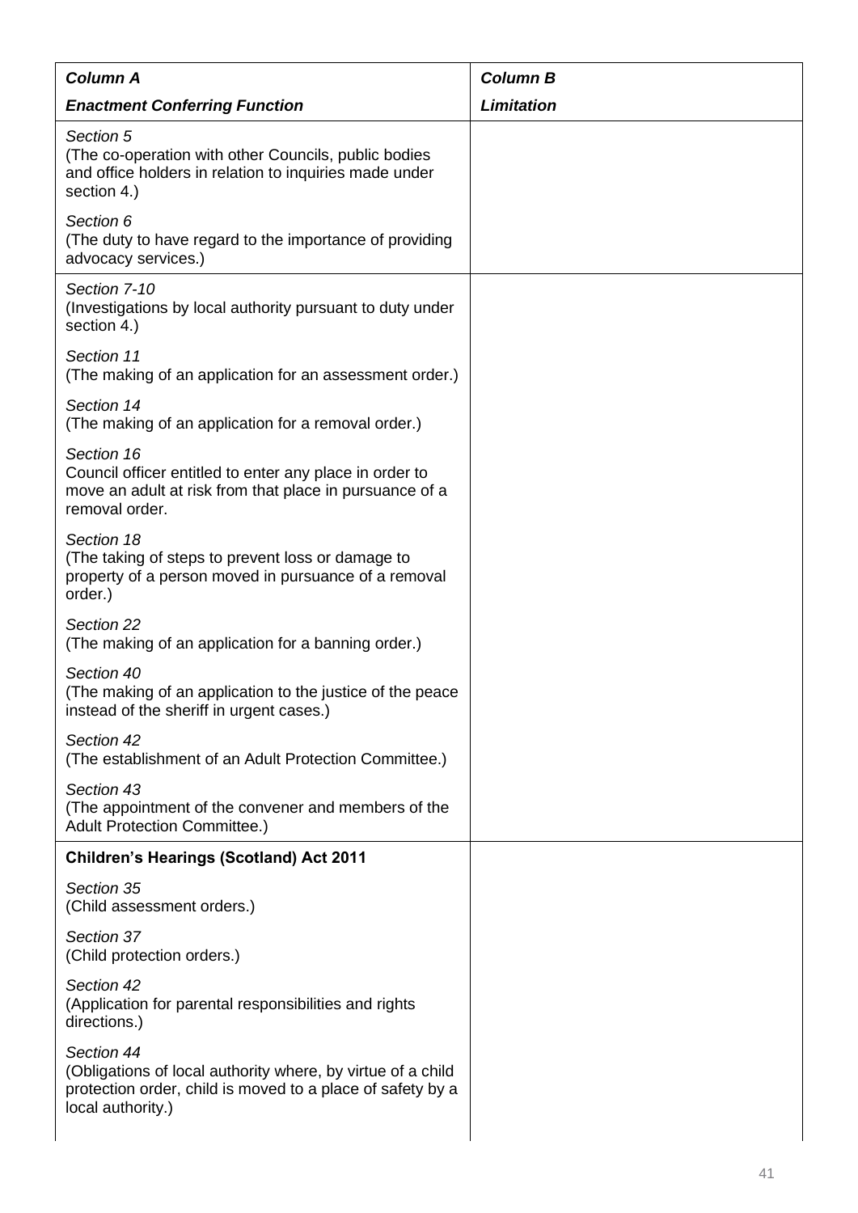| ***Column A*** | ***Column B*** |
|---|---|
| ***Enactment Conferring Function*** | ***Limitation*** |
| *Section 5*<br>(The co-operation with other Councils, public bodies and office holders in relation to inquiries made under section 4.)<br><br>*Section 6*<br>(The duty to have regard to the importance of providing advocacy services.) | |
| *Section 7-10*<br>(Investigations by local authority pursuant to duty under section 4.)<br><br>*Section 11*<br>(The making of an application for an assessment order.)<br><br>*Section 14*<br>(The making of an application for a removal order.)<br><br>*Section 16*<br>Council officer entitled to enter any place in order to move an adult at risk from that place in pursuance of a removal order.<br><br>*Section 18*<br>(The taking of steps to prevent loss or damage to property of a person moved in pursuance of a removal order.)<br><br>*Section 22*<br>(The making of an application for a banning order.)<br><br>*Section 40*<br>(The making of an application to the justice of the peace instead of the sheriff in urgent cases.)<br><br>*Section 42*<br>(The establishment of an Adult Protection Committee.)<br><br>*Section 43*<br>(The appointment of the convener and members of the Adult Protection Committee.) | |
| **Children's Hearings (Scotland) Act 2011**<br><br>*Section 35*<br>(Child assessment orders.)<br><br>*Section 37*<br>(Child protection orders.)<br><br>*Section 42*<br>(Application for parental responsibilities and rights directions.)<br><br>*Section 44*<br>(Obligations of local authority where, by virtue of a child protection order, child is moved to a place of safety by a local authority.) | |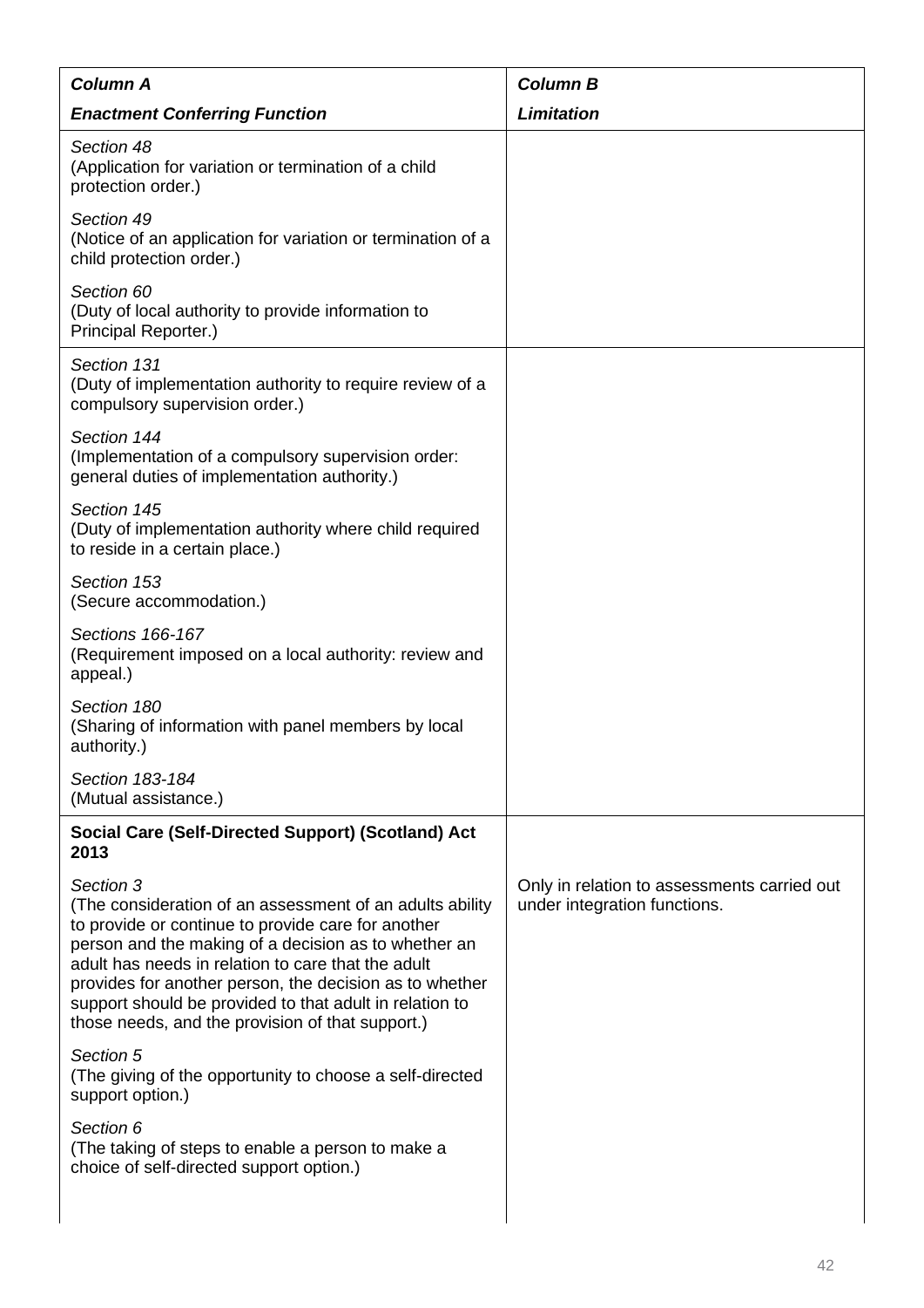| *Column A* <br> *Enactment Conferring Function* | *Column B* <br> *Limitation* |
|---|---|
| *Section 48* <br> (Application for variation or termination of a child protection order.) <br><br> *Section 49* <br> (Notice of an application for variation or termination of a child protection order.) <br><br> *Section 60* <br> (Duty of local authority to provide information to Principal Reporter.) | |
| *Section 131* <br> (Duty of implementation authority to require review of a compulsory supervision order.) <br><br> *Section 144* <br> (Implementation of a compulsory supervision order: general duties of implementation authority.) <br><br> *Section 145* <br> (Duty of implementation authority where child required to reside in a certain place.) <br><br> *Section 153* <br> (Secure accommodation.) <br><br> *Sections 166-167* <br> (Requirement imposed on a local authority: review and appeal.) <br><br> *Section 180* <br> (Sharing of information with panel members by local authority.) <br><br> *Section 183-184* <br> (Mutual assistance.) | |
| **Social Care (Self-Directed Support) (Scotland) Act 2013** | |
| *Section 3* <br> (The consideration of an assessment of an adults ability to provide or continue to provide care for another person and the making of a decision as to whether an adult has needs in relation to care that the adult provides for another person, the decision as to whether support should be provided to that adult in relation to those needs, and the provision of that support.) | Only in relation to assessments carried out under integration functions. |
| *Section 5* <br> (The giving of the opportunity to choose a self-directed support option.) <br><br> *Section 6* <br> (The taking of steps to enable a person to make a choice of self-directed support option.) | |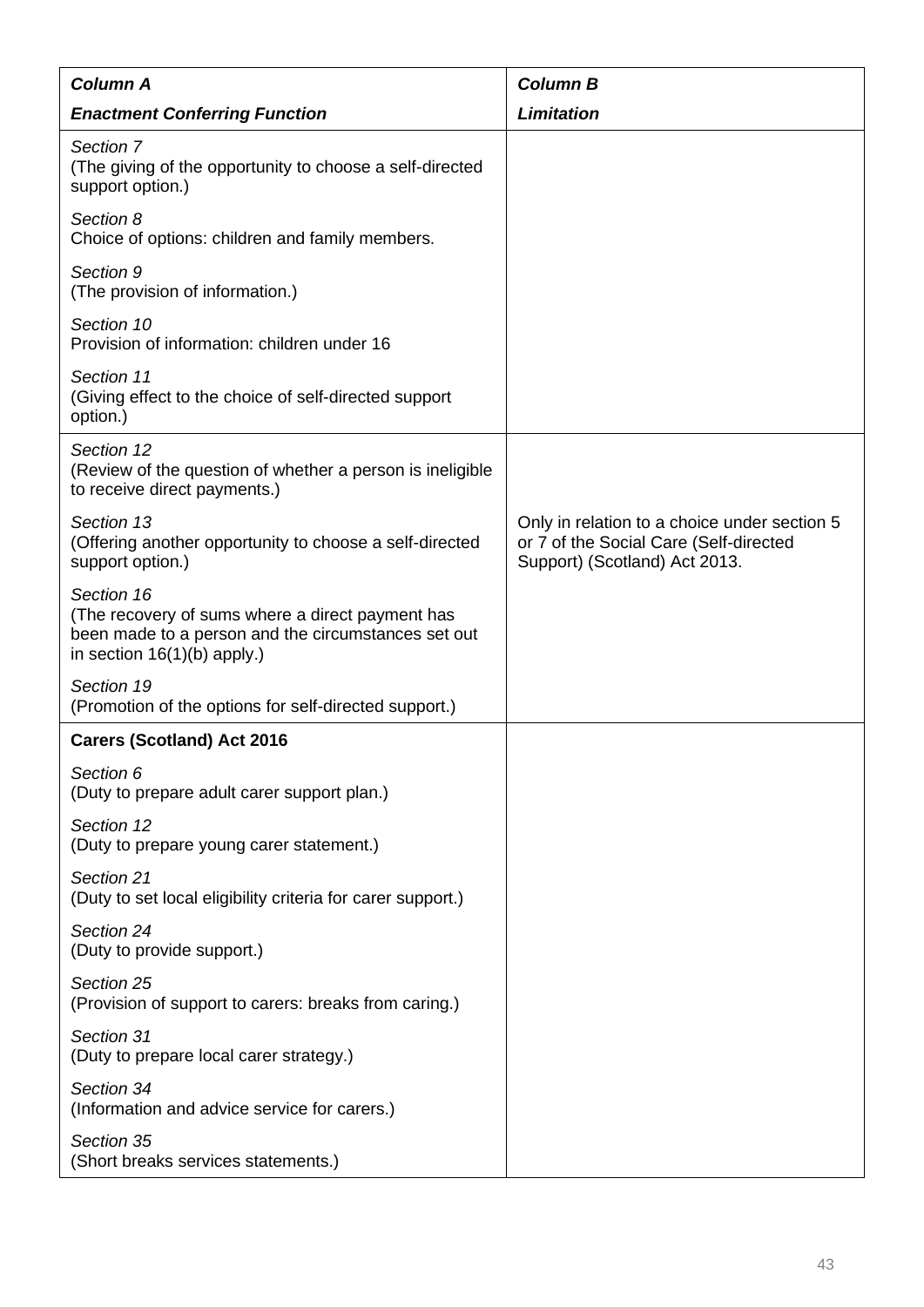| *Column A* | *Column B* |
|---|---|
| ***Enactment Conferring Function*** | ***Limitation*** |
| *Section 7* (The giving of the opportunity to choose a self-directed support option.) | |
| *Section 8* Choice of options: children and family members. | |
| *Section 9* (The provision of information.) | |
| *Section 10* Provision of information: children under 16 | |
| *Section 11* (Giving effect to the choice of self-directed support option.) | |
| *Section 12* (Review of the question of whether a person is ineligible to receive direct payments.) | Only in relation to a choice under section 5 or 7 of the Social Care (Self-directed Support) (Scotland) Act 2013. |
| *Section 13* (Offering another opportunity to choose a self-directed support option.) | |
| *Section 16* (The recovery of sums where a direct payment has been made to a person and the circumstances set out in section 16(1)(b) apply.) | |
| *Section 19* (Promotion of the options for self-directed support.) | |
| **Carers (Scotland) Act 2016** | |
| *Section 6* (Duty to prepare adult carer support plan.) | |
| *Section 12* (Duty to prepare young carer statement.) | |
| *Section 21* (Duty to set local eligibility criteria for carer support.) | |
| *Section 24* (Duty to provide support.) | |
| *Section 25* (Provision of support to carers: breaks from caring.) | |
| *Section 31* (Duty to prepare local carer strategy.) | |
| *Section 34* (Information and advice service for carers.) | |
| *Section 35* (Short breaks services statements.) | |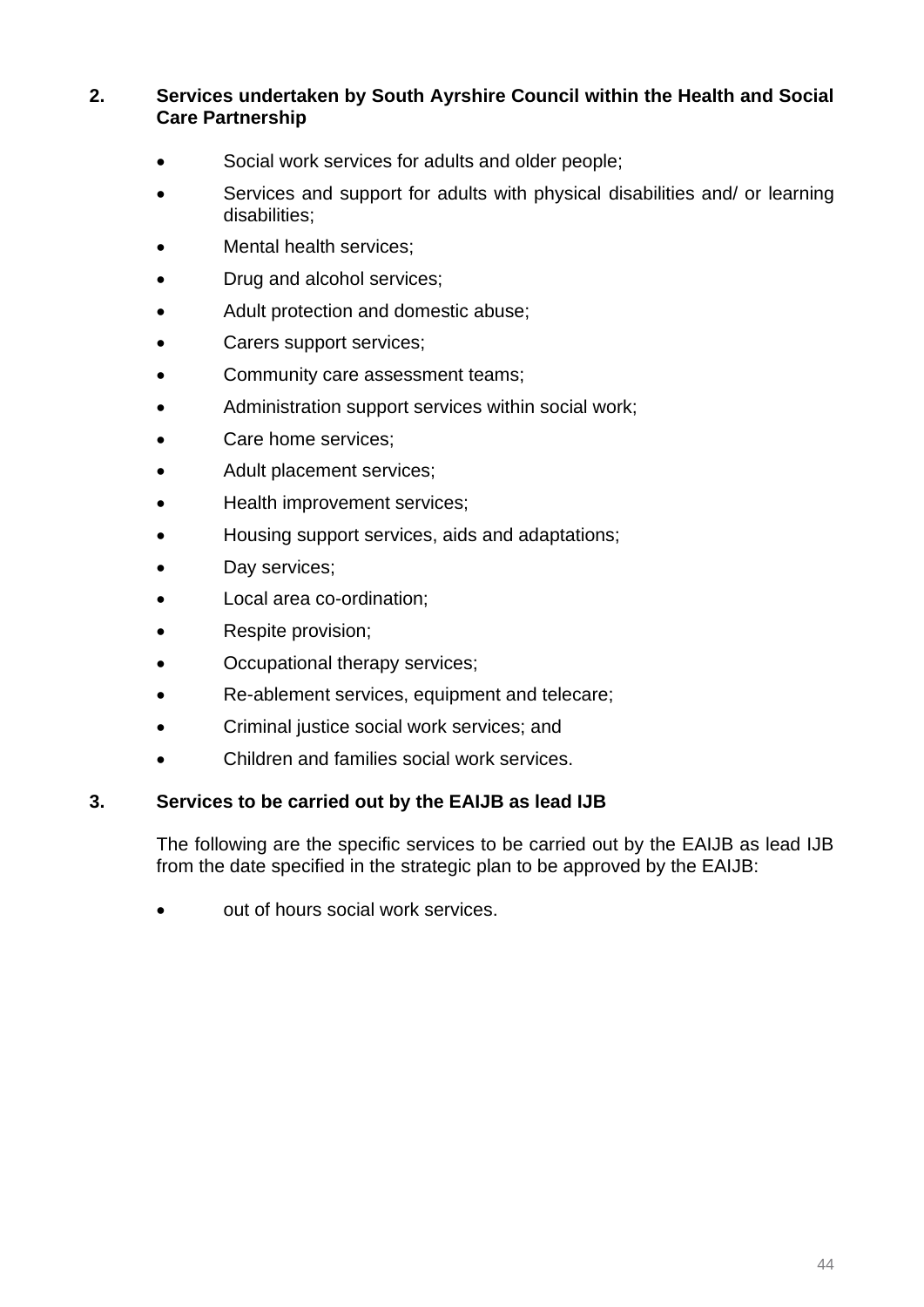**2. Services undertaken by South Ayrshire Council within the Health and Social Care Partnership**

- Social work services for adults and older people;
- Services and support for adults with physical disabilities and/ or learning disabilities;
- Mental health services;
- Drug and alcohol services;
- Adult protection and domestic abuse;
- Carers support services;
- Community care assessment teams;
- Administration support services within social work;
- Care home services;
- Adult placement services;
- Health improvement services;
- Housing support services, aids and adaptations;
- Day services;
- Local area co-ordination;
- Respite provision;
- Occupational therapy services;
- Re-ablement services, equipment and telecare;
- Criminal justice social work services; and
- Children and families social work services.

**3. Services to be carried out by the EAIJB as lead IJB**

The following are the specific services to be carried out by the EAIJB as lead IJB from the date specified in the strategic plan to be approved by the EAIJB:

- out of hours social work services.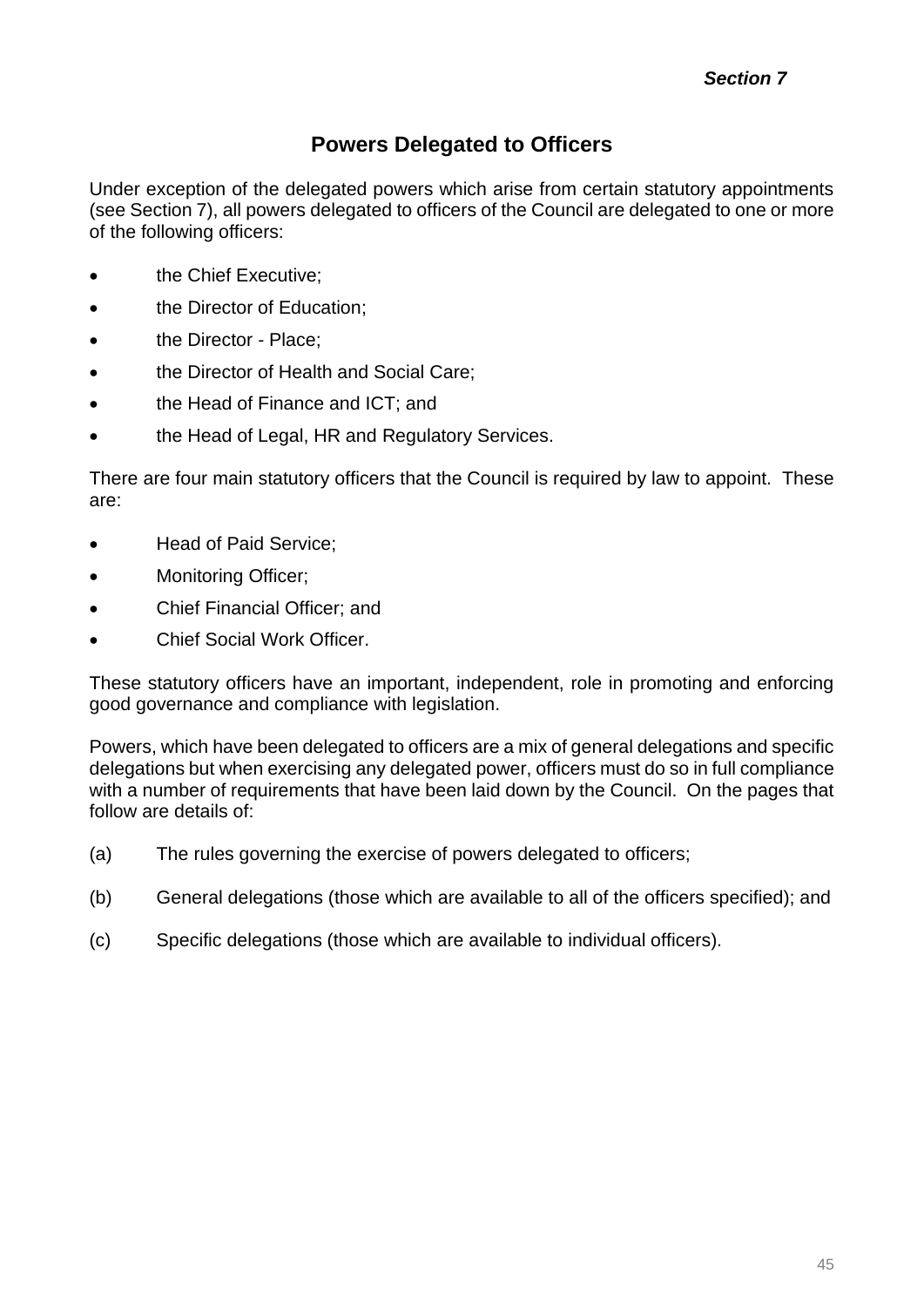*Section 7*

# Powers Delegated to Officers

Under exception of the delegated powers which arise from certain statutory appointments (see Section 7), all powers delegated to officers of the Council are delegated to one or more of the following officers:

- the Chief Executive;
- the Director of Education;
- the Director - Place;
- the Director of Health and Social Care;
- the Head of Finance and ICT; and
- the Head of Legal, HR and Regulatory Services.

There are four main statutory officers that the Council is required by law to appoint. These are:

- Head of Paid Service;
- Monitoring Officer;
- Chief Financial Officer; and
- Chief Social Work Officer.

These statutory officers have an important, independent, role in promoting and enforcing good governance and compliance with legislation.

Powers, which have been delegated to officers are a mix of general delegations and specific delegations but when exercising any delegated power, officers must do so in full compliance with a number of requirements that have been laid down by the Council. On the pages that follow are details of:

(a) The rules governing the exercise of powers delegated to officers;

(b) General delegations (those which are available to all of the officers specified); and

(c) Specific delegations (those which are available to individual officers).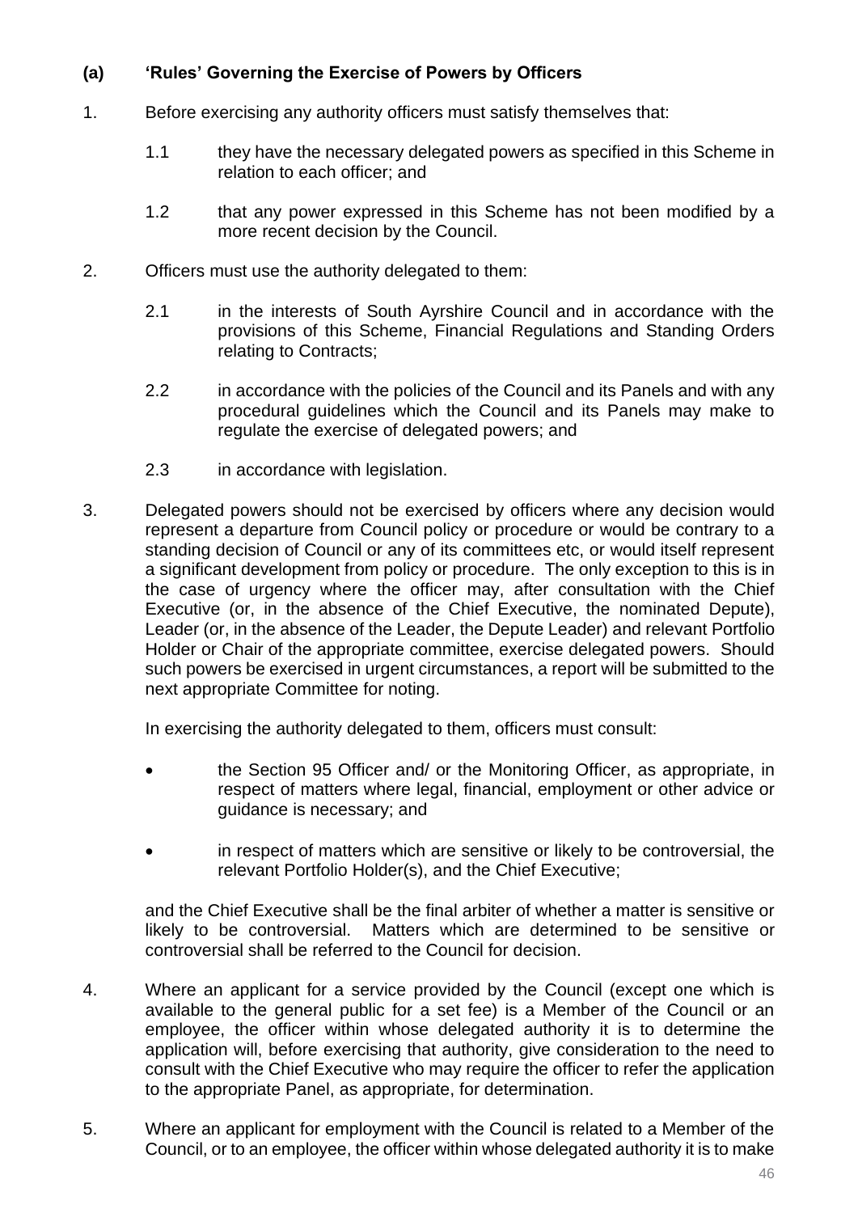### (a) 'Rules' Governing the Exercise of Powers by Officers

1. Before exercising any authority officers must satisfy themselves that:

   1.1 they have the necessary delegated powers as specified in this Scheme in relation to each officer; and

   1.2 that any power expressed in this Scheme has not been modified by a more recent decision by the Council.

2. Officers must use the authority delegated to them:

   2.1 in the interests of South Ayrshire Council and in accordance with the provisions of this Scheme, Financial Regulations and Standing Orders relating to Contracts;

   2.2 in accordance with the policies of the Council and its Panels and with any procedural guidelines which the Council and its Panels may make to regulate the exercise of delegated powers; and

   2.3 in accordance with legislation.

3. Delegated powers should not be exercised by officers where any decision would represent a departure from Council policy or procedure or would be contrary to a standing decision of Council or any of its committees etc, or would itself represent a significant development from policy or procedure. The only exception to this is in the case of urgency where the officer may, after consultation with the Chief Executive (or, in the absence of the Chief Executive, the nominated Depute), Leader (or, in the absence of the Leader, the Depute Leader) and relevant Portfolio Holder or Chair of the appropriate committee, exercise delegated powers. Should such powers be exercised in urgent circumstances, a report will be submitted to the next appropriate Committee for noting.

   In exercising the authority delegated to them, officers must consult:

   - the Section 95 Officer and/ or the Monitoring Officer, as appropriate, in respect of matters where legal, financial, employment or other advice or guidance is necessary; and
   - in respect of matters which are sensitive or likely to be controversial, the relevant Portfolio Holder(s), and the Chief Executive;

   and the Chief Executive shall be the final arbiter of whether a matter is sensitive or likely to be controversial. Matters which are determined to be sensitive or controversial shall be referred to the Council for decision.

4. Where an applicant for a service provided by the Council (except one which is available to the general public for a set fee) is a Member of the Council or an employee, the officer within whose delegated authority it is to determine the application will, before exercising that authority, give consideration to the need to consult with the Chief Executive who may require the officer to refer the application to the appropriate Panel, as appropriate, for determination.

5. Where an applicant for employment with the Council is related to a Member of the Council, or to an employee, the officer within whose delegated authority it is to make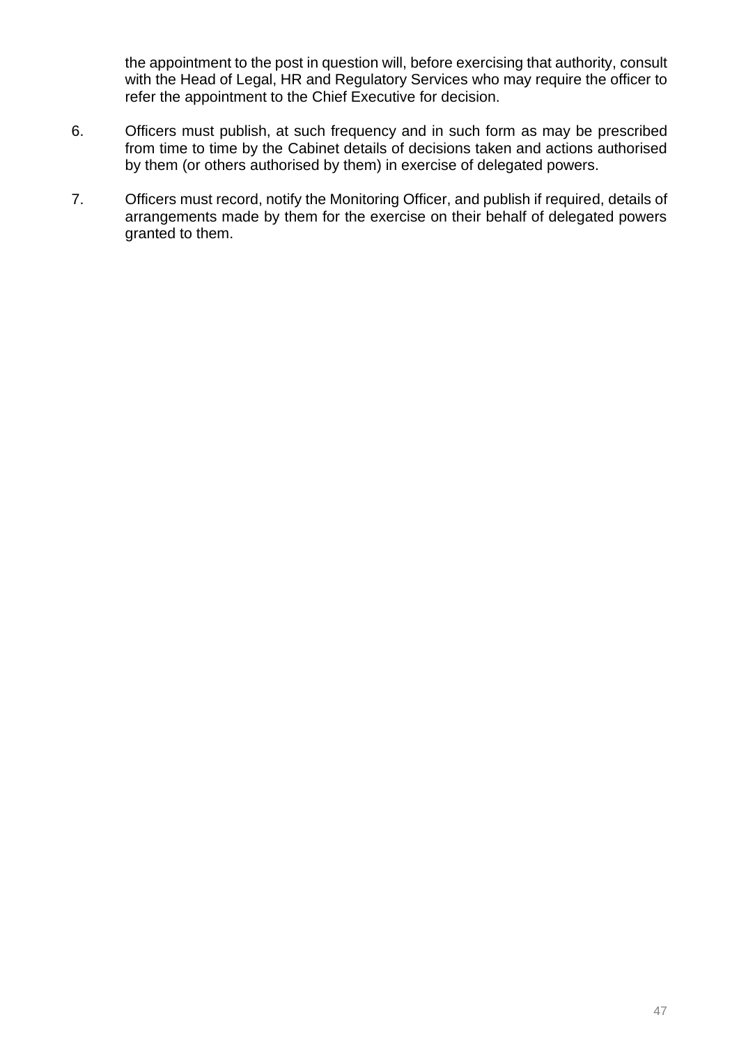the appointment to the post in question will, before exercising that authority, consult with the Head of Legal, HR and Regulatory Services who may require the officer to refer the appointment to the Chief Executive for decision.

6. Officers must publish, at such frequency and in such form as may be prescribed from time to time by the Cabinet details of decisions taken and actions authorised by them (or others authorised by them) in exercise of delegated powers.

7. Officers must record, notify the Monitoring Officer, and publish if required, details of arrangements made by them for the exercise on their behalf of delegated powers granted to them.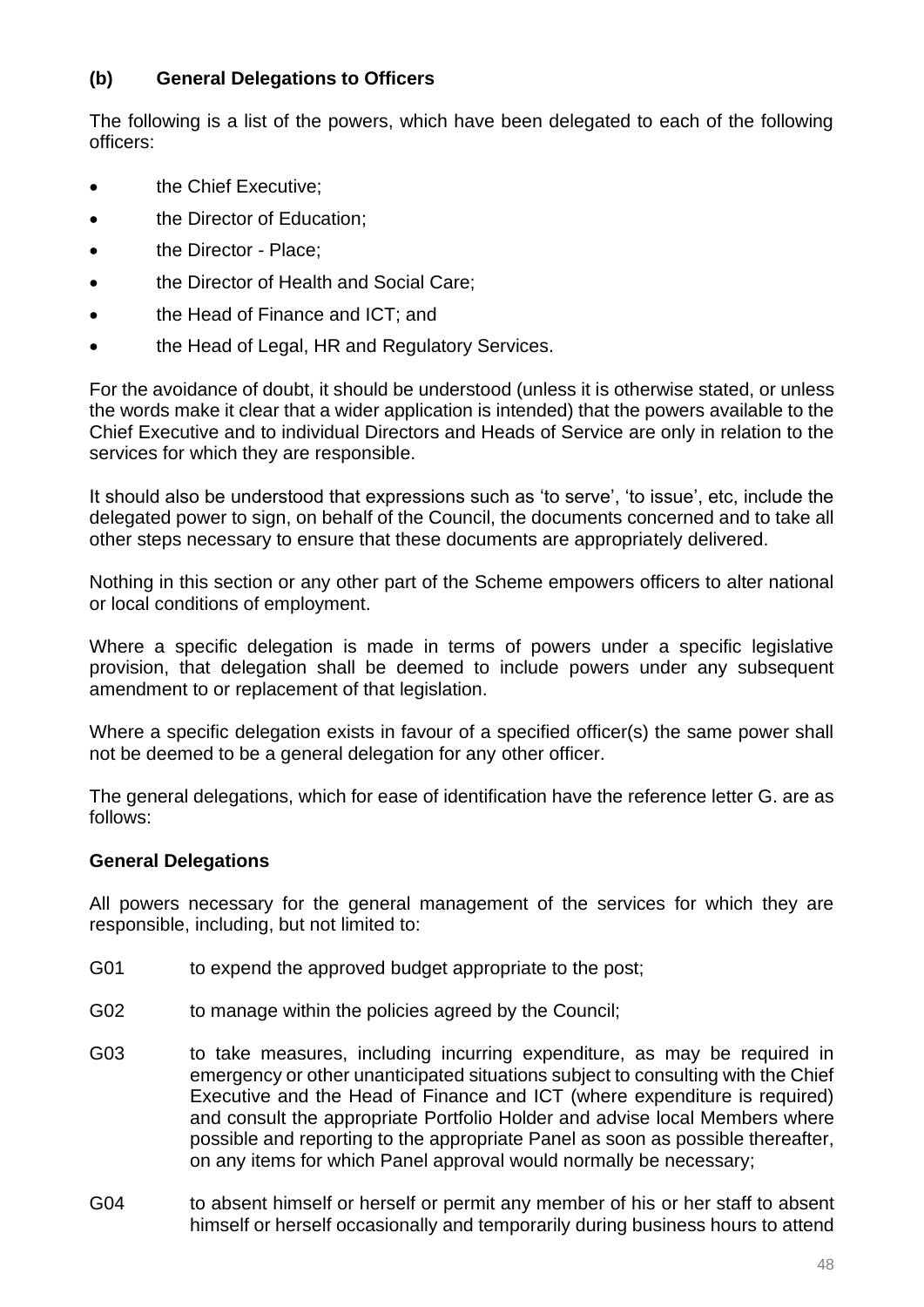### (b) General Delegations to Officers

The following is a list of the powers, which have been delegated to each of the following officers:

- the Chief Executive;
- the Director of Education;
- the Director - Place;
- the Director of Health and Social Care;
- the Head of Finance and ICT; and
- the Head of Legal, HR and Regulatory Services.

For the avoidance of doubt, it should be understood (unless it is otherwise stated, or unless the words make it clear that a wider application is intended) that the powers available to the Chief Executive and to individual Directors and Heads of Service are only in relation to the services for which they are responsible.

It should also be understood that expressions such as 'to serve', 'to issue', etc, include the delegated power to sign, on behalf of the Council, the documents concerned and to take all other steps necessary to ensure that these documents are appropriately delivered.

Nothing in this section or any other part of the Scheme empowers officers to alter national or local conditions of employment.

Where a specific delegation is made in terms of powers under a specific legislative provision, that delegation shall be deemed to include powers under any subsequent amendment to or replacement of that legislation.

Where a specific delegation exists in favour of a specified officer(s) the same power shall not be deemed to be a general delegation for any other officer.

The general delegations, which for ease of identification have the reference letter G. are as follows:

**General Delegations**

All powers necessary for the general management of the services for which they are responsible, including, but not limited to:

G01 to expend the approved budget appropriate to the post;

G02 to manage within the policies agreed by the Council;

G03 to take measures, including incurring expenditure, as may be required in emergency or other unanticipated situations subject to consulting with the Chief Executive and the Head of Finance and ICT (where expenditure is required) and consult the appropriate Portfolio Holder and advise local Members where possible and reporting to the appropriate Panel as soon as possible thereafter, on any items for which Panel approval would normally be necessary;

G04 to absent himself or herself or permit any member of his or her staff to absent himself or herself occasionally and temporarily during business hours to attend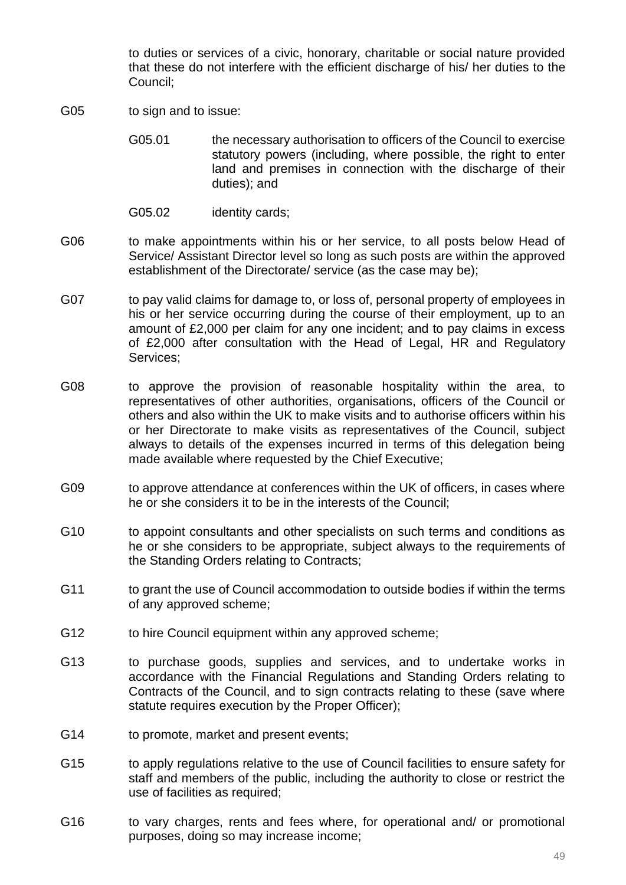to duties or services of a civic, honorary, charitable or social nature provided that these do not interfere with the efficient discharge of his/ her duties to the Council;

G05 to sign and to issue:

G05.01 the necessary authorisation to officers of the Council to exercise statutory powers (including, where possible, the right to enter land and premises in connection with the discharge of their duties); and

G05.02 identity cards;

G06 to make appointments within his or her service, to all posts below Head of Service/ Assistant Director level so long as such posts are within the approved establishment of the Directorate/ service (as the case may be);

G07 to pay valid claims for damage to, or loss of, personal property of employees in his or her service occurring during the course of their employment, up to an amount of £2,000 per claim for any one incident; and to pay claims in excess of £2,000 after consultation with the Head of Legal, HR and Regulatory Services;

G08 to approve the provision of reasonable hospitality within the area, to representatives of other authorities, organisations, officers of the Council or others and also within the UK to make visits and to authorise officers within his or her Directorate to make visits as representatives of the Council, subject always to details of the expenses incurred in terms of this delegation being made available where requested by the Chief Executive;

G09 to approve attendance at conferences within the UK of officers, in cases where he or she considers it to be in the interests of the Council;

G10 to appoint consultants and other specialists on such terms and conditions as he or she considers to be appropriate, subject always to the requirements of the Standing Orders relating to Contracts;

G11 to grant the use of Council accommodation to outside bodies if within the terms of any approved scheme;

G12 to hire Council equipment within any approved scheme;

G13 to purchase goods, supplies and services, and to undertake works in accordance with the Financial Regulations and Standing Orders relating to Contracts of the Council, and to sign contracts relating to these (save where statute requires execution by the Proper Officer);

G14 to promote, market and present events;

G15 to apply regulations relative to the use of Council facilities to ensure safety for staff and members of the public, including the authority to close or restrict the use of facilities as required;

G16 to vary charges, rents and fees where, for operational and/ or promotional purposes, doing so may increase income;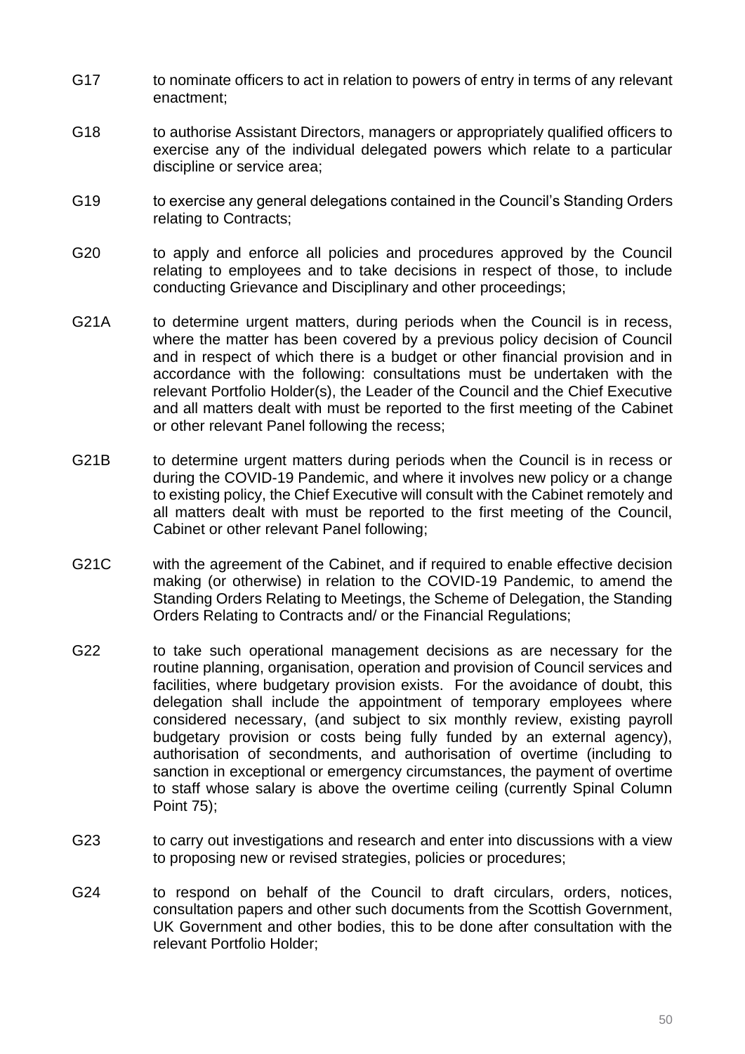G17 to nominate officers to act in relation to powers of entry in terms of any relevant enactment;

G18 to authorise Assistant Directors, managers or appropriately qualified officers to exercise any of the individual delegated powers which relate to a particular discipline or service area;

G19 to exercise any general delegations contained in the Council's Standing Orders relating to Contracts;

G20 to apply and enforce all policies and procedures approved by the Council relating to employees and to take decisions in respect of those, to include conducting Grievance and Disciplinary and other proceedings;

G21A to determine urgent matters, during periods when the Council is in recess, where the matter has been covered by a previous policy decision of Council and in respect of which there is a budget or other financial provision and in accordance with the following: consultations must be undertaken with the relevant Portfolio Holder(s), the Leader of the Council and the Chief Executive and all matters dealt with must be reported to the first meeting of the Cabinet or other relevant Panel following the recess;

G21B to determine urgent matters during periods when the Council is in recess or during the COVID-19 Pandemic, and where it involves new policy or a change to existing policy, the Chief Executive will consult with the Cabinet remotely and all matters dealt with must be reported to the first meeting of the Council, Cabinet or other relevant Panel following;

G21C with the agreement of the Cabinet, and if required to enable effective decision making (or otherwise) in relation to the COVID-19 Pandemic, to amend the Standing Orders Relating to Meetings, the Scheme of Delegation, the Standing Orders Relating to Contracts and/ or the Financial Regulations;

G22 to take such operational management decisions as are necessary for the routine planning, organisation, operation and provision of Council services and facilities, where budgetary provision exists. For the avoidance of doubt, this delegation shall include the appointment of temporary employees where considered necessary, (and subject to six monthly review, existing payroll budgetary provision or costs being fully funded by an external agency), authorisation of secondments, and authorisation of overtime (including to sanction in exceptional or emergency circumstances, the payment of overtime to staff whose salary is above the overtime ceiling (currently Spinal Column Point 75);

G23 to carry out investigations and research and enter into discussions with a view to proposing new or revised strategies, policies or procedures;

G24 to respond on behalf of the Council to draft circulars, orders, notices, consultation papers and other such documents from the Scottish Government, UK Government and other bodies, this to be done after consultation with the relevant Portfolio Holder;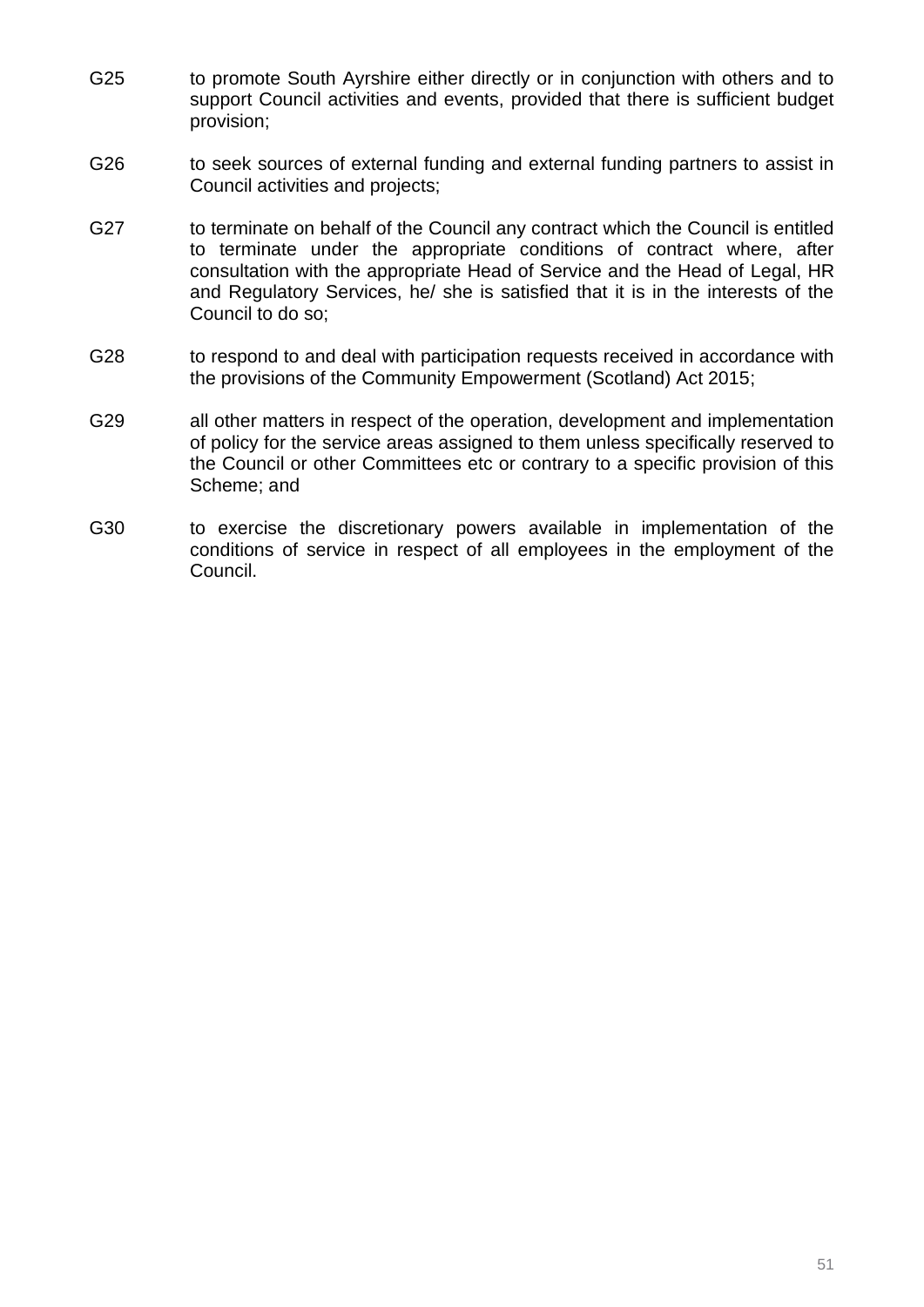G25 to promote South Ayrshire either directly or in conjunction with others and to support Council activities and events, provided that there is sufficient budget provision;

G26 to seek sources of external funding and external funding partners to assist in Council activities and projects;

G27 to terminate on behalf of the Council any contract which the Council is entitled to terminate under the appropriate conditions of contract where, after consultation with the appropriate Head of Service and the Head of Legal, HR and Regulatory Services, he/ she is satisfied that it is in the interests of the Council to do so;

G28 to respond to and deal with participation requests received in accordance with the provisions of the Community Empowerment (Scotland) Act 2015;

G29 all other matters in respect of the operation, development and implementation of policy for the service areas assigned to them unless specifically reserved to the Council or other Committees etc or contrary to a specific provision of this Scheme; and

G30 to exercise the discretionary powers available in implementation of the conditions of service in respect of all employees in the employment of the Council.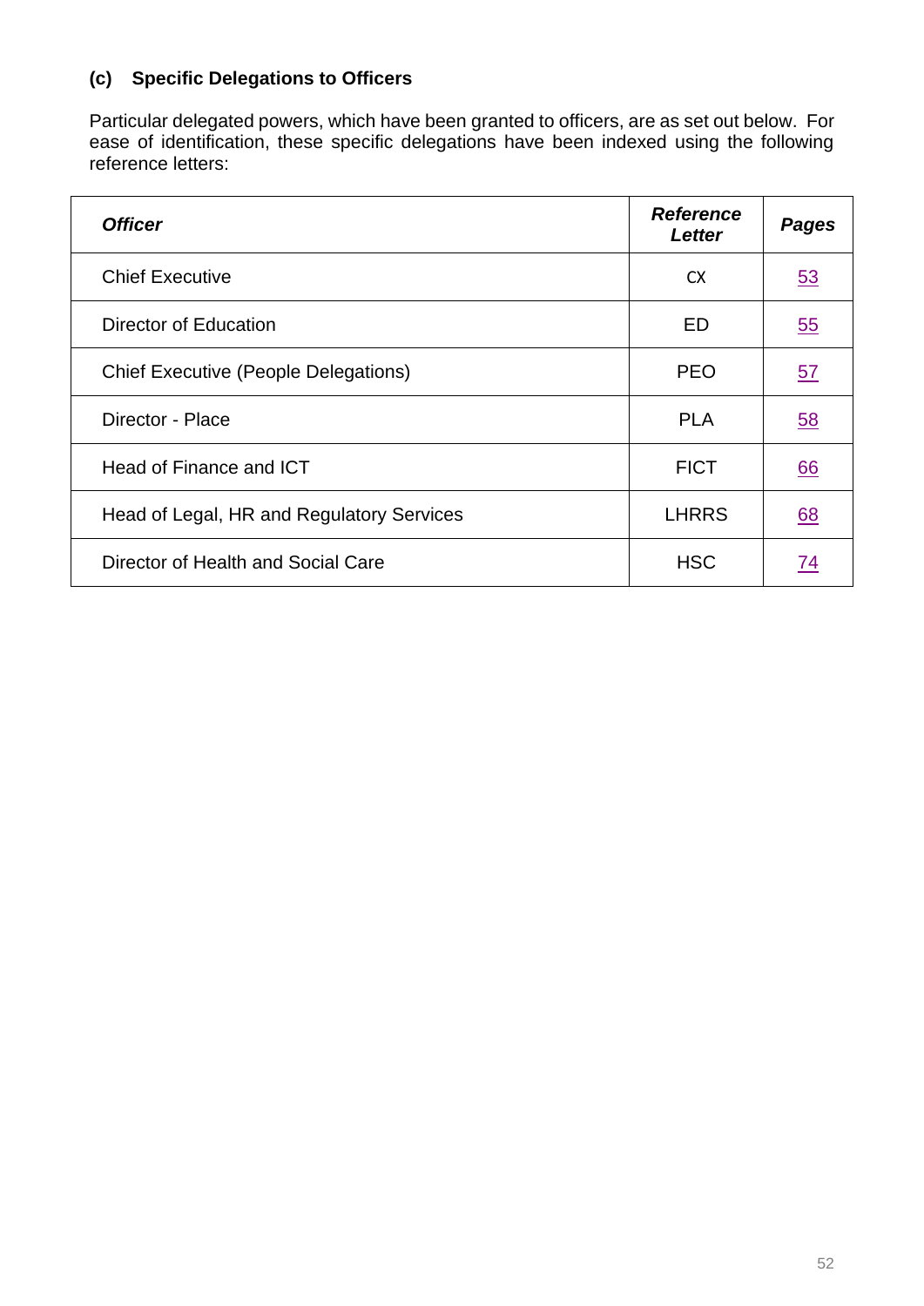### (c) Specific Delegations to Officers

Particular delegated powers, which have been granted to officers, are as set out below. For ease of identification, these specific delegations have been indexed using the following reference letters:

| ***Officer*** | ***Reference Letter*** | ***Pages*** |
|---|---|---|
| Chief Executive | CX | 53 |
| Director of Education | ED | 55 |
| Chief Executive (People Delegations) | PEO | 57 |
| Director - Place | PLA | 58 |
| Head of Finance and ICT | FICT | 66 |
| Head of Legal, HR and Regulatory Services | LHRRS | 68 |
| Director of Health and Social Care | HSC | 74 |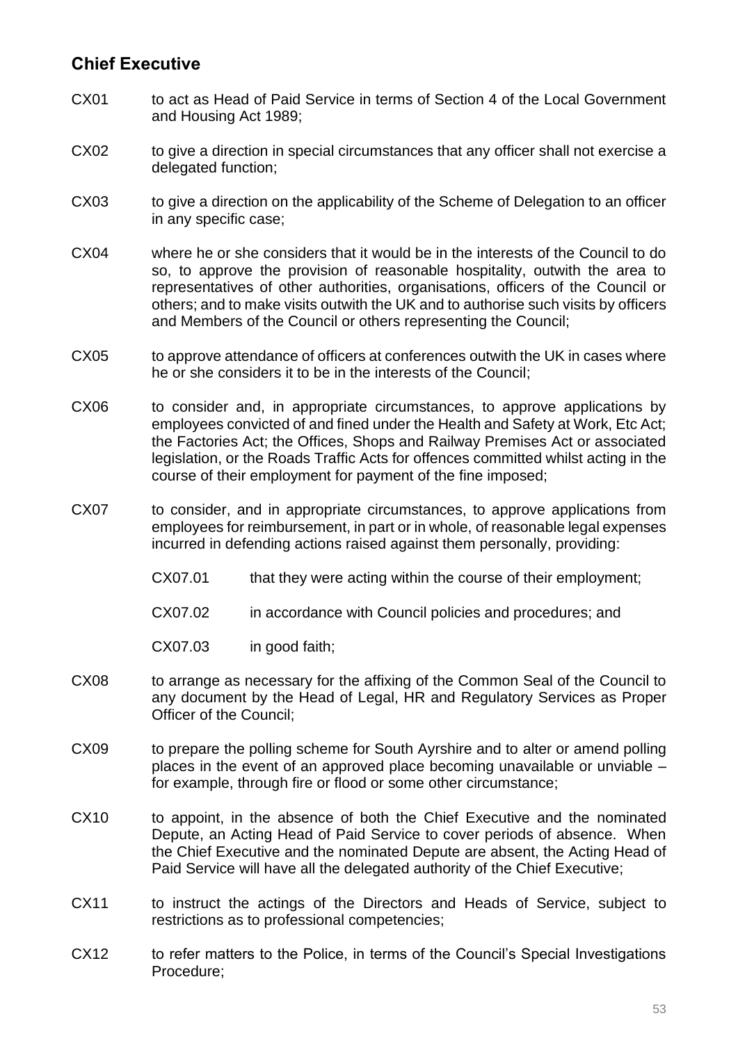## Chief Executive

CX01 to act as Head of Paid Service in terms of Section 4 of the Local Government and Housing Act 1989;

CX02 to give a direction in special circumstances that any officer shall not exercise a delegated function;

CX03 to give a direction on the applicability of the Scheme of Delegation to an officer in any specific case;

CX04 where he or she considers that it would be in the interests of the Council to do so, to approve the provision of reasonable hospitality, outwith the area to representatives of other authorities, organisations, officers of the Council or others; and to make visits outwith the UK and to authorise such visits by officers and Members of the Council or others representing the Council;

CX05 to approve attendance of officers at conferences outwith the UK in cases where he or she considers it to be in the interests of the Council;

CX06 to consider and, in appropriate circumstances, to approve applications by employees convicted of and fined under the Health and Safety at Work, Etc Act; the Factories Act; the Offices, Shops and Railway Premises Act or associated legislation, or the Roads Traffic Acts for offences committed whilst acting in the course of their employment for payment of the fine imposed;

CX07 to consider, and in appropriate circumstances, to approve applications from employees for reimbursement, in part or in whole, of reasonable legal expenses incurred in defending actions raised against them personally, providing:

- CX07.01 that they were acting within the course of their employment;
- CX07.02 in accordance with Council policies and procedures; and
- CX07.03 in good faith;

CX08 to arrange as necessary for the affixing of the Common Seal of the Council to any document by the Head of Legal, HR and Regulatory Services as Proper Officer of the Council;

CX09 to prepare the polling scheme for South Ayrshire and to alter or amend polling places in the event of an approved place becoming unavailable or unviable – for example, through fire or flood or some other circumstance;

CX10 to appoint, in the absence of both the Chief Executive and the nominated Depute, an Acting Head of Paid Service to cover periods of absence. When the Chief Executive and the nominated Depute are absent, the Acting Head of Paid Service will have all the delegated authority of the Chief Executive;

CX11 to instruct the actings of the Directors and Heads of Service, subject to restrictions as to professional competencies;

CX12 to refer matters to the Police, in terms of the Council's Special Investigations Procedure;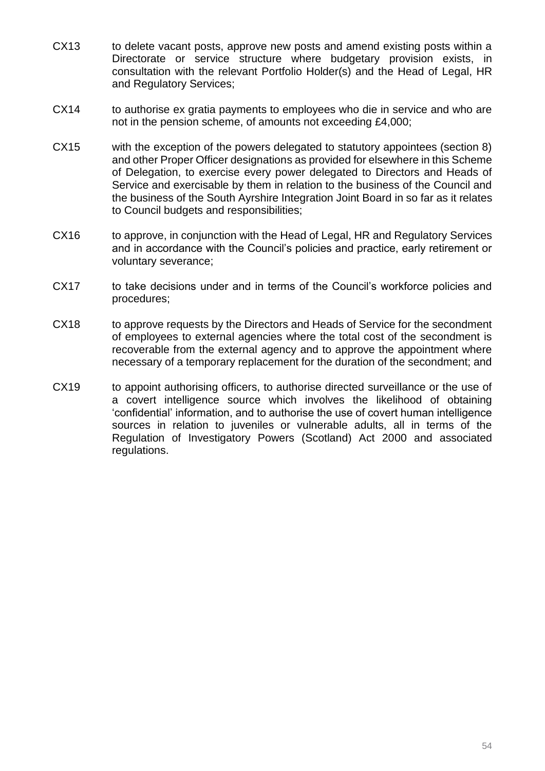CX13 to delete vacant posts, approve new posts and amend existing posts within a Directorate or service structure where budgetary provision exists, in consultation with the relevant Portfolio Holder(s) and the Head of Legal, HR and Regulatory Services;

CX14 to authorise ex gratia payments to employees who die in service and who are not in the pension scheme, of amounts not exceeding £4,000;

CX15 with the exception of the powers delegated to statutory appointees (section 8) and other Proper Officer designations as provided for elsewhere in this Scheme of Delegation, to exercise every power delegated to Directors and Heads of Service and exercisable by them in relation to the business of the Council and the business of the South Ayrshire Integration Joint Board in so far as it relates to Council budgets and responsibilities;

CX16 to approve, in conjunction with the Head of Legal, HR and Regulatory Services and in accordance with the Council's policies and practice, early retirement or voluntary severance;

CX17 to take decisions under and in terms of the Council's workforce policies and procedures;

CX18 to approve requests by the Directors and Heads of Service for the secondment of employees to external agencies where the total cost of the secondment is recoverable from the external agency and to approve the appointment where necessary of a temporary replacement for the duration of the secondment; and

CX19 to appoint authorising officers, to authorise directed surveillance or the use of a covert intelligence source which involves the likelihood of obtaining 'confidential' information, and to authorise the use of covert human intelligence sources in relation to juveniles or vulnerable adults, all in terms of the Regulation of Investigatory Powers (Scotland) Act 2000 and associated regulations.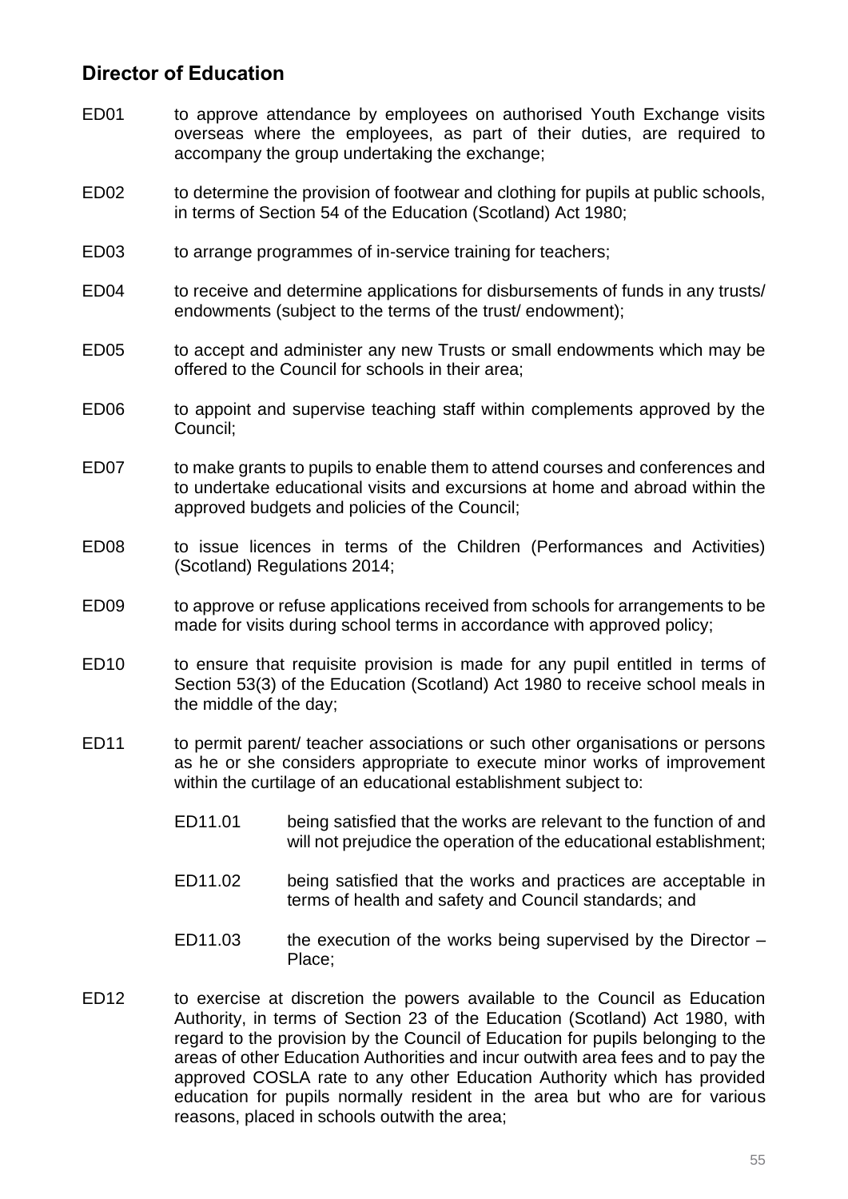## Director of Education

ED01 to approve attendance by employees on authorised Youth Exchange visits overseas where the employees, as part of their duties, are required to accompany the group undertaking the exchange;

ED02 to determine the provision of footwear and clothing for pupils at public schools, in terms of Section 54 of the Education (Scotland) Act 1980;

ED03 to arrange programmes of in-service training for teachers;

ED04 to receive and determine applications for disbursements of funds in any trusts/ endowments (subject to the terms of the trust/ endowment);

ED05 to accept and administer any new Trusts or small endowments which may be offered to the Council for schools in their area;

ED06 to appoint and supervise teaching staff within complements approved by the Council;

ED07 to make grants to pupils to enable them to attend courses and conferences and to undertake educational visits and excursions at home and abroad within the approved budgets and policies of the Council;

ED08 to issue licences in terms of the Children (Performances and Activities) (Scotland) Regulations 2014;

ED09 to approve or refuse applications received from schools for arrangements to be made for visits during school terms in accordance with approved policy;

ED10 to ensure that requisite provision is made for any pupil entitled in terms of Section 53(3) of the Education (Scotland) Act 1980 to receive school meals in the middle of the day;

ED11 to permit parent/ teacher associations or such other organisations or persons as he or she considers appropriate to execute minor works of improvement within the curtilage of an educational establishment subject to:

- ED11.01 being satisfied that the works are relevant to the function of and will not prejudice the operation of the educational establishment;
- ED11.02 being satisfied that the works and practices are acceptable in terms of health and safety and Council standards; and
- ED11.03 the execution of the works being supervised by the Director – Place;

ED12 to exercise at discretion the powers available to the Council as Education Authority, in terms of Section 23 of the Education (Scotland) Act 1980, with regard to the provision by the Council of Education for pupils belonging to the areas of other Education Authorities and incur outwith area fees and to pay the approved COSLA rate to any other Education Authority which has provided education for pupils normally resident in the area but who are for various reasons, placed in schools outwith the area;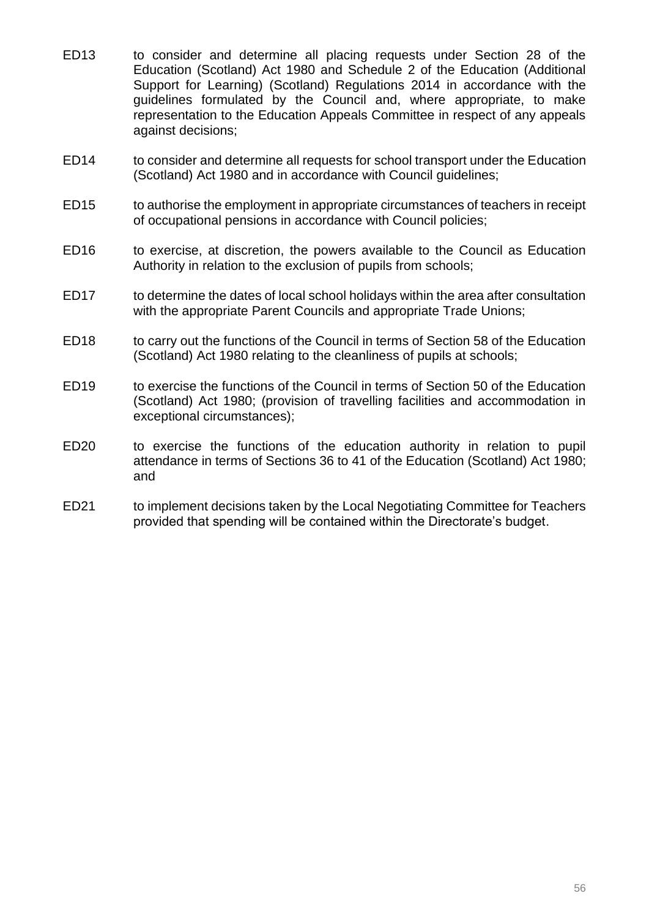ED13 to consider and determine all placing requests under Section 28 of the Education (Scotland) Act 1980 and Schedule 2 of the Education (Additional Support for Learning) (Scotland) Regulations 2014 in accordance with the guidelines formulated by the Council and, where appropriate, to make representation to the Education Appeals Committee in respect of any appeals against decisions;

ED14 to consider and determine all requests for school transport under the Education (Scotland) Act 1980 and in accordance with Council guidelines;

ED15 to authorise the employment in appropriate circumstances of teachers in receipt of occupational pensions in accordance with Council policies;

ED16 to exercise, at discretion, the powers available to the Council as Education Authority in relation to the exclusion of pupils from schools;

ED17 to determine the dates of local school holidays within the area after consultation with the appropriate Parent Councils and appropriate Trade Unions;

ED18 to carry out the functions of the Council in terms of Section 58 of the Education (Scotland) Act 1980 relating to the cleanliness of pupils at schools;

ED19 to exercise the functions of the Council in terms of Section 50 of the Education (Scotland) Act 1980; (provision of travelling facilities and accommodation in exceptional circumstances);

ED20 to exercise the functions of the education authority in relation to pupil attendance in terms of Sections 36 to 41 of the Education (Scotland) Act 1980; and

ED21 to implement decisions taken by the Local Negotiating Committee for Teachers provided that spending will be contained within the Directorate's budget.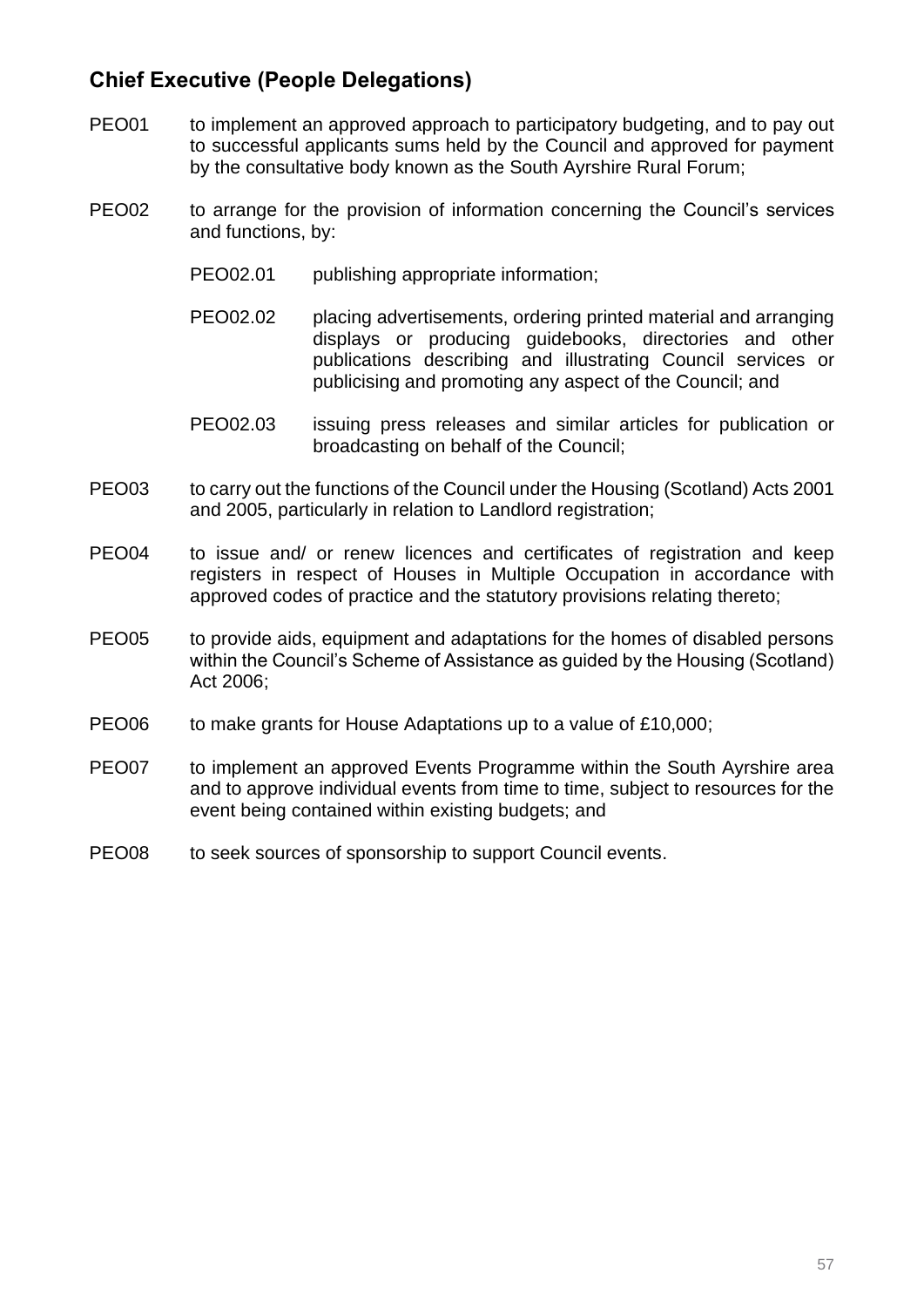## Chief Executive (People Delegations)

PEO01 to implement an approved approach to participatory budgeting, and to pay out to successful applicants sums held by the Council and approved for payment by the consultative body known as the South Ayrshire Rural Forum;

PEO02 to arrange for the provision of information concerning the Council's services and functions, by:

> PEO02.01 publishing appropriate information;
>
> PEO02.02 placing advertisements, ordering printed material and arranging displays or producing guidebooks, directories and other publications describing and illustrating Council services or publicising and promoting any aspect of the Council; and
>
> PEO02.03 issuing press releases and similar articles for publication or broadcasting on behalf of the Council;

PEO03 to carry out the functions of the Council under the Housing (Scotland) Acts 2001 and 2005, particularly in relation to Landlord registration;

PEO04 to issue and/ or renew licences and certificates of registration and keep registers in respect of Houses in Multiple Occupation in accordance with approved codes of practice and the statutory provisions relating thereto;

PEO05 to provide aids, equipment and adaptations for the homes of disabled persons within the Council's Scheme of Assistance as guided by the Housing (Scotland) Act 2006;

PEO06 to make grants for House Adaptations up to a value of £10,000;

PEO07 to implement an approved Events Programme within the South Ayrshire area and to approve individual events from time to time, subject to resources for the event being contained within existing budgets; and

PEO08 to seek sources of sponsorship to support Council events.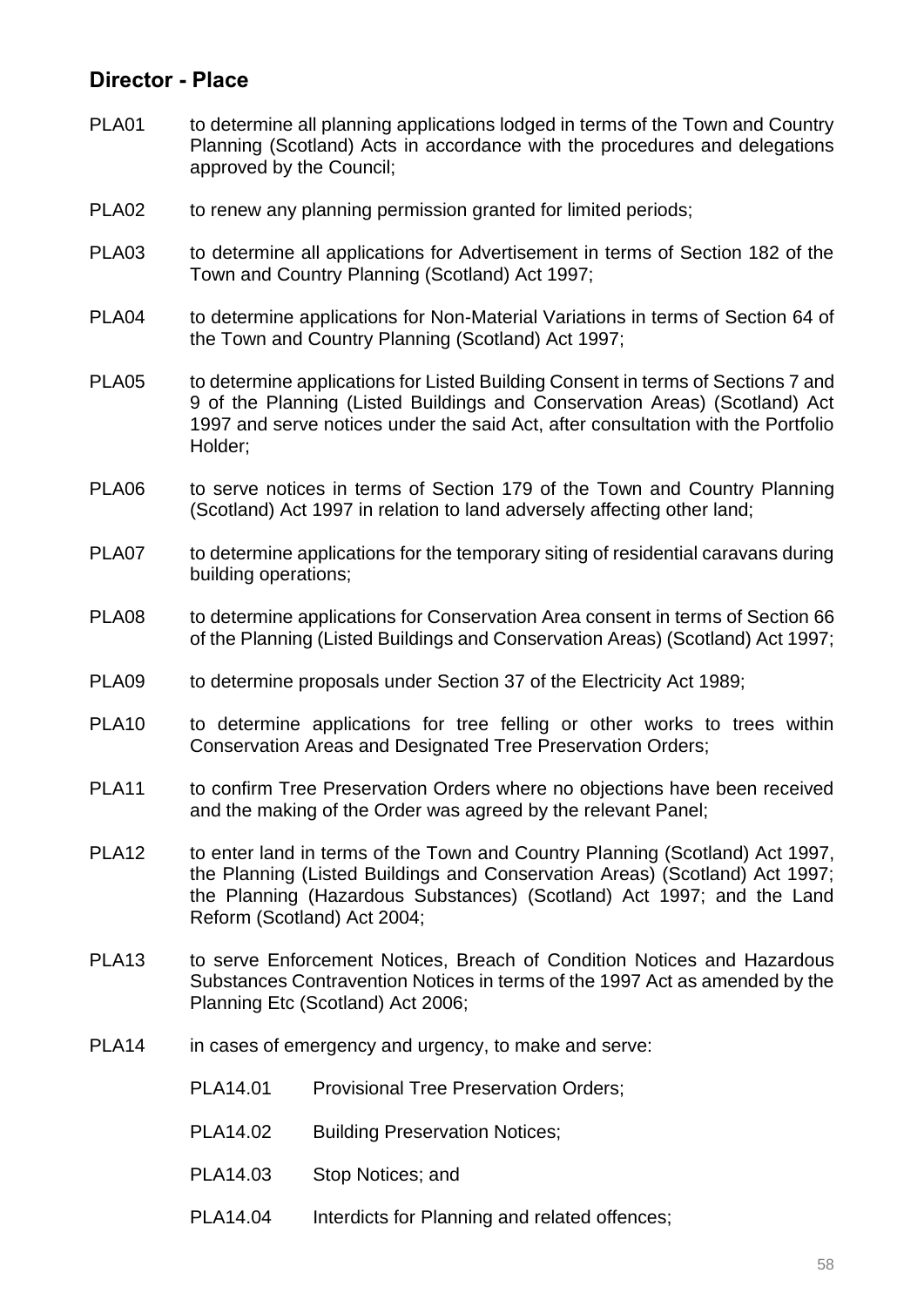## Director - Place

PLA01 to determine all planning applications lodged in terms of the Town and Country Planning (Scotland) Acts in accordance with the procedures and delegations approved by the Council;

PLA02 to renew any planning permission granted for limited periods;

PLA03 to determine all applications for Advertisement in terms of Section 182 of the Town and Country Planning (Scotland) Act 1997;

PLA04 to determine applications for Non-Material Variations in terms of Section 64 of the Town and Country Planning (Scotland) Act 1997;

PLA05 to determine applications for Listed Building Consent in terms of Sections 7 and 9 of the Planning (Listed Buildings and Conservation Areas) (Scotland) Act 1997 and serve notices under the said Act, after consultation with the Portfolio Holder;

PLA06 to serve notices in terms of Section 179 of the Town and Country Planning (Scotland) Act 1997 in relation to land adversely affecting other land;

PLA07 to determine applications for the temporary siting of residential caravans during building operations;

PLA08 to determine applications for Conservation Area consent in terms of Section 66 of the Planning (Listed Buildings and Conservation Areas) (Scotland) Act 1997;

PLA09 to determine proposals under Section 37 of the Electricity Act 1989;

PLA10 to determine applications for tree felling or other works to trees within Conservation Areas and Designated Tree Preservation Orders;

PLA11 to confirm Tree Preservation Orders where no objections have been received and the making of the Order was agreed by the relevant Panel;

PLA12 to enter land in terms of the Town and Country Planning (Scotland) Act 1997, the Planning (Listed Buildings and Conservation Areas) (Scotland) Act 1997; the Planning (Hazardous Substances) (Scotland) Act 1997; and the Land Reform (Scotland) Act 2004;

PLA13 to serve Enforcement Notices, Breach of Condition Notices and Hazardous Substances Contravention Notices in terms of the 1997 Act as amended by the Planning Etc (Scotland) Act 2006;

PLA14 in cases of emergency and urgency, to make and serve:

- PLA14.01 Provisional Tree Preservation Orders;
- PLA14.02 Building Preservation Notices;
- PLA14.03 Stop Notices; and
- PLA14.04 Interdicts for Planning and related offences;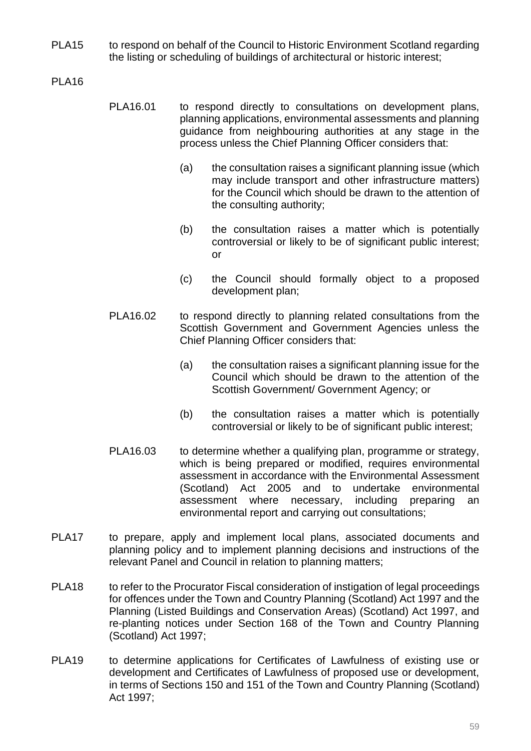PLA15 to respond on behalf of the Council to Historic Environment Scotland regarding the listing or scheduling of buildings of architectural or historic interest;

PLA16

PLA16.01 to respond directly to consultations on development plans, planning applications, environmental assessments and planning guidance from neighbouring authorities at any stage in the process unless the Chief Planning Officer considers that:

(a) the consultation raises a significant planning issue (which may include transport and other infrastructure matters) for the Council which should be drawn to the attention of the consulting authority;

(b) the consultation raises a matter which is potentially controversial or likely to be of significant public interest; or

(c) the Council should formally object to a proposed development plan;

PLA16.02 to respond directly to planning related consultations from the Scottish Government and Government Agencies unless the Chief Planning Officer considers that:

(a) the consultation raises a significant planning issue for the Council which should be drawn to the attention of the Scottish Government/ Government Agency; or

(b) the consultation raises a matter which is potentially controversial or likely to be of significant public interest;

PLA16.03 to determine whether a qualifying plan, programme or strategy, which is being prepared or modified, requires environmental assessment in accordance with the Environmental Assessment (Scotland) Act 2005 and to undertake environmental assessment where necessary, including preparing an environmental report and carrying out consultations;

PLA17 to prepare, apply and implement local plans, associated documents and planning policy and to implement planning decisions and instructions of the relevant Panel and Council in relation to planning matters;

PLA18 to refer to the Procurator Fiscal consideration of instigation of legal proceedings for offences under the Town and Country Planning (Scotland) Act 1997 and the Planning (Listed Buildings and Conservation Areas) (Scotland) Act 1997, and re-planting notices under Section 168 of the Town and Country Planning (Scotland) Act 1997;

PLA19 to determine applications for Certificates of Lawfulness of existing use or development and Certificates of Lawfulness of proposed use or development, in terms of Sections 150 and 151 of the Town and Country Planning (Scotland) Act 1997;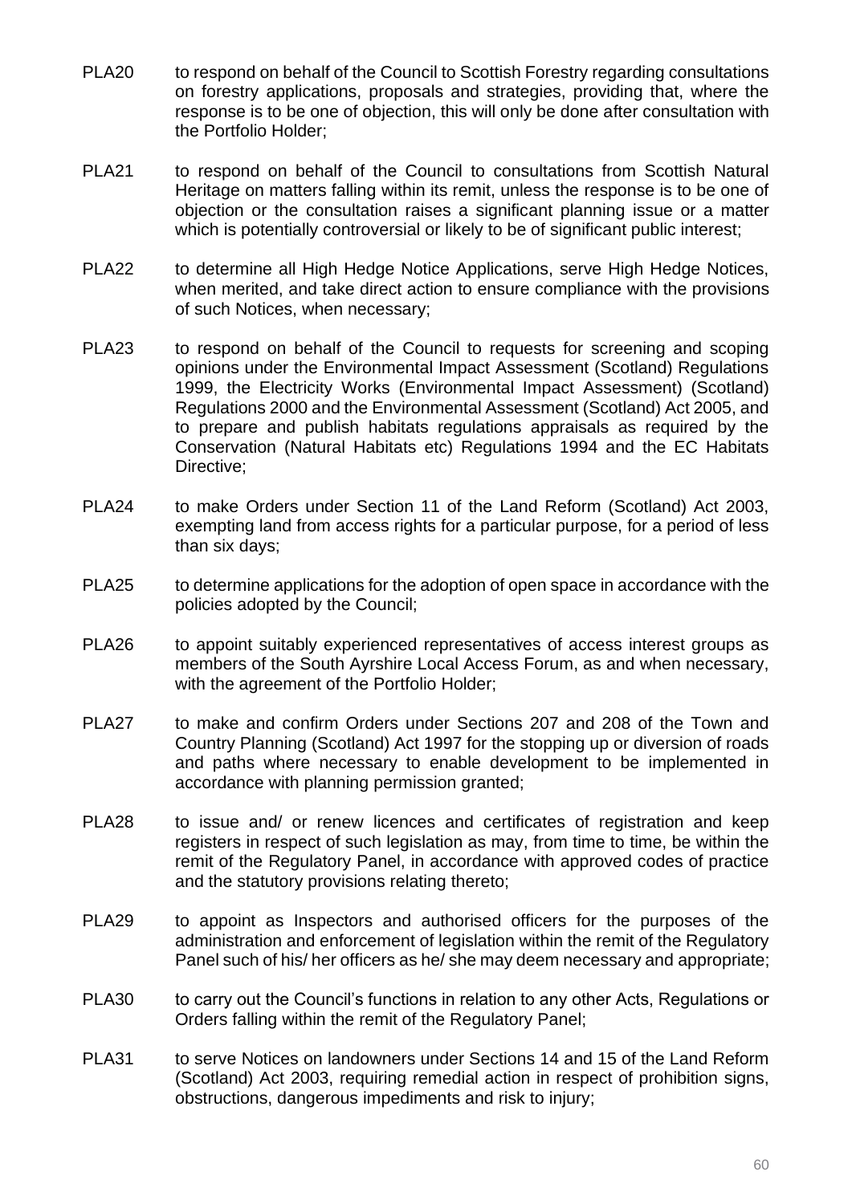PLA20 to respond on behalf of the Council to Scottish Forestry regarding consultations on forestry applications, proposals and strategies, providing that, where the response is to be one of objection, this will only be done after consultation with the Portfolio Holder;

PLA21 to respond on behalf of the Council to consultations from Scottish Natural Heritage on matters falling within its remit, unless the response is to be one of objection or the consultation raises a significant planning issue or a matter which is potentially controversial or likely to be of significant public interest;

PLA22 to determine all High Hedge Notice Applications, serve High Hedge Notices, when merited, and take direct action to ensure compliance with the provisions of such Notices, when necessary;

PLA23 to respond on behalf of the Council to requests for screening and scoping opinions under the Environmental Impact Assessment (Scotland) Regulations 1999, the Electricity Works (Environmental Impact Assessment) (Scotland) Regulations 2000 and the Environmental Assessment (Scotland) Act 2005, and to prepare and publish habitats regulations appraisals as required by the Conservation (Natural Habitats etc) Regulations 1994 and the EC Habitats Directive;

PLA24 to make Orders under Section 11 of the Land Reform (Scotland) Act 2003, exempting land from access rights for a particular purpose, for a period of less than six days;

PLA25 to determine applications for the adoption of open space in accordance with the policies adopted by the Council;

PLA26 to appoint suitably experienced representatives of access interest groups as members of the South Ayrshire Local Access Forum, as and when necessary, with the agreement of the Portfolio Holder;

PLA27 to make and confirm Orders under Sections 207 and 208 of the Town and Country Planning (Scotland) Act 1997 for the stopping up or diversion of roads and paths where necessary to enable development to be implemented in accordance with planning permission granted;

PLA28 to issue and/ or renew licences and certificates of registration and keep registers in respect of such legislation as may, from time to time, be within the remit of the Regulatory Panel, in accordance with approved codes of practice and the statutory provisions relating thereto;

PLA29 to appoint as Inspectors and authorised officers for the purposes of the administration and enforcement of legislation within the remit of the Regulatory Panel such of his/ her officers as he/ she may deem necessary and appropriate;

PLA30 to carry out the Council's functions in relation to any other Acts, Regulations or Orders falling within the remit of the Regulatory Panel;

PLA31 to serve Notices on landowners under Sections 14 and 15 of the Land Reform (Scotland) Act 2003, requiring remedial action in respect of prohibition signs, obstructions, dangerous impediments and risk to injury;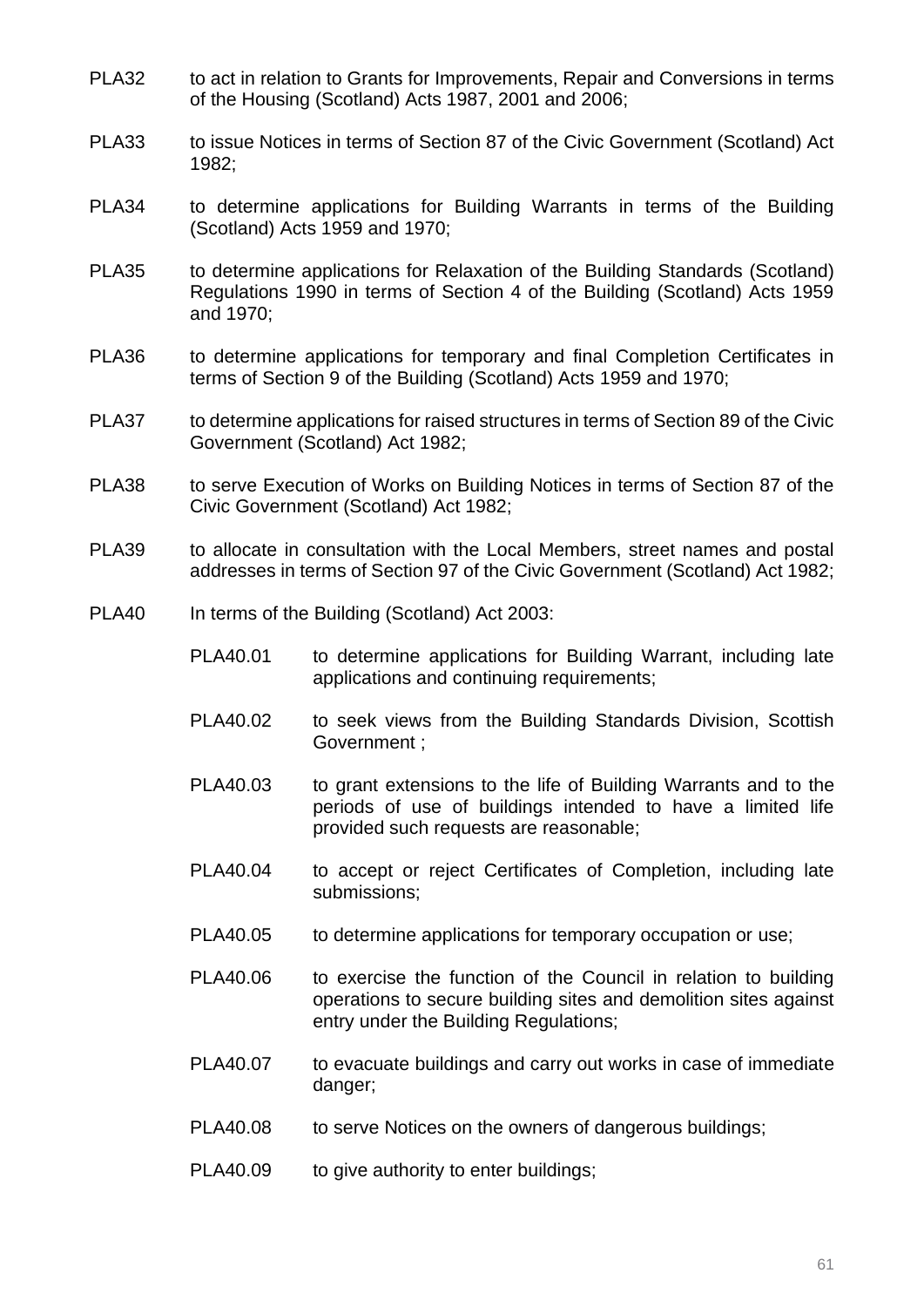PLA32 to act in relation to Grants for Improvements, Repair and Conversions in terms of the Housing (Scotland) Acts 1987, 2001 and 2006;

PLA33 to issue Notices in terms of Section 87 of the Civic Government (Scotland) Act 1982;

PLA34 to determine applications for Building Warrants in terms of the Building (Scotland) Acts 1959 and 1970;

PLA35 to determine applications for Relaxation of the Building Standards (Scotland) Regulations 1990 in terms of Section 4 of the Building (Scotland) Acts 1959 and 1970;

PLA36 to determine applications for temporary and final Completion Certificates in terms of Section 9 of the Building (Scotland) Acts 1959 and 1970;

PLA37 to determine applications for raised structures in terms of Section 89 of the Civic Government (Scotland) Act 1982;

PLA38 to serve Execution of Works on Building Notices in terms of Section 87 of the Civic Government (Scotland) Act 1982;

PLA39 to allocate in consultation with the Local Members, street names and postal addresses in terms of Section 97 of the Civic Government (Scotland) Act 1982;

PLA40 In terms of the Building (Scotland) Act 2003:

- PLA40.01 to determine applications for Building Warrant, including late applications and continuing requirements;
- PLA40.02 to seek views from the Building Standards Division, Scottish Government ;
- PLA40.03 to grant extensions to the life of Building Warrants and to the periods of use of buildings intended to have a limited life provided such requests are reasonable;
- PLA40.04 to accept or reject Certificates of Completion, including late submissions;
- PLA40.05 to determine applications for temporary occupation or use;
- PLA40.06 to exercise the function of the Council in relation to building operations to secure building sites and demolition sites against entry under the Building Regulations;
- PLA40.07 to evacuate buildings and carry out works in case of immediate danger;
- PLA40.08 to serve Notices on the owners of dangerous buildings;
- PLA40.09 to give authority to enter buildings;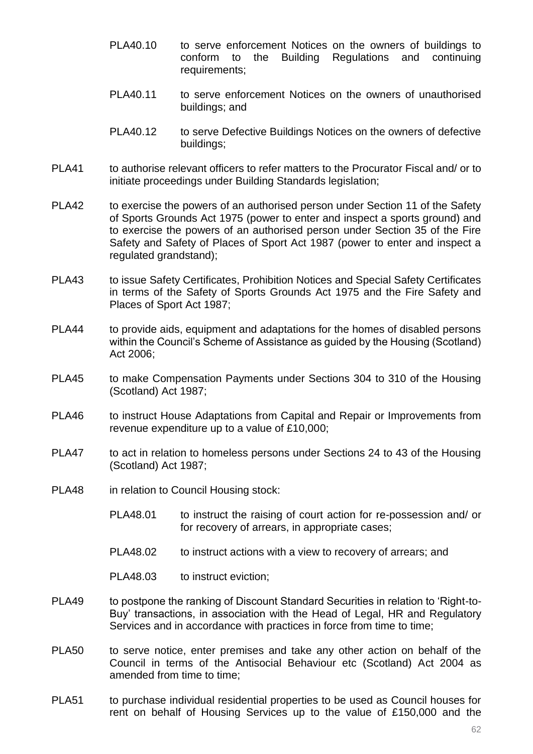PLA40.10 to serve enforcement Notices on the owners of buildings to conform to the Building Regulations and continuing requirements;

PLA40.11 to serve enforcement Notices on the owners of unauthorised buildings; and

PLA40.12 to serve Defective Buildings Notices on the owners of defective buildings;

PLA41 to authorise relevant officers to refer matters to the Procurator Fiscal and/ or to initiate proceedings under Building Standards legislation;

PLA42 to exercise the powers of an authorised person under Section 11 of the Safety of Sports Grounds Act 1975 (power to enter and inspect a sports ground) and to exercise the powers of an authorised person under Section 35 of the Fire Safety and Safety of Places of Sport Act 1987 (power to enter and inspect a regulated grandstand);

PLA43 to issue Safety Certificates, Prohibition Notices and Special Safety Certificates in terms of the Safety of Sports Grounds Act 1975 and the Fire Safety and Places of Sport Act 1987;

PLA44 to provide aids, equipment and adaptations for the homes of disabled persons within the Council's Scheme of Assistance as guided by the Housing (Scotland) Act 2006;

PLA45 to make Compensation Payments under Sections 304 to 310 of the Housing (Scotland) Act 1987;

PLA46 to instruct House Adaptations from Capital and Repair or Improvements from revenue expenditure up to a value of £10,000;

PLA47 to act in relation to homeless persons under Sections 24 to 43 of the Housing (Scotland) Act 1987;

PLA48 in relation to Council Housing stock:

PLA48.01 to instruct the raising of court action for re-possession and/ or for recovery of arrears, in appropriate cases;

PLA48.02 to instruct actions with a view to recovery of arrears; and

PLA48.03 to instruct eviction;

PLA49 to postpone the ranking of Discount Standard Securities in relation to 'Right-to-Buy' transactions, in association with the Head of Legal, HR and Regulatory Services and in accordance with practices in force from time to time;

PLA50 to serve notice, enter premises and take any other action on behalf of the Council in terms of the Antisocial Behaviour etc (Scotland) Act 2004 as amended from time to time;

PLA51 to purchase individual residential properties to be used as Council houses for rent on behalf of Housing Services up to the value of £150,000 and the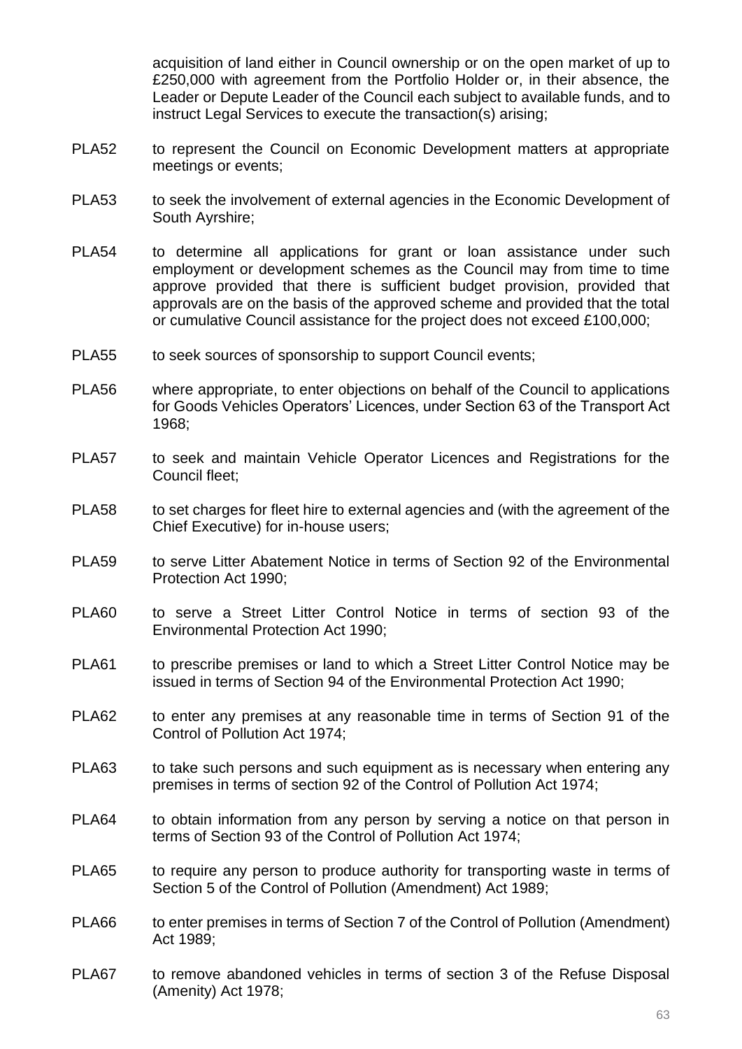acquisition of land either in Council ownership or on the open market of up to £250,000 with agreement from the Portfolio Holder or, in their absence, the Leader or Depute Leader of the Council each subject to available funds, and to instruct Legal Services to execute the transaction(s) arising;

PLA52 to represent the Council on Economic Development matters at appropriate meetings or events;

PLA53 to seek the involvement of external agencies in the Economic Development of South Ayrshire;

PLA54 to determine all applications for grant or loan assistance under such employment or development schemes as the Council may from time to time approve provided that there is sufficient budget provision, provided that approvals are on the basis of the approved scheme and provided that the total or cumulative Council assistance for the project does not exceed £100,000;

PLA55 to seek sources of sponsorship to support Council events;

PLA56 where appropriate, to enter objections on behalf of the Council to applications for Goods Vehicles Operators' Licences, under Section 63 of the Transport Act 1968;

PLA57 to seek and maintain Vehicle Operator Licences and Registrations for the Council fleet;

PLA58 to set charges for fleet hire to external agencies and (with the agreement of the Chief Executive) for in-house users;

PLA59 to serve Litter Abatement Notice in terms of Section 92 of the Environmental Protection Act 1990;

PLA60 to serve a Street Litter Control Notice in terms of section 93 of the Environmental Protection Act 1990;

PLA61 to prescribe premises or land to which a Street Litter Control Notice may be issued in terms of Section 94 of the Environmental Protection Act 1990;

PLA62 to enter any premises at any reasonable time in terms of Section 91 of the Control of Pollution Act 1974;

PLA63 to take such persons and such equipment as is necessary when entering any premises in terms of section 92 of the Control of Pollution Act 1974;

PLA64 to obtain information from any person by serving a notice on that person in terms of Section 93 of the Control of Pollution Act 1974;

PLA65 to require any person to produce authority for transporting waste in terms of Section 5 of the Control of Pollution (Amendment) Act 1989;

PLA66 to enter premises in terms of Section 7 of the Control of Pollution (Amendment) Act 1989;

PLA67 to remove abandoned vehicles in terms of section 3 of the Refuse Disposal (Amenity) Act 1978;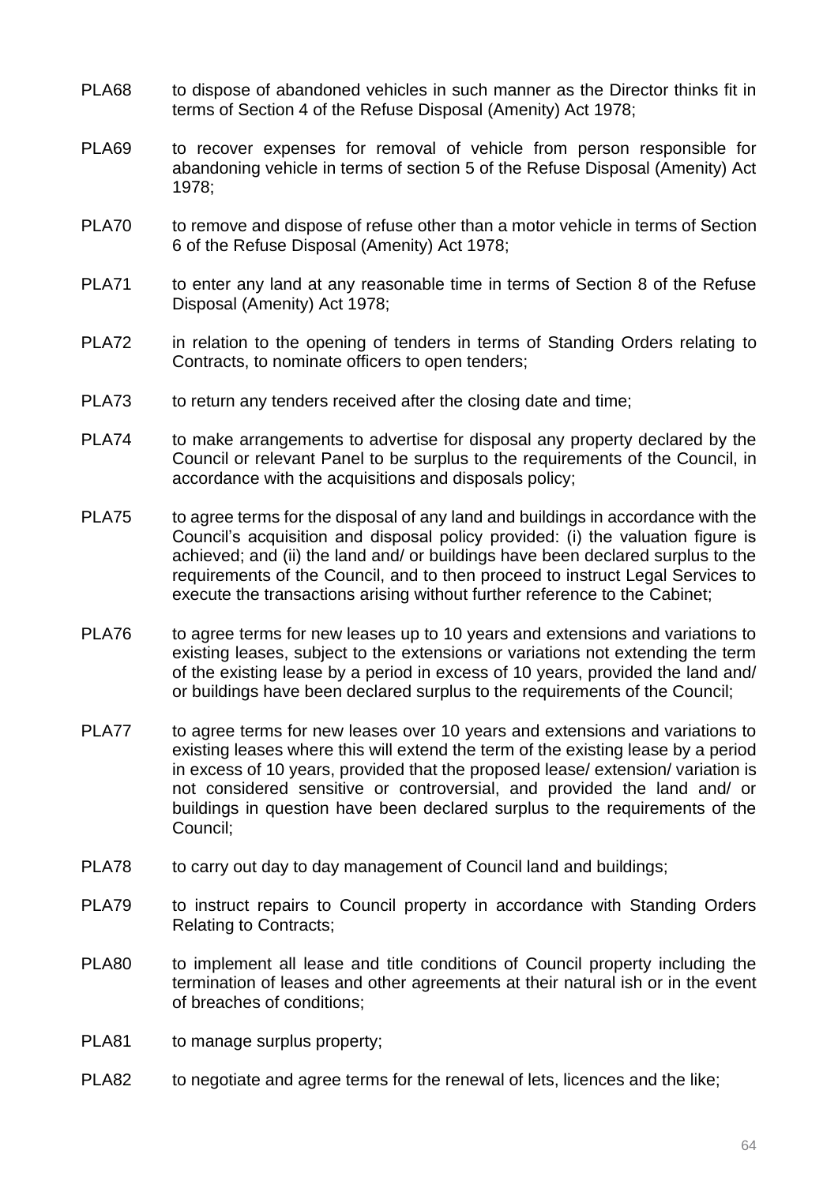PLA68 to dispose of abandoned vehicles in such manner as the Director thinks fit in terms of Section 4 of the Refuse Disposal (Amenity) Act 1978;

PLA69 to recover expenses for removal of vehicle from person responsible for abandoning vehicle in terms of section 5 of the Refuse Disposal (Amenity) Act 1978;

PLA70 to remove and dispose of refuse other than a motor vehicle in terms of Section 6 of the Refuse Disposal (Amenity) Act 1978;

PLA71 to enter any land at any reasonable time in terms of Section 8 of the Refuse Disposal (Amenity) Act 1978;

PLA72 in relation to the opening of tenders in terms of Standing Orders relating to Contracts, to nominate officers to open tenders;

PLA73 to return any tenders received after the closing date and time;

PLA74 to make arrangements to advertise for disposal any property declared by the Council or relevant Panel to be surplus to the requirements of the Council, in accordance with the acquisitions and disposals policy;

PLA75 to agree terms for the disposal of any land and buildings in accordance with the Council's acquisition and disposal policy provided: (i) the valuation figure is achieved; and (ii) the land and/ or buildings have been declared surplus to the requirements of the Council, and to then proceed to instruct Legal Services to execute the transactions arising without further reference to the Cabinet;

PLA76 to agree terms for new leases up to 10 years and extensions and variations to existing leases, subject to the extensions or variations not extending the term of the existing lease by a period in excess of 10 years, provided the land and/ or buildings have been declared surplus to the requirements of the Council;

PLA77 to agree terms for new leases over 10 years and extensions and variations to existing leases where this will extend the term of the existing lease by a period in excess of 10 years, provided that the proposed lease/ extension/ variation is not considered sensitive or controversial, and provided the land and/ or buildings in question have been declared surplus to the requirements of the Council;

PLA78 to carry out day to day management of Council land and buildings;

PLA79 to instruct repairs to Council property in accordance with Standing Orders Relating to Contracts;

PLA80 to implement all lease and title conditions of Council property including the termination of leases and other agreements at their natural ish or in the event of breaches of conditions;

PLA81 to manage surplus property;

PLA82 to negotiate and agree terms for the renewal of lets, licences and the like;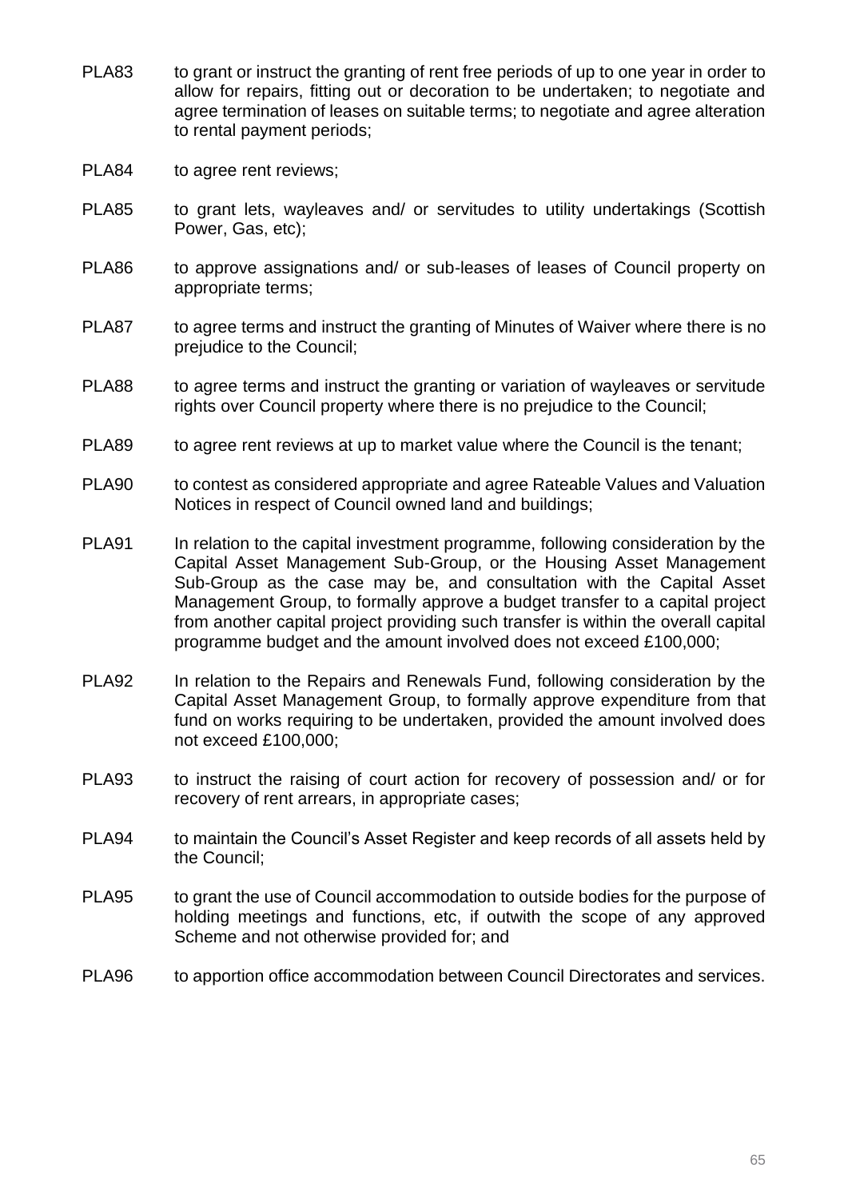PLA83 to grant or instruct the granting of rent free periods of up to one year in order to allow for repairs, fitting out or decoration to be undertaken; to negotiate and agree termination of leases on suitable terms; to negotiate and agree alteration to rental payment periods;

PLA84 to agree rent reviews;

PLA85 to grant lets, wayleaves and/ or servitudes to utility undertakings (Scottish Power, Gas, etc);

PLA86 to approve assignations and/ or sub-leases of leases of Council property on appropriate terms;

PLA87 to agree terms and instruct the granting of Minutes of Waiver where there is no prejudice to the Council;

PLA88 to agree terms and instruct the granting or variation of wayleaves or servitude rights over Council property where there is no prejudice to the Council;

PLA89 to agree rent reviews at up to market value where the Council is the tenant;

PLA90 to contest as considered appropriate and agree Rateable Values and Valuation Notices in respect of Council owned land and buildings;

PLA91 In relation to the capital investment programme, following consideration by the Capital Asset Management Sub-Group, or the Housing Asset Management Sub-Group as the case may be, and consultation with the Capital Asset Management Group, to formally approve a budget transfer to a capital project from another capital project providing such transfer is within the overall capital programme budget and the amount involved does not exceed £100,000;

PLA92 In relation to the Repairs and Renewals Fund, following consideration by the Capital Asset Management Group, to formally approve expenditure from that fund on works requiring to be undertaken, provided the amount involved does not exceed £100,000;

PLA93 to instruct the raising of court action for recovery of possession and/ or for recovery of rent arrears, in appropriate cases;

PLA94 to maintain the Council's Asset Register and keep records of all assets held by the Council;

PLA95 to grant the use of Council accommodation to outside bodies for the purpose of holding meetings and functions, etc, if outwith the scope of any approved Scheme and not otherwise provided for; and

PLA96 to apportion office accommodation between Council Directorates and services.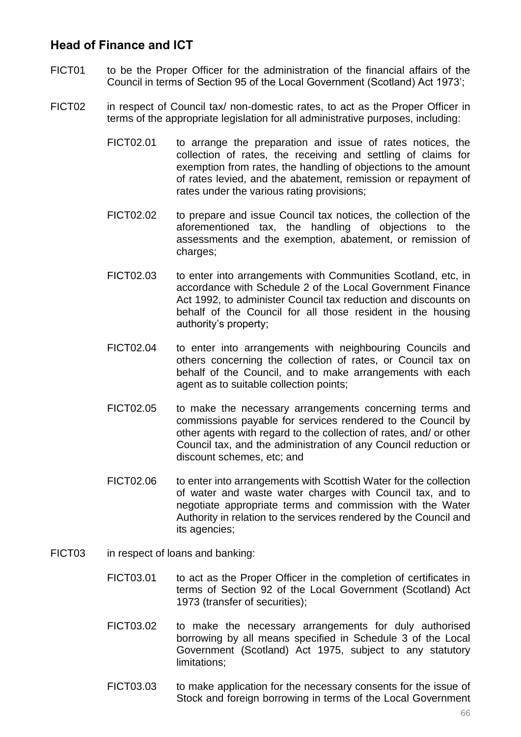## Head of Finance and ICT

FICT01 to be the Proper Officer for the administration of the financial affairs of the Council in terms of Section 95 of the Local Government (Scotland) Act 1973';

FICT02 in respect of Council tax/ non-domestic rates, to act as the Proper Officer in terms of the appropriate legislation for all administrative purposes, including:

- FICT02.01 to arrange the preparation and issue of rates notices, the collection of rates, the receiving and settling of claims for exemption from rates, the handling of objections to the amount of rates levied, and the abatement, remission or repayment of rates under the various rating provisions;

- FICT02.02 to prepare and issue Council tax notices, the collection of the aforementioned tax, the handling of objections to the assessments and the exemption, abatement, or remission of charges;

- FICT02.03 to enter into arrangements with Communities Scotland, etc, in accordance with Schedule 2 of the Local Government Finance Act 1992, to administer Council tax reduction and discounts on behalf of the Council for all those resident in the housing authority's property;

- FICT02.04 to enter into arrangements with neighbouring Councils and others concerning the collection of rates, or Council tax on behalf of the Council, and to make arrangements with each agent as to suitable collection points;

- FICT02.05 to make the necessary arrangements concerning terms and commissions payable for services rendered to the Council by other agents with regard to the collection of rates, and/ or other Council tax, and the administration of any Council reduction or discount schemes, etc; and

- FICT02.06 to enter into arrangements with Scottish Water for the collection of water and waste water charges with Council tax, and to negotiate appropriate terms and commission with the Water Authority in relation to the services rendered by the Council and its agencies;

FICT03 in respect of loans and banking:

- FICT03.01 to act as the Proper Officer in the completion of certificates in terms of Section 92 of the Local Government (Scotland) Act 1973 (transfer of securities);

- FICT03.02 to make the necessary arrangements for duly authorised borrowing by all means specified in Schedule 3 of the Local Government (Scotland) Act 1975, subject to any statutory limitations;

- FICT03.03 to make application for the necessary consents for the issue of Stock and foreign borrowing in terms of the Local Government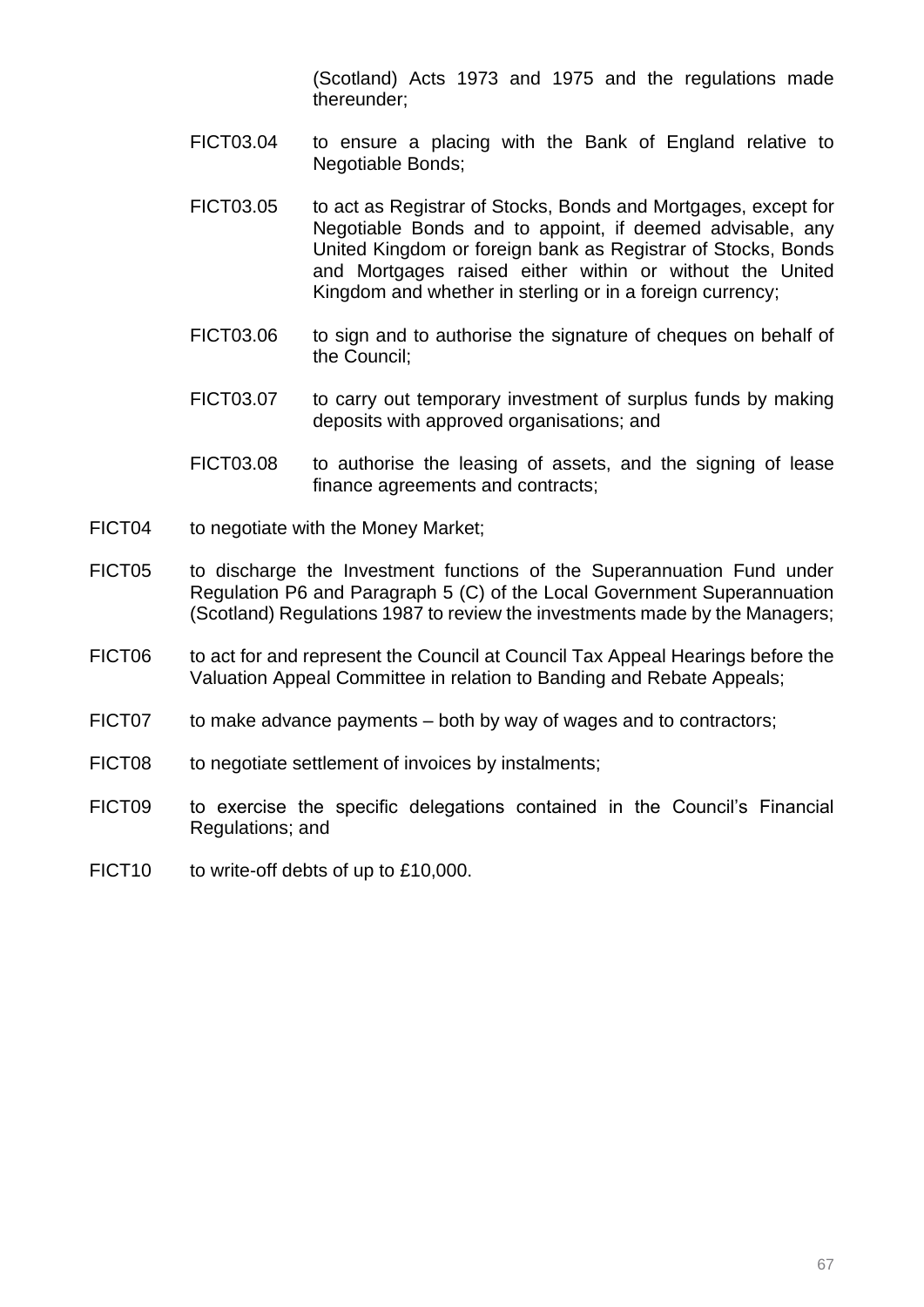(Scotland) Acts 1973 and 1975 and the regulations made thereunder;

FICT03.04 to ensure a placing with the Bank of England relative to Negotiable Bonds;

FICT03.05 to act as Registrar of Stocks, Bonds and Mortgages, except for Negotiable Bonds and to appoint, if deemed advisable, any United Kingdom or foreign bank as Registrar of Stocks, Bonds and Mortgages raised either within or without the United Kingdom and whether in sterling or in a foreign currency;

FICT03.06 to sign and to authorise the signature of cheques on behalf of the Council;

FICT03.07 to carry out temporary investment of surplus funds by making deposits with approved organisations; and

FICT03.08 to authorise the leasing of assets, and the signing of lease finance agreements and contracts;

FICT04 to negotiate with the Money Market;

FICT05 to discharge the Investment functions of the Superannuation Fund under Regulation P6 and Paragraph 5 (C) of the Local Government Superannuation (Scotland) Regulations 1987 to review the investments made by the Managers;

FICT06 to act for and represent the Council at Council Tax Appeal Hearings before the Valuation Appeal Committee in relation to Banding and Rebate Appeals;

FICT07 to make advance payments – both by way of wages and to contractors;

FICT08 to negotiate settlement of invoices by instalments;

FICT09 to exercise the specific delegations contained in the Council's Financial Regulations; and

FICT10 to write-off debts of up to £10,000.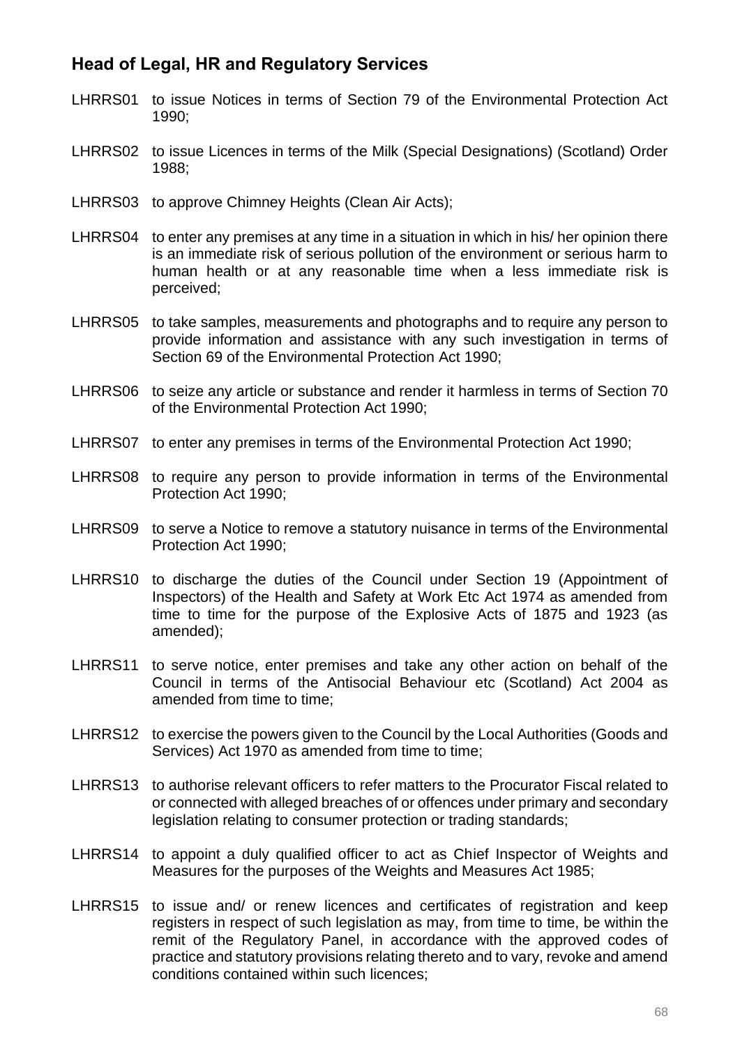## Head of Legal, HR and Regulatory Services

LHRRS01 to issue Notices in terms of Section 79 of the Environmental Protection Act 1990;

LHRRS02 to issue Licences in terms of the Milk (Special Designations) (Scotland) Order 1988;

LHRRS03 to approve Chimney Heights (Clean Air Acts);

LHRRS04 to enter any premises at any time in a situation in which in his/ her opinion there is an immediate risk of serious pollution of the environment or serious harm to human health or at any reasonable time when a less immediate risk is perceived;

LHRRS05 to take samples, measurements and photographs and to require any person to provide information and assistance with any such investigation in terms of Section 69 of the Environmental Protection Act 1990;

LHRRS06 to seize any article or substance and render it harmless in terms of Section 70 of the Environmental Protection Act 1990;

LHRRS07 to enter any premises in terms of the Environmental Protection Act 1990;

LHRRS08 to require any person to provide information in terms of the Environmental Protection Act 1990;

LHRRS09 to serve a Notice to remove a statutory nuisance in terms of the Environmental Protection Act 1990;

LHRRS10 to discharge the duties of the Council under Section 19 (Appointment of Inspectors) of the Health and Safety at Work Etc Act 1974 as amended from time to time for the purpose of the Explosive Acts of 1875 and 1923 (as amended);

LHRRS11 to serve notice, enter premises and take any other action on behalf of the Council in terms of the Antisocial Behaviour etc (Scotland) Act 2004 as amended from time to time;

LHRRS12 to exercise the powers given to the Council by the Local Authorities (Goods and Services) Act 1970 as amended from time to time;

LHRRS13 to authorise relevant officers to refer matters to the Procurator Fiscal related to or connected with alleged breaches of or offences under primary and secondary legislation relating to consumer protection or trading standards;

LHRRS14 to appoint a duly qualified officer to act as Chief Inspector of Weights and Measures for the purposes of the Weights and Measures Act 1985;

LHRRS15 to issue and/ or renew licences and certificates of registration and keep registers in respect of such legislation as may, from time to time, be within the remit of the Regulatory Panel, in accordance with the approved codes of practice and statutory provisions relating thereto and to vary, revoke and amend conditions contained within such licences;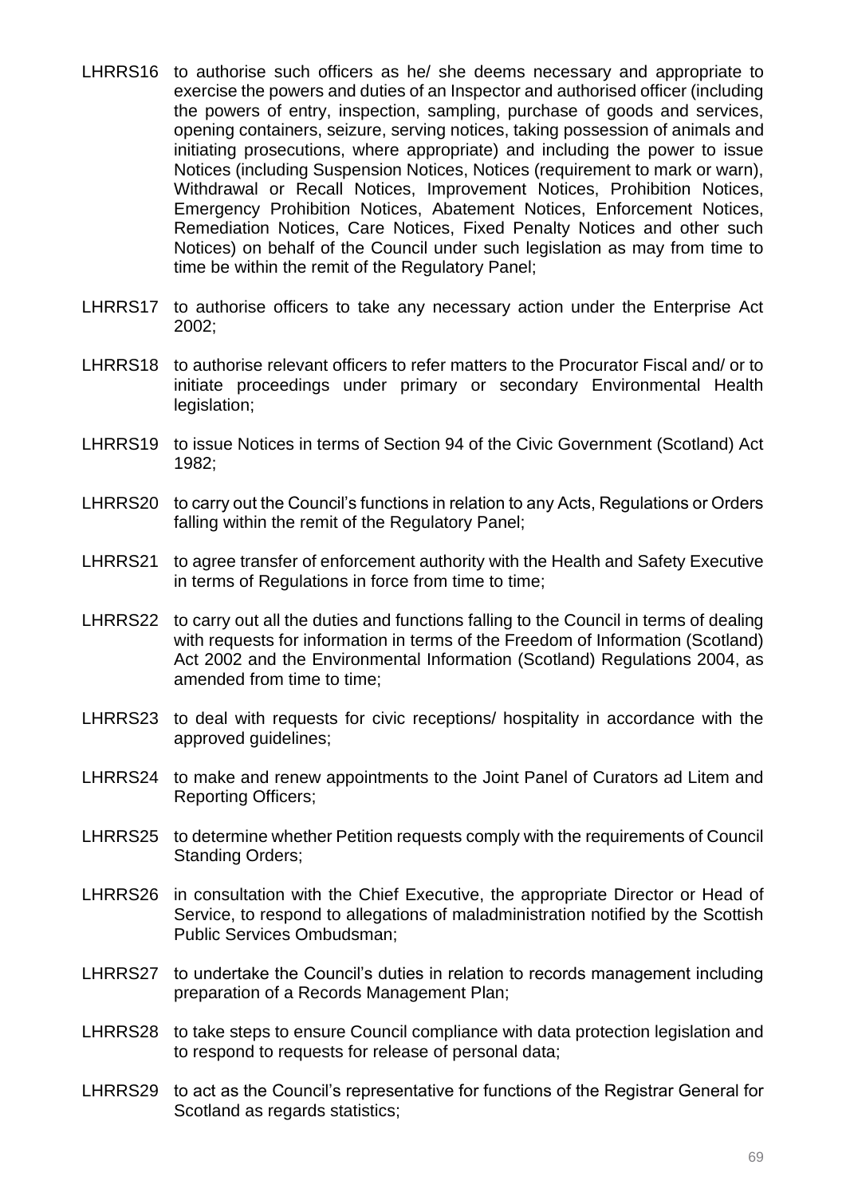LHRRS16 to authorise such officers as he/ she deems necessary and appropriate to exercise the powers and duties of an Inspector and authorised officer (including the powers of entry, inspection, sampling, purchase of goods and services, opening containers, seizure, serving notices, taking possession of animals and initiating prosecutions, where appropriate) and including the power to issue Notices (including Suspension Notices, Notices (requirement to mark or warn), Withdrawal or Recall Notices, Improvement Notices, Prohibition Notices, Emergency Prohibition Notices, Abatement Notices, Enforcement Notices, Remediation Notices, Care Notices, Fixed Penalty Notices and other such Notices) on behalf of the Council under such legislation as may from time to time be within the remit of the Regulatory Panel;

LHRRS17 to authorise officers to take any necessary action under the Enterprise Act 2002;

LHRRS18 to authorise relevant officers to refer matters to the Procurator Fiscal and/ or to initiate proceedings under primary or secondary Environmental Health legislation;

LHRRS19 to issue Notices in terms of Section 94 of the Civic Government (Scotland) Act 1982;

LHRRS20 to carry out the Council's functions in relation to any Acts, Regulations or Orders falling within the remit of the Regulatory Panel;

LHRRS21 to agree transfer of enforcement authority with the Health and Safety Executive in terms of Regulations in force from time to time;

LHRRS22 to carry out all the duties and functions falling to the Council in terms of dealing with requests for information in terms of the Freedom of Information (Scotland) Act 2002 and the Environmental Information (Scotland) Regulations 2004, as amended from time to time;

LHRRS23 to deal with requests for civic receptions/ hospitality in accordance with the approved guidelines;

LHRRS24 to make and renew appointments to the Joint Panel of Curators ad Litem and Reporting Officers;

LHRRS25 to determine whether Petition requests comply with the requirements of Council Standing Orders;

LHRRS26 in consultation with the Chief Executive, the appropriate Director or Head of Service, to respond to allegations of maladministration notified by the Scottish Public Services Ombudsman;

LHRRS27 to undertake the Council's duties in relation to records management including preparation of a Records Management Plan;

LHRRS28 to take steps to ensure Council compliance with data protection legislation and to respond to requests for release of personal data;

LHRRS29 to act as the Council's representative for functions of the Registrar General for Scotland as regards statistics;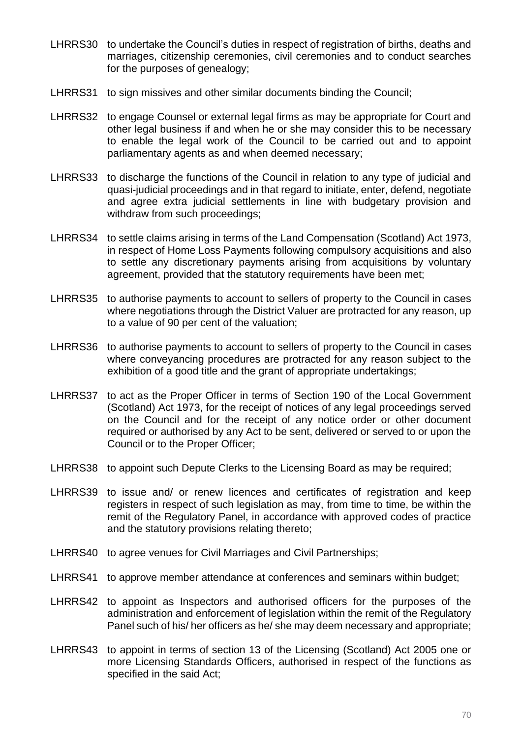LHRRS30 to undertake the Council's duties in respect of registration of births, deaths and marriages, citizenship ceremonies, civil ceremonies and to conduct searches for the purposes of genealogy;

LHRRS31 to sign missives and other similar documents binding the Council;

LHRRS32 to engage Counsel or external legal firms as may be appropriate for Court and other legal business if and when he or she may consider this to be necessary to enable the legal work of the Council to be carried out and to appoint parliamentary agents as and when deemed necessary;

LHRRS33 to discharge the functions of the Council in relation to any type of judicial and quasi-judicial proceedings and in that regard to initiate, enter, defend, negotiate and agree extra judicial settlements in line with budgetary provision and withdraw from such proceedings;

LHRRS34 to settle claims arising in terms of the Land Compensation (Scotland) Act 1973, in respect of Home Loss Payments following compulsory acquisitions and also to settle any discretionary payments arising from acquisitions by voluntary agreement, provided that the statutory requirements have been met;

LHRRS35 to authorise payments to account to sellers of property to the Council in cases where negotiations through the District Valuer are protracted for any reason, up to a value of 90 per cent of the valuation;

LHRRS36 to authorise payments to account to sellers of property to the Council in cases where conveyancing procedures are protracted for any reason subject to the exhibition of a good title and the grant of appropriate undertakings;

LHRRS37 to act as the Proper Officer in terms of Section 190 of the Local Government (Scotland) Act 1973, for the receipt of notices of any legal proceedings served on the Council and for the receipt of any notice order or other document required or authorised by any Act to be sent, delivered or served to or upon the Council or to the Proper Officer;

LHRRS38 to appoint such Depute Clerks to the Licensing Board as may be required;

LHRRS39 to issue and/ or renew licences and certificates of registration and keep registers in respect of such legislation as may, from time to time, be within the remit of the Regulatory Panel, in accordance with approved codes of practice and the statutory provisions relating thereto;

LHRRS40 to agree venues for Civil Marriages and Civil Partnerships;

LHRRS41 to approve member attendance at conferences and seminars within budget;

LHRRS42 to appoint as Inspectors and authorised officers for the purposes of the administration and enforcement of legislation within the remit of the Regulatory Panel such of his/ her officers as he/ she may deem necessary and appropriate;

LHRRS43 to appoint in terms of section 13 of the Licensing (Scotland) Act 2005 one or more Licensing Standards Officers, authorised in respect of the functions as specified in the said Act;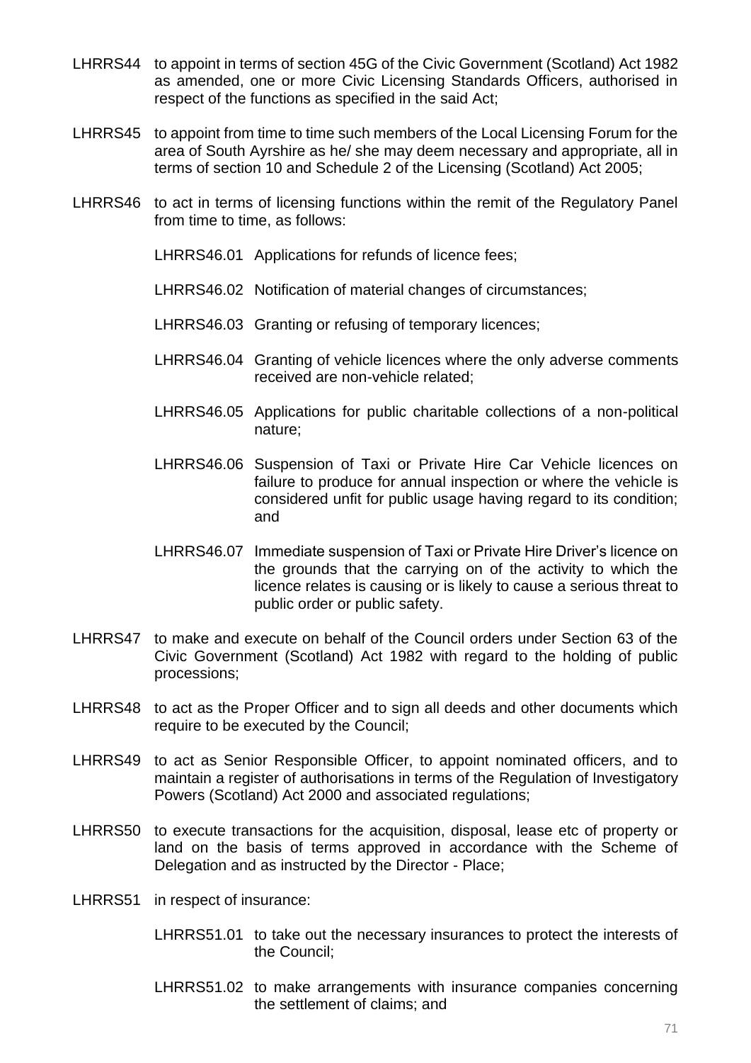LHRRS44 to appoint in terms of section 45G of the Civic Government (Scotland) Act 1982 as amended, one or more Civic Licensing Standards Officers, authorised in respect of the functions as specified in the said Act;

LHRRS45 to appoint from time to time such members of the Local Licensing Forum for the area of South Ayrshire as he/ she may deem necessary and appropriate, all in terms of section 10 and Schedule 2 of the Licensing (Scotland) Act 2005;

LHRRS46 to act in terms of licensing functions within the remit of the Regulatory Panel from time to time, as follows:

- LHRRS46.01 Applications for refunds of licence fees;
- LHRRS46.02 Notification of material changes of circumstances;
- LHRRS46.03 Granting or refusing of temporary licences;
- LHRRS46.04 Granting of vehicle licences where the only adverse comments received are non-vehicle related;
- LHRRS46.05 Applications for public charitable collections of a non-political nature;
- LHRRS46.06 Suspension of Taxi or Private Hire Car Vehicle licences on failure to produce for annual inspection or where the vehicle is considered unfit for public usage having regard to its condition; and
- LHRRS46.07 Immediate suspension of Taxi or Private Hire Driver's licence on the grounds that the carrying on of the activity to which the licence relates is causing or is likely to cause a serious threat to public order or public safety.

LHRRS47 to make and execute on behalf of the Council orders under Section 63 of the Civic Government (Scotland) Act 1982 with regard to the holding of public processions;

LHRRS48 to act as the Proper Officer and to sign all deeds and other documents which require to be executed by the Council;

LHRRS49 to act as Senior Responsible Officer, to appoint nominated officers, and to maintain a register of authorisations in terms of the Regulation of Investigatory Powers (Scotland) Act 2000 and associated regulations;

LHRRS50 to execute transactions for the acquisition, disposal, lease etc of property or land on the basis of terms approved in accordance with the Scheme of Delegation and as instructed by the Director - Place;

LHRRS51 in respect of insurance:

- LHRRS51.01 to take out the necessary insurances to protect the interests of the Council;
- LHRRS51.02 to make arrangements with insurance companies concerning the settlement of claims; and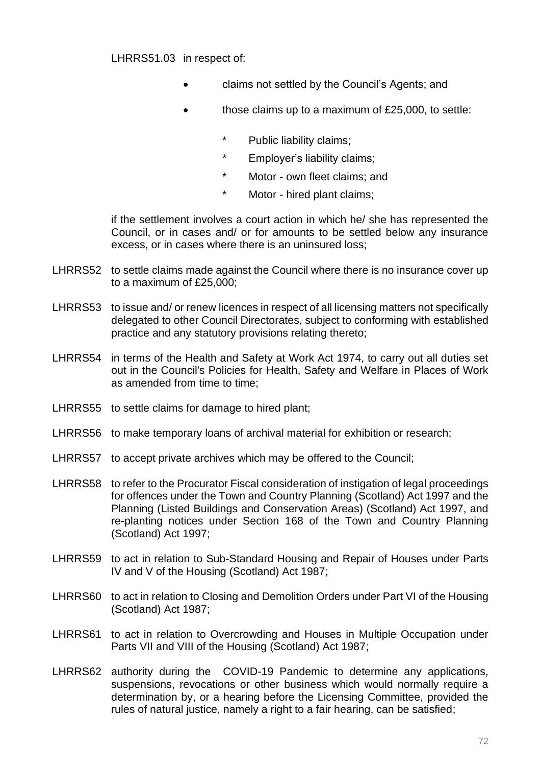LHRRS51.03 in respect of:

- claims not settled by the Council's Agents; and
- those claims up to a maximum of £25,000, to settle:
  - * Public liability claims;
  - * Employer's liability claims;
  - * Motor - own fleet claims; and
  - * Motor - hired plant claims;

if the settlement involves a court action in which he/ she has represented the Council, or in cases and/ or for amounts to be settled below any insurance excess, or in cases where there is an uninsured loss;

LHRRS52 to settle claims made against the Council where there is no insurance cover up to a maximum of £25,000;

LHRRS53 to issue and/ or renew licences in respect of all licensing matters not specifically delegated to other Council Directorates, subject to conforming with established practice and any statutory provisions relating thereto;

LHRRS54 in terms of the Health and Safety at Work Act 1974, to carry out all duties set out in the Council's Policies for Health, Safety and Welfare in Places of Work as amended from time to time;

LHRRS55 to settle claims for damage to hired plant;

LHRRS56 to make temporary loans of archival material for exhibition or research;

LHRRS57 to accept private archives which may be offered to the Council;

LHRRS58 to refer to the Procurator Fiscal consideration of instigation of legal proceedings for offences under the Town and Country Planning (Scotland) Act 1997 and the Planning (Listed Buildings and Conservation Areas) (Scotland) Act 1997, and re-planting notices under Section 168 of the Town and Country Planning (Scotland) Act 1997;

LHRRS59 to act in relation to Sub-Standard Housing and Repair of Houses under Parts IV and V of the Housing (Scotland) Act 1987;

LHRRS60 to act in relation to Closing and Demolition Orders under Part VI of the Housing (Scotland) Act 1987;

LHRRS61 to act in relation to Overcrowding and Houses in Multiple Occupation under Parts VII and VIII of the Housing (Scotland) Act 1987;

LHRRS62 authority during the COVID-19 Pandemic to determine any applications, suspensions, revocations or other business which would normally require a determination by, or a hearing before the Licensing Committee, provided the rules of natural justice, namely a right to a fair hearing, can be satisfied;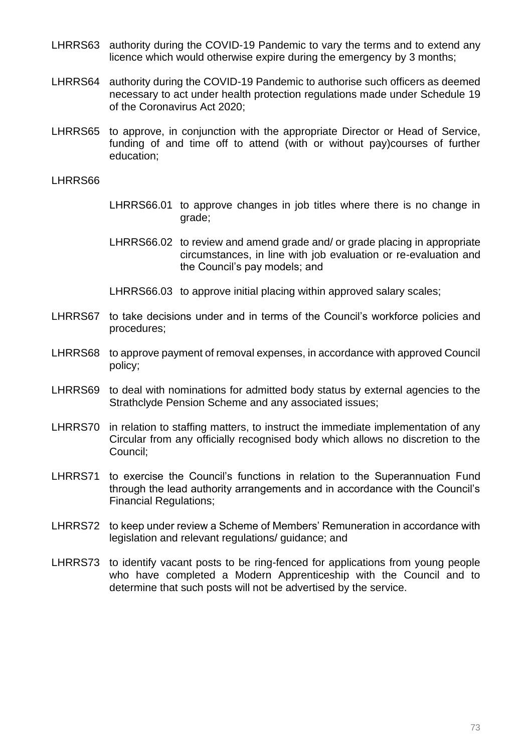LHRRS63 authority during the COVID-19 Pandemic to vary the terms and to extend any licence which would otherwise expire during the emergency by 3 months;

LHRRS64 authority during the COVID-19 Pandemic to authorise such officers as deemed necessary to act under health protection regulations made under Schedule 19 of the Coronavirus Act 2020;

LHRRS65 to approve, in conjunction with the appropriate Director or Head of Service, funding of and time off to attend (with or without pay)courses of further education;

LHRRS66

> LHRRS66.01 to approve changes in job titles where there is no change in grade;
>
> LHRRS66.02 to review and amend grade and/ or grade placing in appropriate circumstances, in line with job evaluation or re-evaluation and the Council's pay models; and
>
> LHRRS66.03 to approve initial placing within approved salary scales;

LHRRS67 to take decisions under and in terms of the Council's workforce policies and procedures;

LHRRS68 to approve payment of removal expenses, in accordance with approved Council policy;

LHRRS69 to deal with nominations for admitted body status by external agencies to the Strathclyde Pension Scheme and any associated issues;

LHRRS70 in relation to staffing matters, to instruct the immediate implementation of any Circular from any officially recognised body which allows no discretion to the Council;

LHRRS71 to exercise the Council's functions in relation to the Superannuation Fund through the lead authority arrangements and in accordance with the Council's Financial Regulations;

LHRRS72 to keep under review a Scheme of Members' Remuneration in accordance with legislation and relevant regulations/ guidance; and

LHRRS73 to identify vacant posts to be ring-fenced for applications from young people who have completed a Modern Apprenticeship with the Council and to determine that such posts will not be advertised by the service.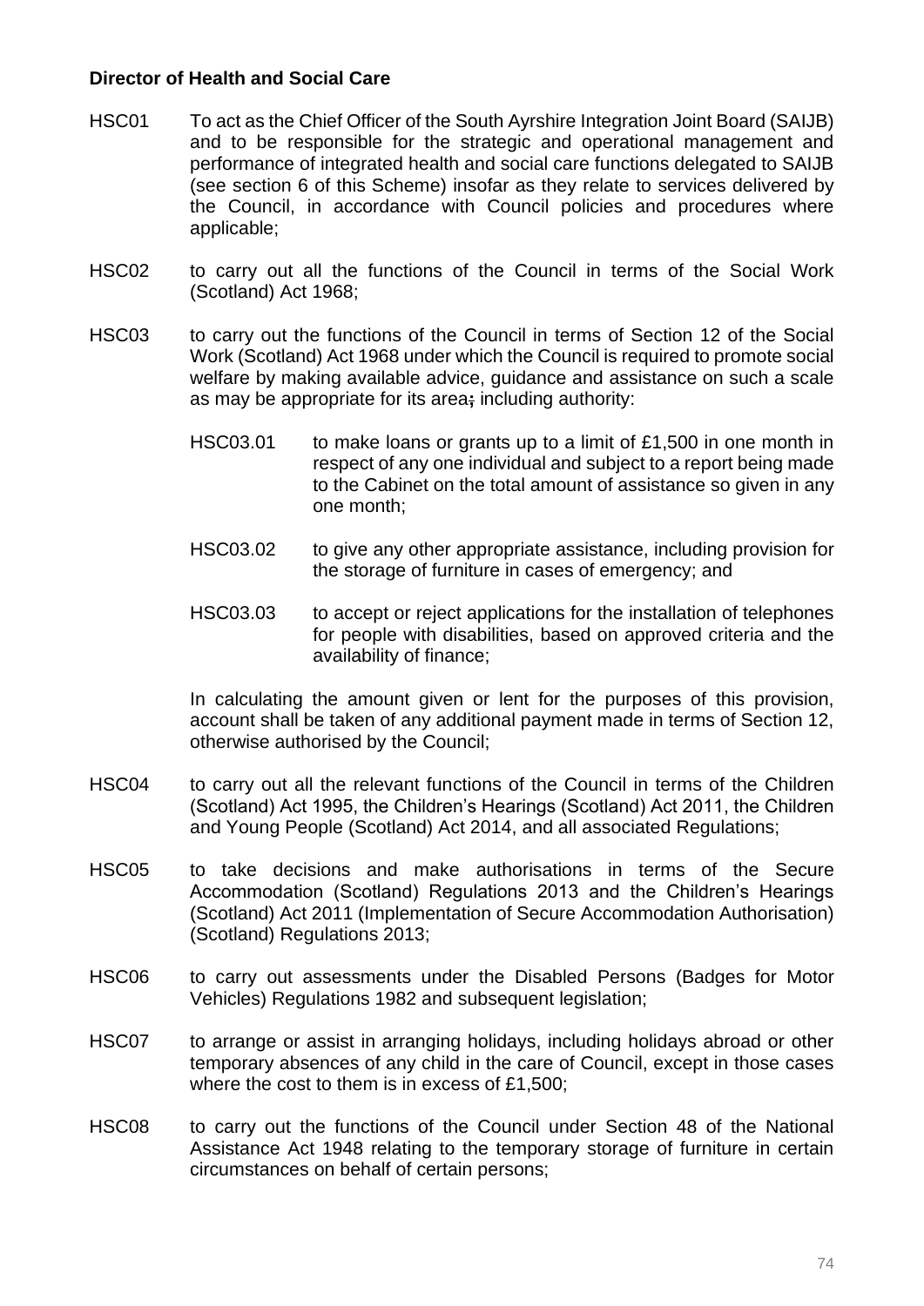**Director of Health and Social Care**

HSC01 To act as the Chief Officer of the South Ayrshire Integration Joint Board (SAIJB) and to be responsible for the strategic and operational management and performance of integrated health and social care functions delegated to SAIJB (see section 6 of this Scheme) insofar as they relate to services delivered by the Council, in accordance with Council policies and procedures where applicable;

HSC02 to carry out all the functions of the Council in terms of the Social Work (Scotland) Act 1968;

HSC03 to carry out the functions of the Council in terms of Section 12 of the Social Work (Scotland) Act 1968 under which the Council is required to promote social welfare by making available advice, guidance and assistance on such a scale as may be appropriate for its area; including authority:

> HSC03.01 to make loans or grants up to a limit of £1,500 in one month in respect of any one individual and subject to a report being made to the Cabinet on the total amount of assistance so given in any one month;
>
> HSC03.02 to give any other appropriate assistance, including provision for the storage of furniture in cases of emergency; and
>
> HSC03.03 to accept or reject applications for the installation of telephones for people with disabilities, based on approved criteria and the availability of finance;

In calculating the amount given or lent for the purposes of this provision, account shall be taken of any additional payment made in terms of Section 12, otherwise authorised by the Council;

HSC04 to carry out all the relevant functions of the Council in terms of the Children (Scotland) Act 1995, the Children's Hearings (Scotland) Act 2011, the Children and Young People (Scotland) Act 2014, and all associated Regulations;

HSC05 to take decisions and make authorisations in terms of the Secure Accommodation (Scotland) Regulations 2013 and the Children's Hearings (Scotland) Act 2011 (Implementation of Secure Accommodation Authorisation) (Scotland) Regulations 2013;

HSC06 to carry out assessments under the Disabled Persons (Badges for Motor Vehicles) Regulations 1982 and subsequent legislation;

HSC07 to arrange or assist in arranging holidays, including holidays abroad or other temporary absences of any child in the care of Council, except in those cases where the cost to them is in excess of £1,500;

HSC08 to carry out the functions of the Council under Section 48 of the National Assistance Act 1948 relating to the temporary storage of furniture in certain circumstances on behalf of certain persons;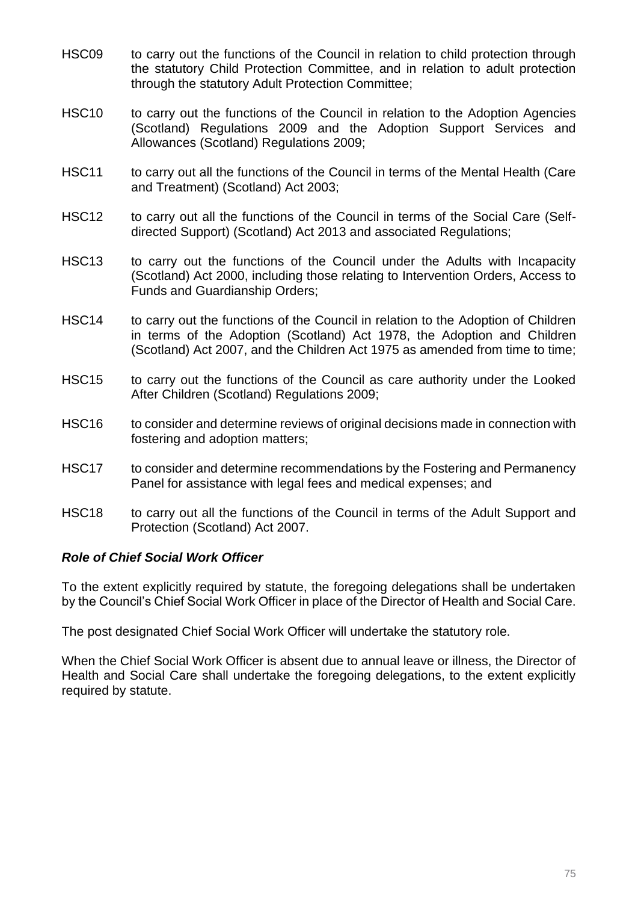HSC09 to carry out the functions of the Council in relation to child protection through the statutory Child Protection Committee, and in relation to adult protection through the statutory Adult Protection Committee;

HSC10 to carry out the functions of the Council in relation to the Adoption Agencies (Scotland) Regulations 2009 and the Adoption Support Services and Allowances (Scotland) Regulations 2009;

HSC11 to carry out all the functions of the Council in terms of the Mental Health (Care and Treatment) (Scotland) Act 2003;

HSC12 to carry out all the functions of the Council in terms of the Social Care (Self-directed Support) (Scotland) Act 2013 and associated Regulations;

HSC13 to carry out the functions of the Council under the Adults with Incapacity (Scotland) Act 2000, including those relating to Intervention Orders, Access to Funds and Guardianship Orders;

HSC14 to carry out the functions of the Council in relation to the Adoption of Children in terms of the Adoption (Scotland) Act 1978, the Adoption and Children (Scotland) Act 2007, and the Children Act 1975 as amended from time to time;

HSC15 to carry out the functions of the Council as care authority under the Looked After Children (Scotland) Regulations 2009;

HSC16 to consider and determine reviews of original decisions made in connection with fostering and adoption matters;

HSC17 to consider and determine recommendations by the Fostering and Permanency Panel for assistance with legal fees and medical expenses; and

HSC18 to carry out all the functions of the Council in terms of the Adult Support and Protection (Scotland) Act 2007.

***Role of Chief Social Work Officer***

To the extent explicitly required by statute, the foregoing delegations shall be undertaken by the Council's Chief Social Work Officer in place of the Director of Health and Social Care.

The post designated Chief Social Work Officer will undertake the statutory role.

When the Chief Social Work Officer is absent due to annual leave or illness, the Director of Health and Social Care shall undertake the foregoing delegations, to the extent explicitly required by statute.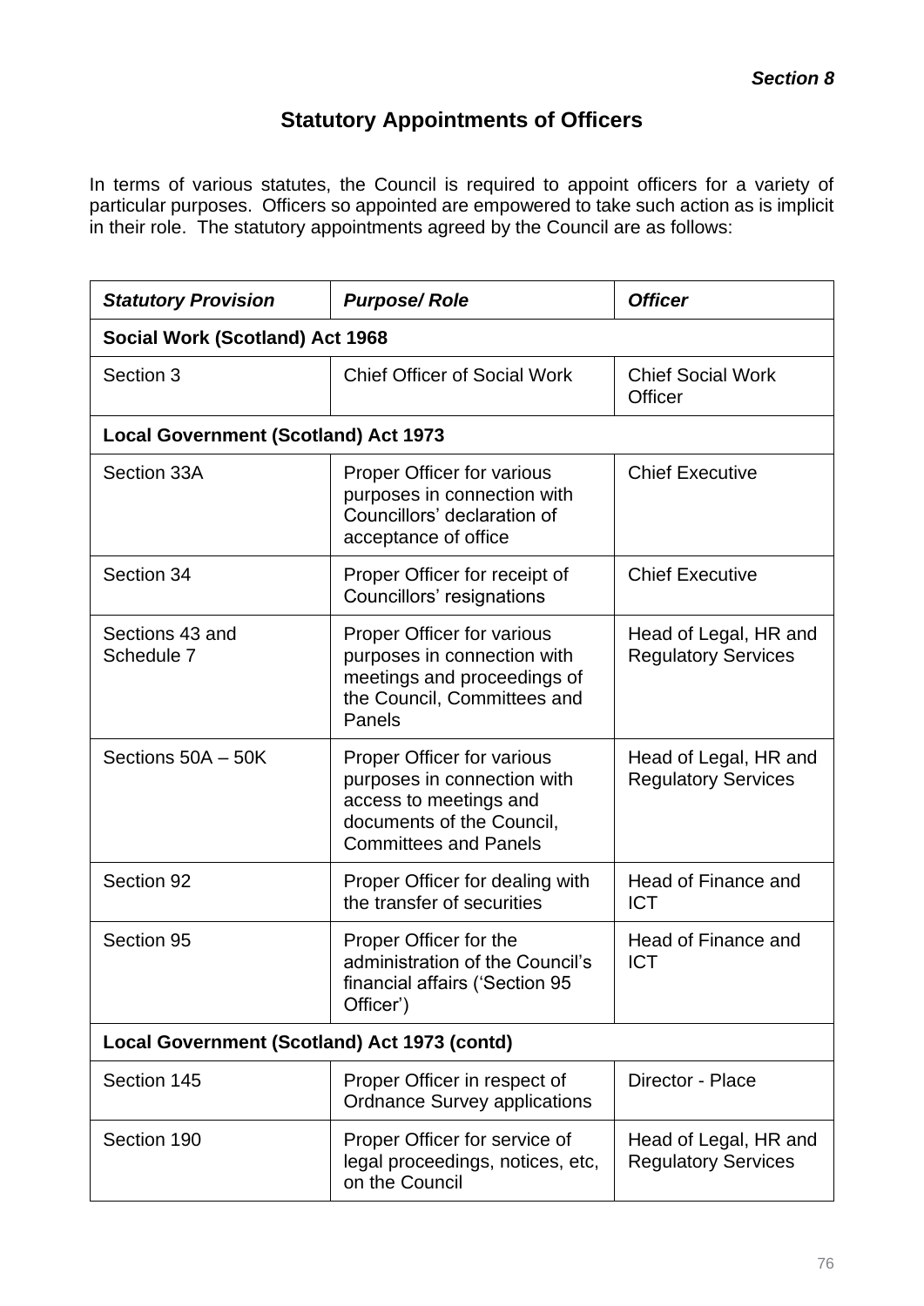*Section 8*

## Statutory Appointments of Officers

In terms of various statutes, the Council is required to appoint officers for a variety of particular purposes. Officers so appointed are empowered to take such action as is implicit in their role. The statutory appointments agreed by the Council are as follows:

| ***Statutory Provision*** | ***Purpose/ Role*** | ***Officer*** |
|---|---|---|
| **Social Work (Scotland) Act 1968** | | |
| Section 3 | Chief Officer of Social Work | Chief Social Work Officer |
| **Local Government (Scotland) Act 1973** | | |
| Section 33A | Proper Officer for various purposes in connection with Councillors' declaration of acceptance of office | Chief Executive |
| Section 34 | Proper Officer for receipt of Councillors' resignations | Chief Executive |
| Sections 43 and Schedule 7 | Proper Officer for various purposes in connection with meetings and proceedings of the Council, Committees and Panels | Head of Legal, HR and Regulatory Services |
| Sections 50A – 50K | Proper Officer for various purposes in connection with access to meetings and documents of the Council, Committees and Panels | Head of Legal, HR and Regulatory Services |
| Section 92 | Proper Officer for dealing with the transfer of securities | Head of Finance and ICT |
| Section 95 | Proper Officer for the administration of the Council's financial affairs ('Section 95 Officer') | Head of Finance and ICT |
| **Local Government (Scotland) Act 1973 (contd)** | | |
| Section 145 | Proper Officer in respect of Ordnance Survey applications | Director - Place |
| Section 190 | Proper Officer for service of legal proceedings, notices, etc, on the Council | Head of Legal, HR and Regulatory Services |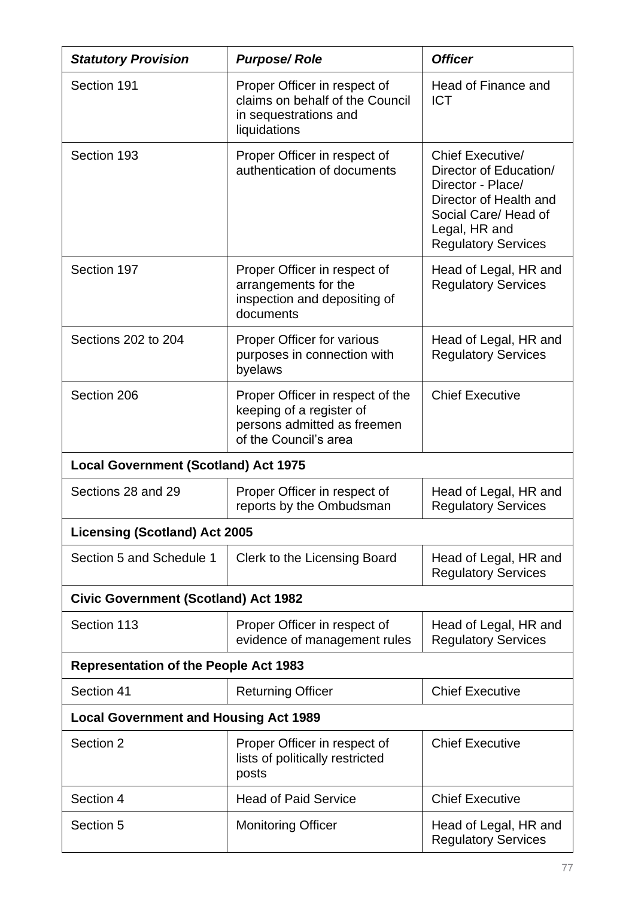| ***Statutory Provision*** | ***Purpose/ Role*** | ***Officer*** |
|---|---|---|
| Section 191 | Proper Officer in respect of claims on behalf of the Council in sequestrations and liquidations | Head of Finance and ICT |
| Section 193 | Proper Officer in respect of authentication of documents | Chief Executive/ Director of Education/ Director - Place/ Director of Health and Social Care/ Head of Legal, HR and Regulatory Services |
| Section 197 | Proper Officer in respect of arrangements for the inspection and depositing of documents | Head of Legal, HR and Regulatory Services |
| Sections 202 to 204 | Proper Officer for various purposes in connection with byelaws | Head of Legal, HR and Regulatory Services |
| Section 206 | Proper Officer in respect of the keeping of a register of persons admitted as freemen of the Council's area | Chief Executive |
| **Local Government (Scotland) Act 1975** | | |
| Sections 28 and 29 | Proper Officer in respect of reports by the Ombudsman | Head of Legal, HR and Regulatory Services |
| **Licensing (Scotland) Act 2005** | | |
| Section 5 and Schedule 1 | Clerk to the Licensing Board | Head of Legal, HR and Regulatory Services |
| **Civic Government (Scotland) Act 1982** | | |
| Section 113 | Proper Officer in respect of evidence of management rules | Head of Legal, HR and Regulatory Services |
| **Representation of the People Act 1983** | | |
| Section 41 | Returning Officer | Chief Executive |
| **Local Government and Housing Act 1989** | | |
| Section 2 | Proper Officer in respect of lists of politically restricted posts | Chief Executive |
| Section 4 | Head of Paid Service | Chief Executive |
| Section 5 | Monitoring Officer | Head of Legal, HR and Regulatory Services |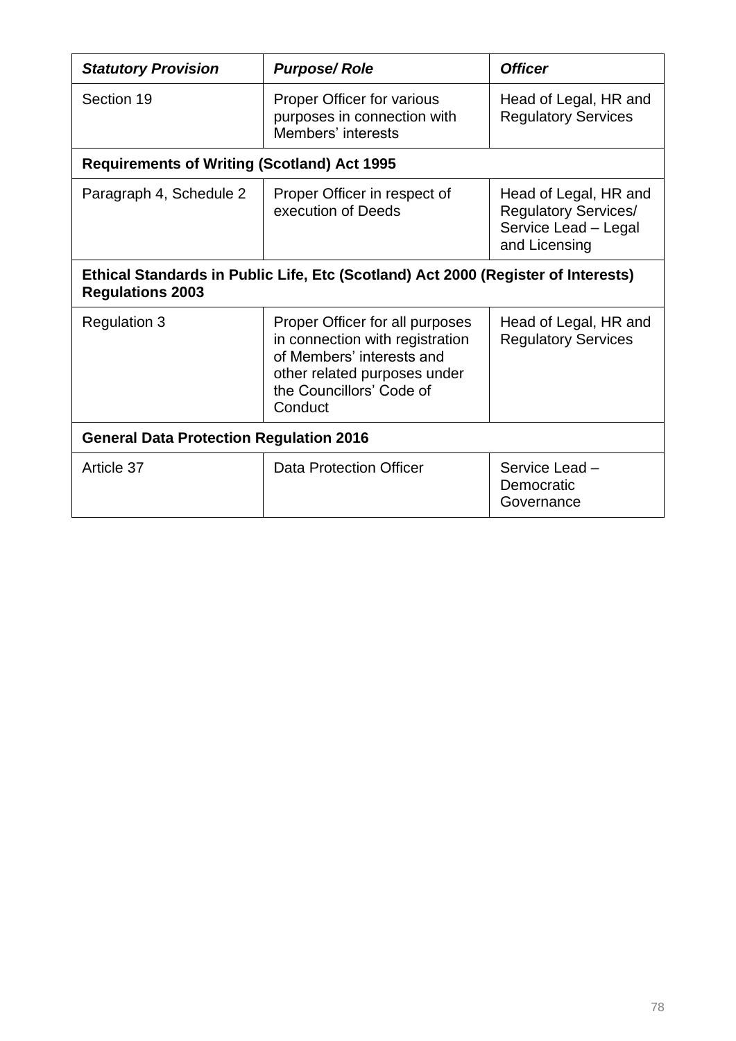| ***Statutory Provision*** | ***Purpose/ Role*** | ***Officer*** |
|---|---|---|
| Section 19 | Proper Officer for various purposes in connection with Members' interests | Head of Legal, HR and Regulatory Services |
| **Requirements of Writing (Scotland) Act 1995** | | |
| Paragraph 4, Schedule 2 | Proper Officer in respect of execution of Deeds | Head of Legal, HR and Regulatory Services/ Service Lead – Legal and Licensing |
| **Ethical Standards in Public Life, Etc (Scotland) Act 2000 (Register of Interests) Regulations 2003** | | |
| Regulation 3 | Proper Officer for all purposes in connection with registration of Members' interests and other related purposes under the Councillors' Code of Conduct | Head of Legal, HR and Regulatory Services |
| **General Data Protection Regulation 2016** | | |
| Article 37 | Data Protection Officer | Service Lead – Democratic Governance |